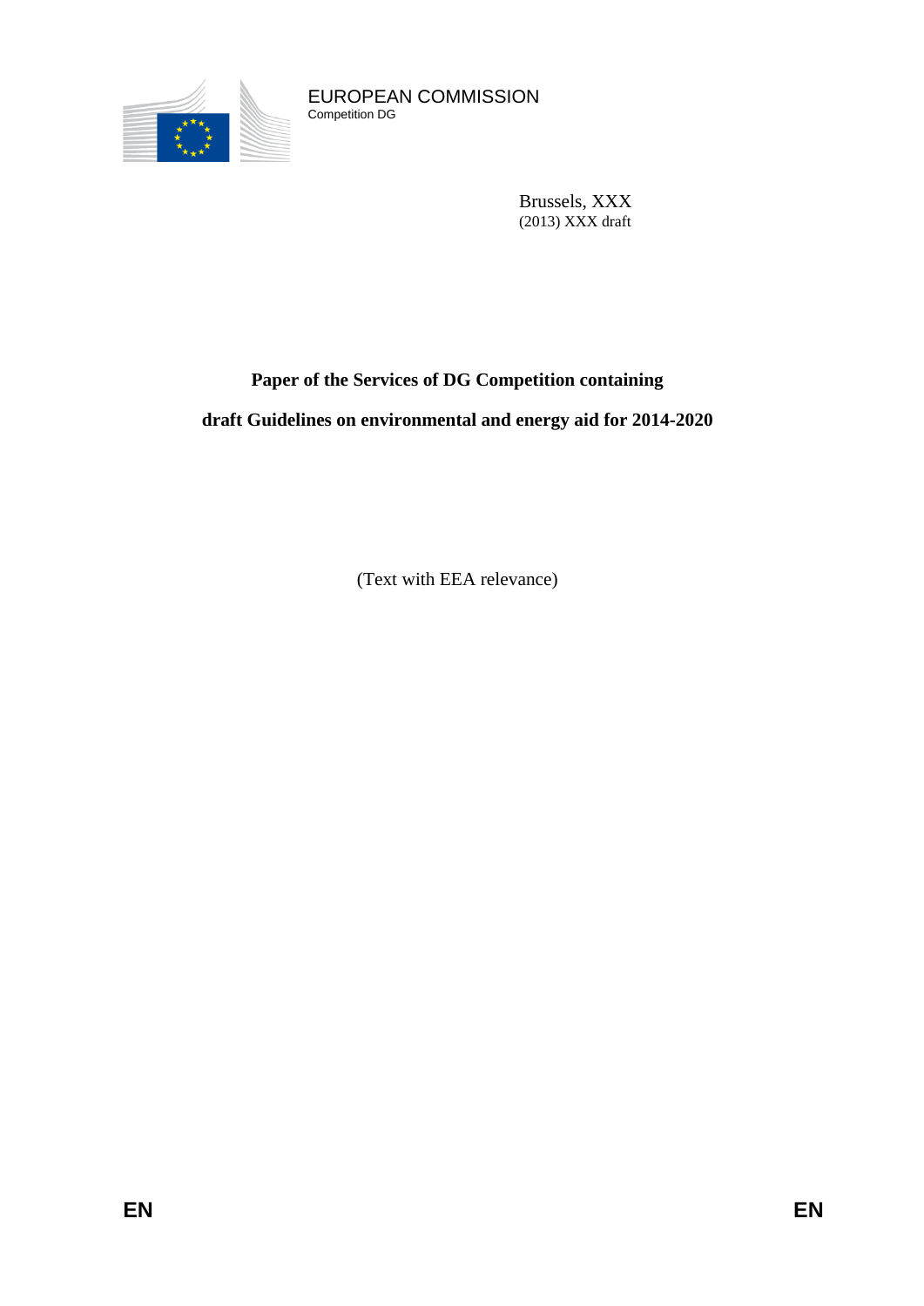EUROPEAN COMMISSION
Competition DG

Brussels, XXX
(2013) XXX draft

**Paper of the Services of DG Competition containing**

**draft Guidelines on environmental and energy aid for 2014-2020**

(Text with EEA relevance)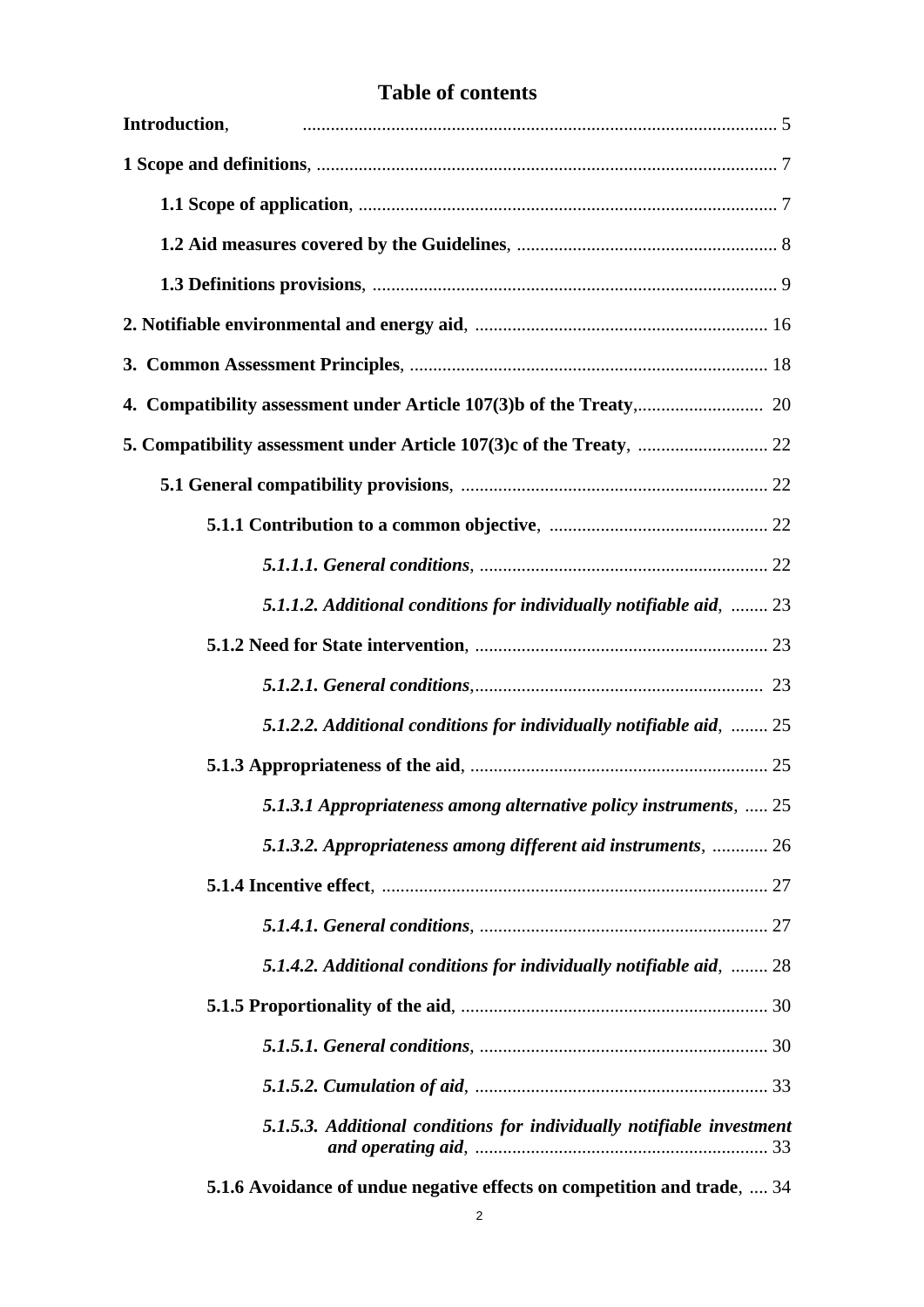# Table of contents

**Introduction**, ..................................................................................................... 5

**1 Scope and definitions**, .................................................................................................. 7

**1.1 Scope of application**, ......................................................................................... 7

**1.2 Aid measures covered by the Guidelines**, ........................................................ 8

**1.3 Definitions provisions**, ...................................................................................... 9

**2. Notifiable environmental and energy aid**, .............................................................. 16

**3. Common Assessment Principles**, ............................................................................ 18

**4. Compatibility assessment under Article 107(3)b of the Treaty**,.......................... 20

**5. Compatibility assessment under Article 107(3)c of the Treaty**, ............................ 22

**5.1 General compatibility provisions**, ................................................................. 22

**5.1.1 Contribution to a common objective**, .............................................. 22

***5.1.1.1. General conditions***, ............................................................. 22

***5.1.1.2. Additional conditions for individually notifiable aid***, ........ 23

**5.1.2 Need for State intervention**, .............................................................. 23

***5.1.2.1. General conditions***,............................................................. 23

***5.1.2.2. Additional conditions for individually notifiable aid***, ........ 25

**5.1.3 Appropriateness of the aid**, ............................................................... 25

***5.1.3.1 Appropriateness among alternative policy instruments***, ..... 25

***5.1.3.2. Appropriateness among different aid instruments***, ............ 26

**5.1.4 Incentive effect**, .................................................................................. 27

***5.1.4.1. General conditions***, ............................................................. 27

***5.1.4.2. Additional conditions for individually notifiable aid***, ........ 28

**5.1.5 Proportionality of the aid**, ................................................................. 30

***5.1.5.1. General conditions***, ............................................................. 30

***5.1.5.2. Cumulation of aid***, .............................................................. 33

***5.1.5.3. Additional conditions for individually notifiable investment and operating aid***, ............................................................... 33

**5.1.6 Avoidance of undue negative effects on competition and trade**, .... 34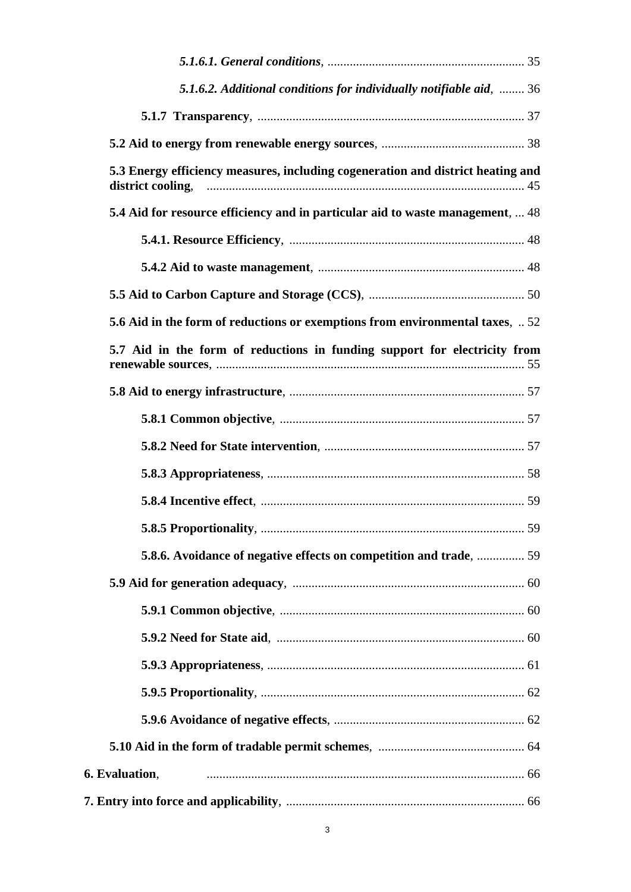*5.1.6.1. General conditions*, .............................................................. 35

*5.1.6.2. Additional conditions for individually notifiable aid*, ........ 36

**5.1.7 Transparency**, .................................................................................... 37

**5.2 Aid to energy from renewable energy sources**, ............................................. 38

**5.3 Energy efficiency measures, including cogeneration and district heating and district cooling**, ................................................................................................... 45

**5.4 Aid for resource efficiency and in particular aid to waste management**, ... 48

**5.4.1. Resource Efficiency**, ......................................................................... 48

**5.4.2 Aid to waste management**, ................................................................. 48

**5.5 Aid to Carbon Capture and Storage (CCS)**, ................................................. 50

**5.6 Aid in the form of reductions or exemptions from environmental taxes**, .. 52

**5.7 Aid in the form of reductions in funding support for electricity from renewable sources**, ................................................................................................. 55

**5.8 Aid to energy infrastructure**, ......................................................................... 57

**5.8.1 Common objective**, ............................................................................ 57

**5.8.2 Need for State intervention**, ............................................................... 57

**5.8.3 Appropriateness**, ................................................................................ 58

**5.8.4 Incentive effect**, .................................................................................. 59

**5.8.5 Proportionality**, .................................................................................. 59

**5.8.6. Avoidance of negative effects on competition and trade**, ............... 59

**5.9 Aid for generation adequacy**, ........................................................................ 60

**5.9.1 Common objective**, ............................................................................ 60

**5.9.2 Need for State aid**, .............................................................................. 60

**5.9.3 Appropriateness**, ................................................................................ 61

**5.9.5 Proportionality**, .................................................................................. 62

**5.9.6 Avoidance of negative effects**, ............................................................ 62

**5.10 Aid in the form of tradable permit schemes**, .............................................. 64

**6. Evaluation**, ................................................................................................... 66

**7. Entry into force and applicability**, ........................................................................... 66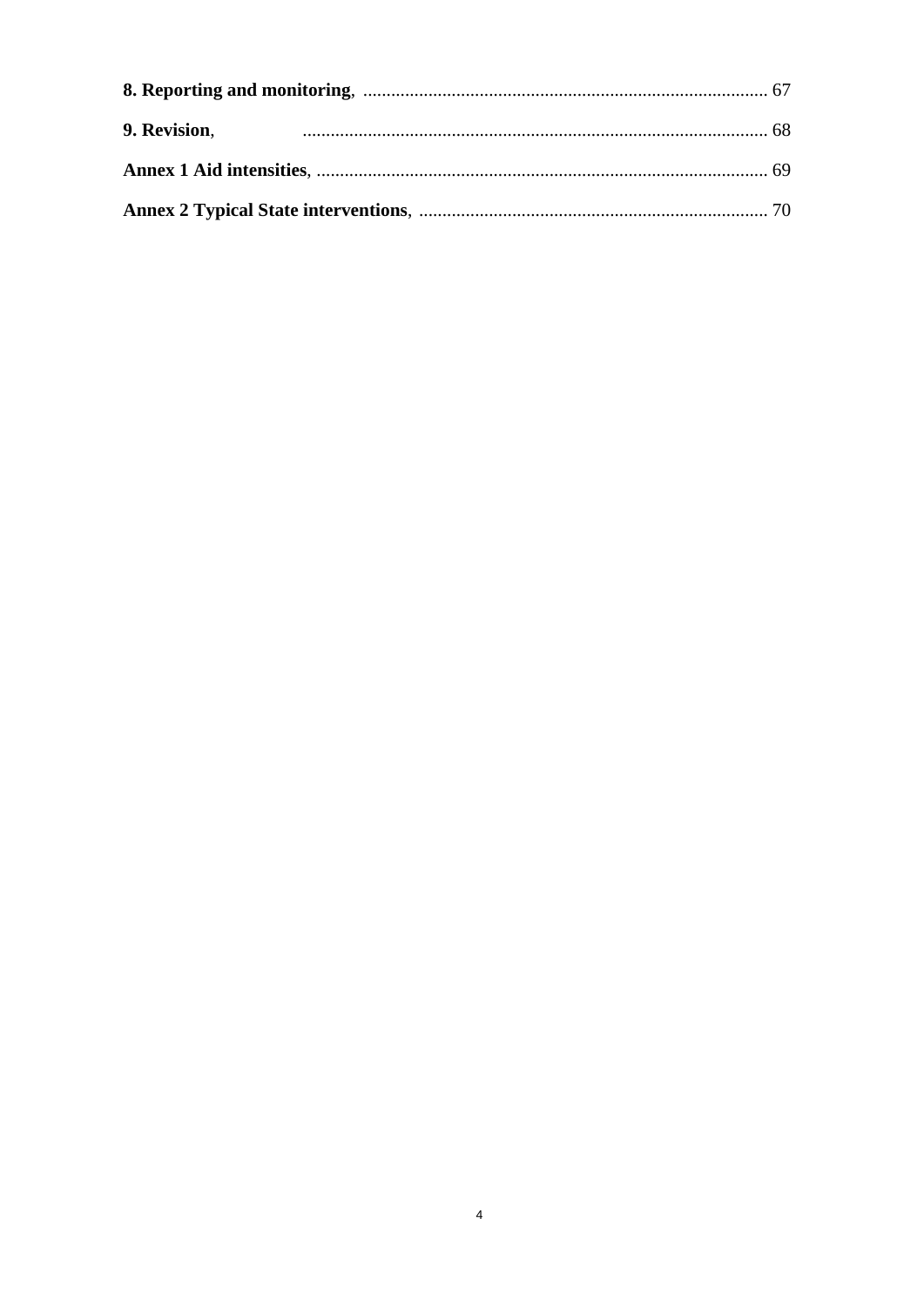**8. Reporting and monitoring**, ........................................................................................ 67

**9. Revision**, ..................................................................................................... 68

**Annex 1 Aid intensities**, ................................................................................................. 69

**Annex 2 Typical State interventions**, ........................................................................... 70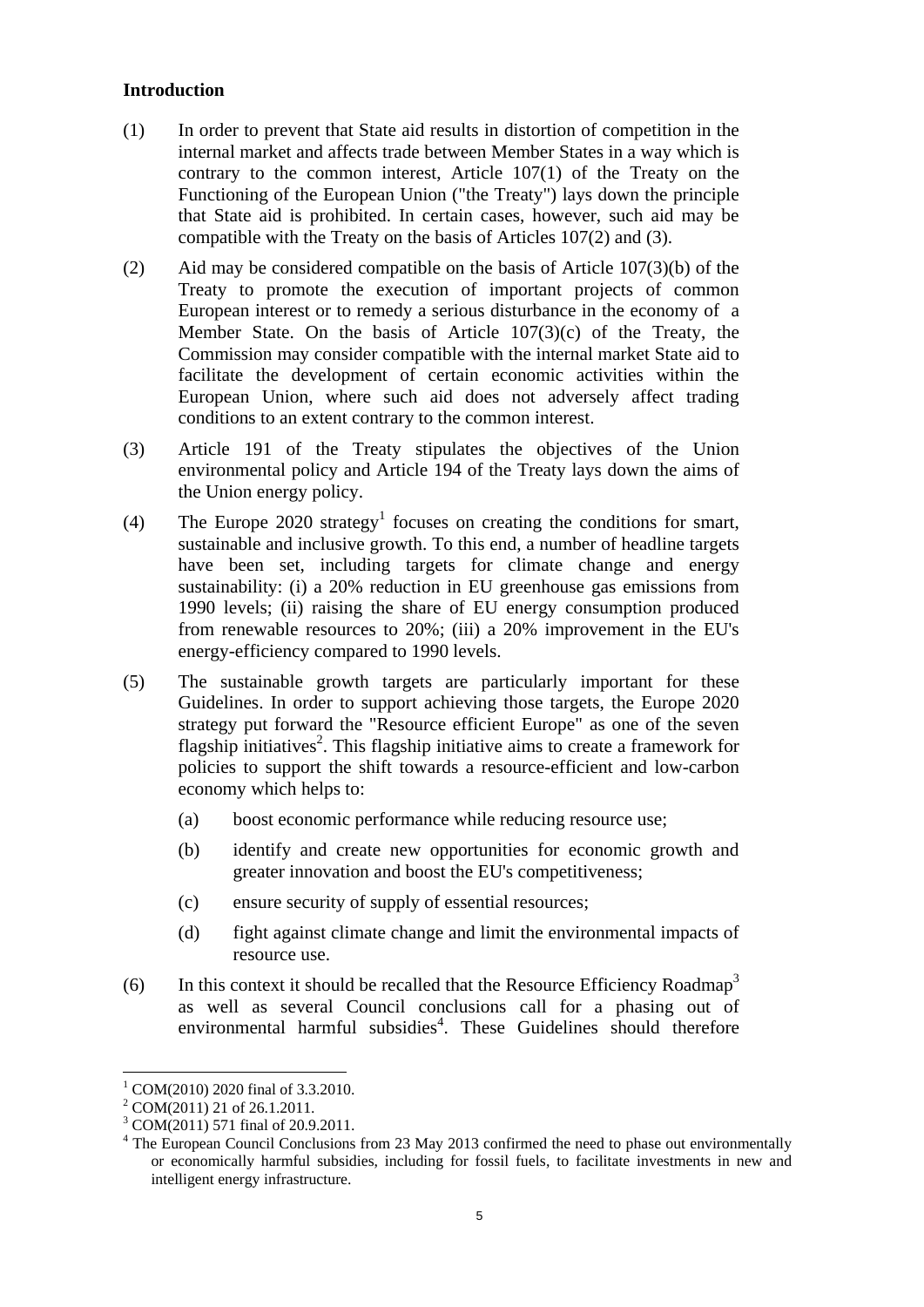**Introduction**

(1) In order to prevent that State aid results in distortion of competition in the internal market and affects trade between Member States in a way which is contrary to the common interest, Article 107(1) of the Treaty on the Functioning of the European Union ("the Treaty") lays down the principle that State aid is prohibited. In certain cases, however, such aid may be compatible with the Treaty on the basis of Articles 107(2) and (3).

(2) Aid may be considered compatible on the basis of Article 107(3)(b) of the Treaty to promote the execution of important projects of common European interest or to remedy a serious disturbance in the economy of a Member State. On the basis of Article 107(3)(c) of the Treaty, the Commission may consider compatible with the internal market State aid to facilitate the development of certain economic activities within the European Union, where such aid does not adversely affect trading conditions to an extent contrary to the common interest.

(3) Article 191 of the Treaty stipulates the objectives of the Union environmental policy and Article 194 of the Treaty lays down the aims of the Union energy policy.

(4) The Europe 2020 strategy[1] focuses on creating the conditions for smart, sustainable and inclusive growth. To this end, a number of headline targets have been set, including targets for climate change and energy sustainability: (i) a 20% reduction in EU greenhouse gas emissions from 1990 levels; (ii) raising the share of EU energy consumption produced from renewable resources to 20%; (iii) a 20% improvement in the EU's energy-efficiency compared to 1990 levels.

(5) The sustainable growth targets are particularly important for these Guidelines. In order to support achieving those targets, the Europe 2020 strategy put forward the "Resource efficient Europe" as one of the seven flagship initiatives[2]. This flagship initiative aims to create a framework for policies to support the shift towards a resource-efficient and low-carbon economy which helps to:

   (a) boost economic performance while reducing resource use;

   (b) identify and create new opportunities for economic growth and greater innovation and boost the EU's competitiveness;

   (c) ensure security of supply of essential resources;

   (d) fight against climate change and limit the environmental impacts of resource use.

(6) In this context it should be recalled that the Resource Efficiency Roadmap[3] as well as several Council conclusions call for a phasing out of environmental harmful subsidies[4]. These Guidelines should therefore

---

[1] COM(2010) 2020 final of 3.3.2010.

[2] COM(2011) 21 of 26.1.2011.

[3] COM(2011) 571 final of 20.9.2011.

[4] The European Council Conclusions from 23 May 2013 confirmed the need to phase out environmentally or economically harmful subsidies, including for fossil fuels, to facilitate investments in new and intelligent energy infrastructure.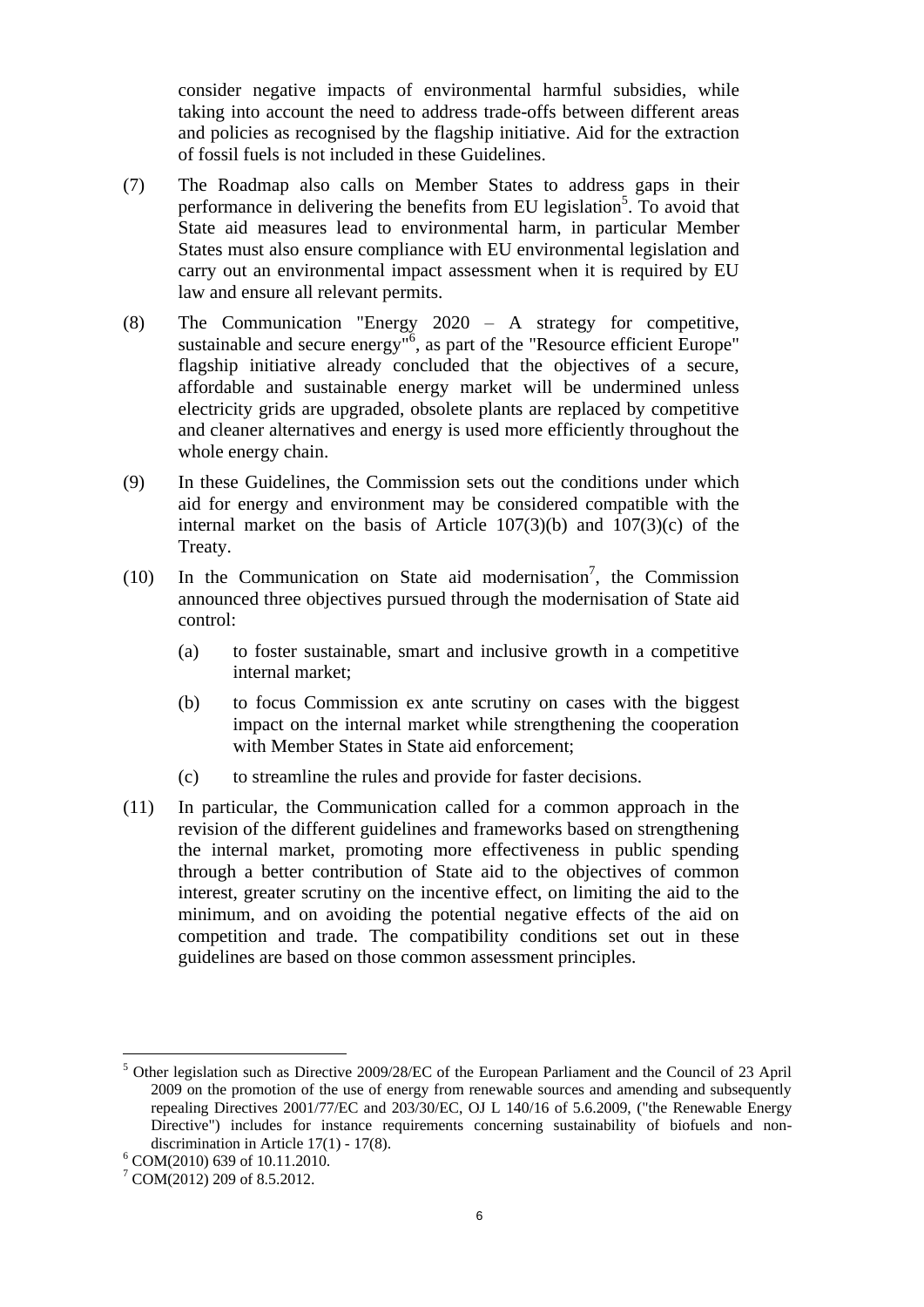consider negative impacts of environmental harmful subsidies, while taking into account the need to address trade-offs between different areas and policies as recognised by the flagship initiative. Aid for the extraction of fossil fuels is not included in these Guidelines.

(7) The Roadmap also calls on Member States to address gaps in their performance in delivering the benefits from EU legislation[5]. To avoid that State aid measures lead to environmental harm, in particular Member States must also ensure compliance with EU environmental legislation and carry out an environmental impact assessment when it is required by EU law and ensure all relevant permits.

(8) The Communication "Energy 2020 – A strategy for competitive, sustainable and secure energy"[6], as part of the "Resource efficient Europe" flagship initiative already concluded that the objectives of a secure, affordable and sustainable energy market will be undermined unless electricity grids are upgraded, obsolete plants are replaced by competitive and cleaner alternatives and energy is used more efficiently throughout the whole energy chain.

(9) In these Guidelines, the Commission sets out the conditions under which aid for energy and environment may be considered compatible with the internal market on the basis of Article 107(3)(b) and 107(3)(c) of the Treaty.

(10) In the Communication on State aid modernisation[7], the Commission announced three objectives pursued through the modernisation of State aid control:

(a) to foster sustainable, smart and inclusive growth in a competitive internal market;

(b) to focus Commission ex ante scrutiny on cases with the biggest impact on the internal market while strengthening the cooperation with Member States in State aid enforcement;

(c) to streamline the rules and provide for faster decisions.

(11) In particular, the Communication called for a common approach in the revision of the different guidelines and frameworks based on strengthening the internal market, promoting more effectiveness in public spending through a better contribution of State aid to the objectives of common interest, greater scrutiny on the incentive effect, on limiting the aid to the minimum, and on avoiding the potential negative effects of the aid on competition and trade. The compatibility conditions set out in these guidelines are based on those common assessment principles.

---

[5] Other legislation such as Directive 2009/28/EC of the European Parliament and the Council of 23 April 2009 on the promotion of the use of energy from renewable sources and amending and subsequently repealing Directives 2001/77/EC and 203/30/EC, OJ L 140/16 of 5.6.2009, ("the Renewable Energy Directive") includes for instance requirements concerning sustainability of biofuels and non-discrimination in Article 17(1) - 17(8).

[6] COM(2010) 639 of 10.11.2010.

[7] COM(2012) 209 of 8.5.2012.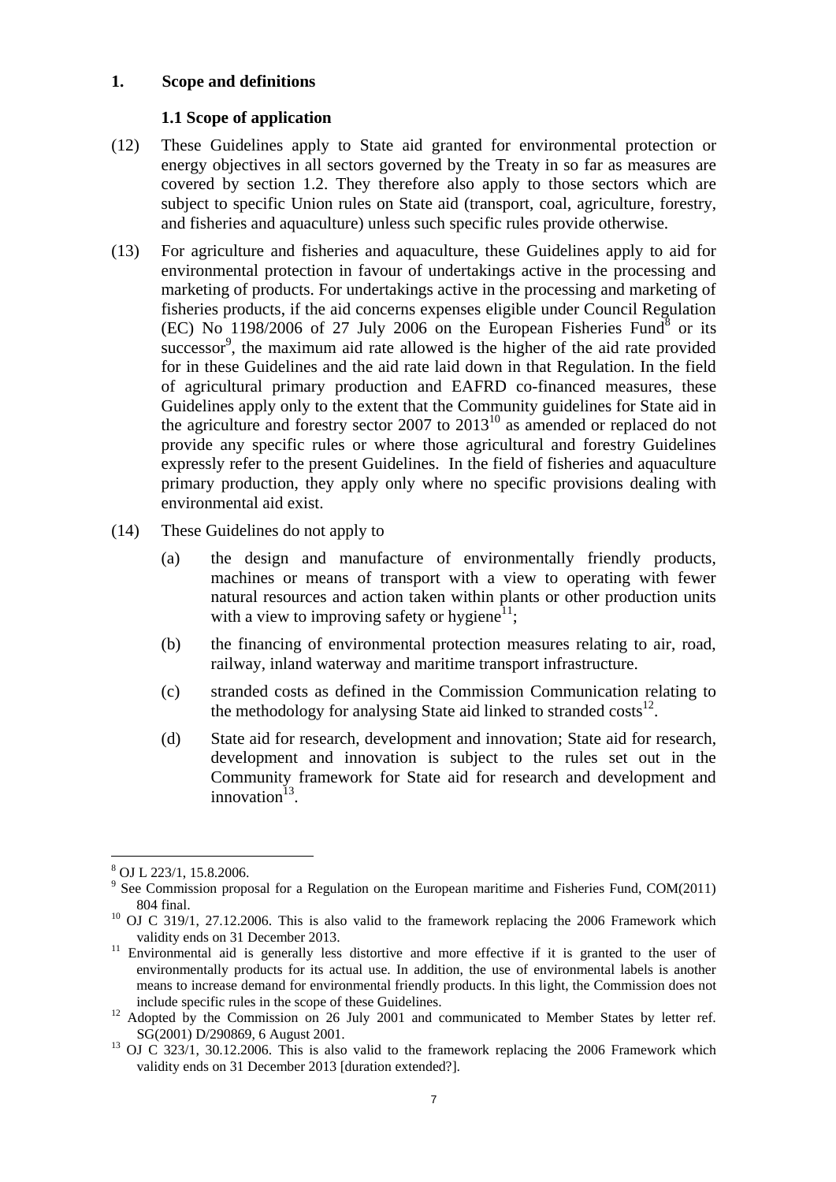## 1. Scope and definitions

### 1.1 Scope of application

(12) These Guidelines apply to State aid granted for environmental protection or energy objectives in all sectors governed by the Treaty in so far as measures are covered by section 1.2. They therefore also apply to those sectors which are subject to specific Union rules on State aid (transport, coal, agriculture, forestry, and fisheries and aquaculture) unless such specific rules provide otherwise.

(13) For agriculture and fisheries and aquaculture, these Guidelines apply to aid for environmental protection in favour of undertakings active in the processing and marketing of products. For undertakings active in the processing and marketing of fisheries products, if the aid concerns expenses eligible under Council Regulation (EC) No 1198/2006 of 27 July 2006 on the European Fisheries Fund[8] or its successor[9], the maximum aid rate allowed is the higher of the aid rate provided for in these Guidelines and the aid rate laid down in that Regulation. In the field of agricultural primary production and EAFRD co-financed measures, these Guidelines apply only to the extent that the Community guidelines for State aid in the agriculture and forestry sector 2007 to 2013[10] as amended or replaced do not provide any specific rules or where those agricultural and forestry Guidelines expressly refer to the present Guidelines. In the field of fisheries and aquaculture primary production, they apply only where no specific provisions dealing with environmental aid exist.

(14) These Guidelines do not apply to

- (a) the design and manufacture of environmentally friendly products, machines or means of transport with a view to operating with fewer natural resources and action taken within plants or other production units with a view to improving safety or hygiene[11];
- (b) the financing of environmental protection measures relating to air, road, railway, inland waterway and maritime transport infrastructure.
- (c) stranded costs as defined in the Commission Communication relating to the methodology for analysing State aid linked to stranded costs[12].
- (d) State aid for research, development and innovation; State aid for research, development and innovation is subject to the rules set out in the Community framework for State aid for research and development and innovation[13].

---

[8] OJ L 223/1, 15.8.2006.

[9] See Commission proposal for a Regulation on the European maritime and Fisheries Fund, COM(2011) 804 final.

[10] OJ C 319/1, 27.12.2006. This is also valid to the framework replacing the 2006 Framework which validity ends on 31 December 2013.

[11] Environmental aid is generally less distortive and more effective if it is granted to the user of environmentally products for its actual use. In addition, the use of environmental labels is another means to increase demand for environmental friendly products. In this light, the Commission does not include specific rules in the scope of these Guidelines.

[12] Adopted by the Commission on 26 July 2001 and communicated to Member States by letter ref. SG(2001) D/290869, 6 August 2001.

[13] OJ C 323/1, 30.12.2006. This is also valid to the framework replacing the 2006 Framework which validity ends on 31 December 2013 [duration extended?].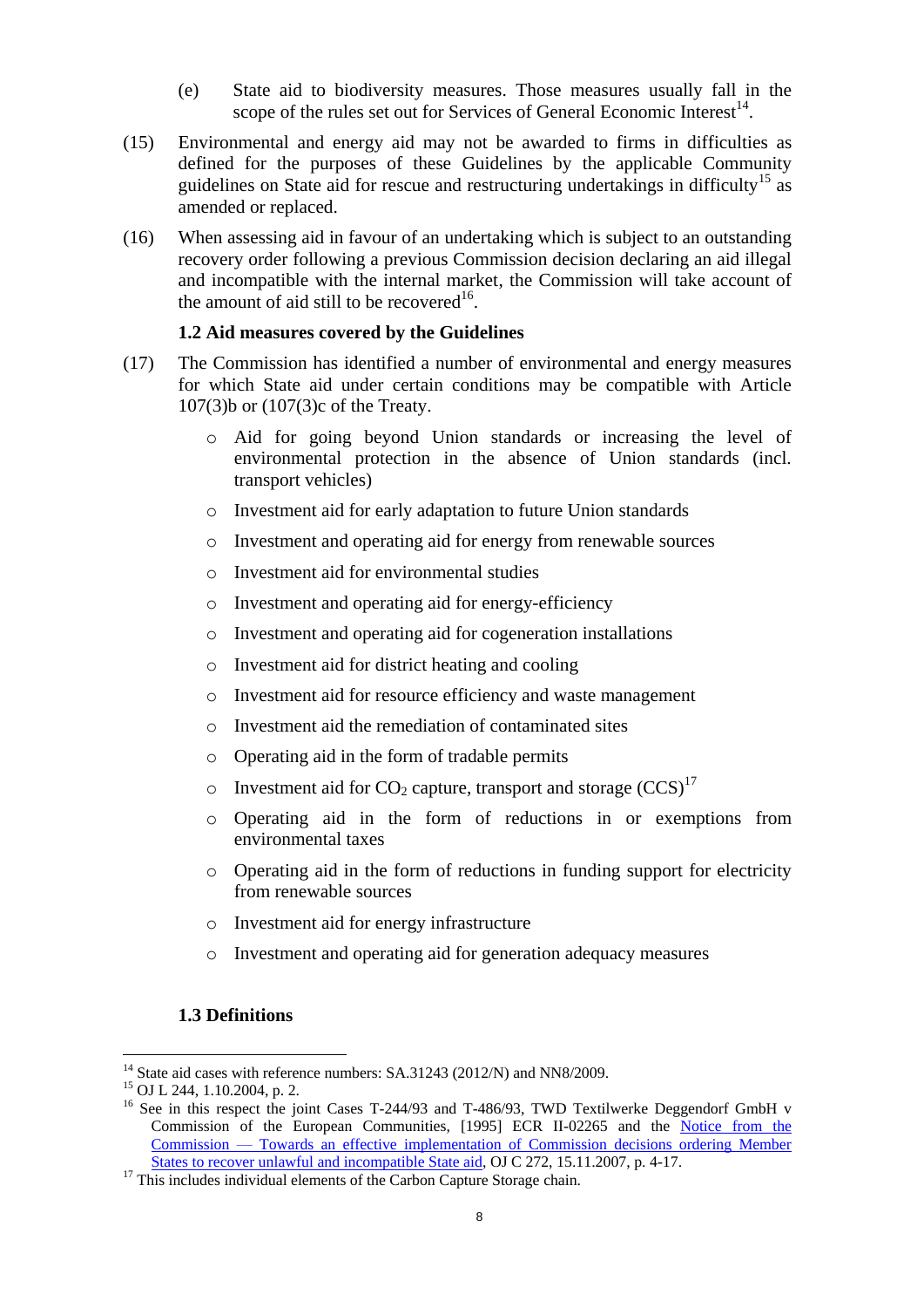(e) State aid to biodiversity measures. Those measures usually fall in the scope of the rules set out for Services of General Economic Interest[14].

(15) Environmental and energy aid may not be awarded to firms in difficulties as defined for the purposes of these Guidelines by the applicable Community guidelines on State aid for rescue and restructuring undertakings in difficulty[15] as amended or replaced.

(16) When assessing aid in favour of an undertaking which is subject to an outstanding recovery order following a previous Commission decision declaring an aid illegal and incompatible with the internal market, the Commission will take account of the amount of aid still to be recovered[16].

### 1.2 Aid measures covered by the Guidelines

(17) The Commission has identified a number of environmental and energy measures for which State aid under certain conditions may be compatible with Article 107(3)b or (107(3)c of the Treaty.

- Aid for going beyond Union standards or increasing the level of environmental protection in the absence of Union standards (incl. transport vehicles)
- Investment aid for early adaptation to future Union standards
- Investment and operating aid for energy from renewable sources
- Investment aid for environmental studies
- Investment and operating aid for energy-efficiency
- Investment and operating aid for cogeneration installations
- Investment aid for district heating and cooling
- Investment aid for resource efficiency and waste management
- Investment aid the remediation of contaminated sites
- Operating aid in the form of tradable permits
- Investment aid for $CO_2$ capture, transport and storage (CCS)[17]
- Operating aid in the form of reductions in or exemptions from environmental taxes
- Operating aid in the form of reductions in funding support for electricity from renewable sources
- Investment aid for energy infrastructure
- Investment and operating aid for generation adequacy measures

### 1.3 Definitions

---

[14] State aid cases with reference numbers: SA.31243 (2012/N) and NN8/2009.

[15] OJ L 244, 1.10.2004, p. 2.

[16] See in this respect the joint Cases T-244/93 and T-486/93, TWD Textilwerke Deggendorf GmbH v Commission of the European Communities, [1995] ECR II-02265 and the Notice from the Commission — Towards an effective implementation of Commission decisions ordering Member States to recover unlawful and incompatible State aid, OJ C 272, 15.11.2007, p. 4-17.

[17] This includes individual elements of the Carbon Capture Storage chain.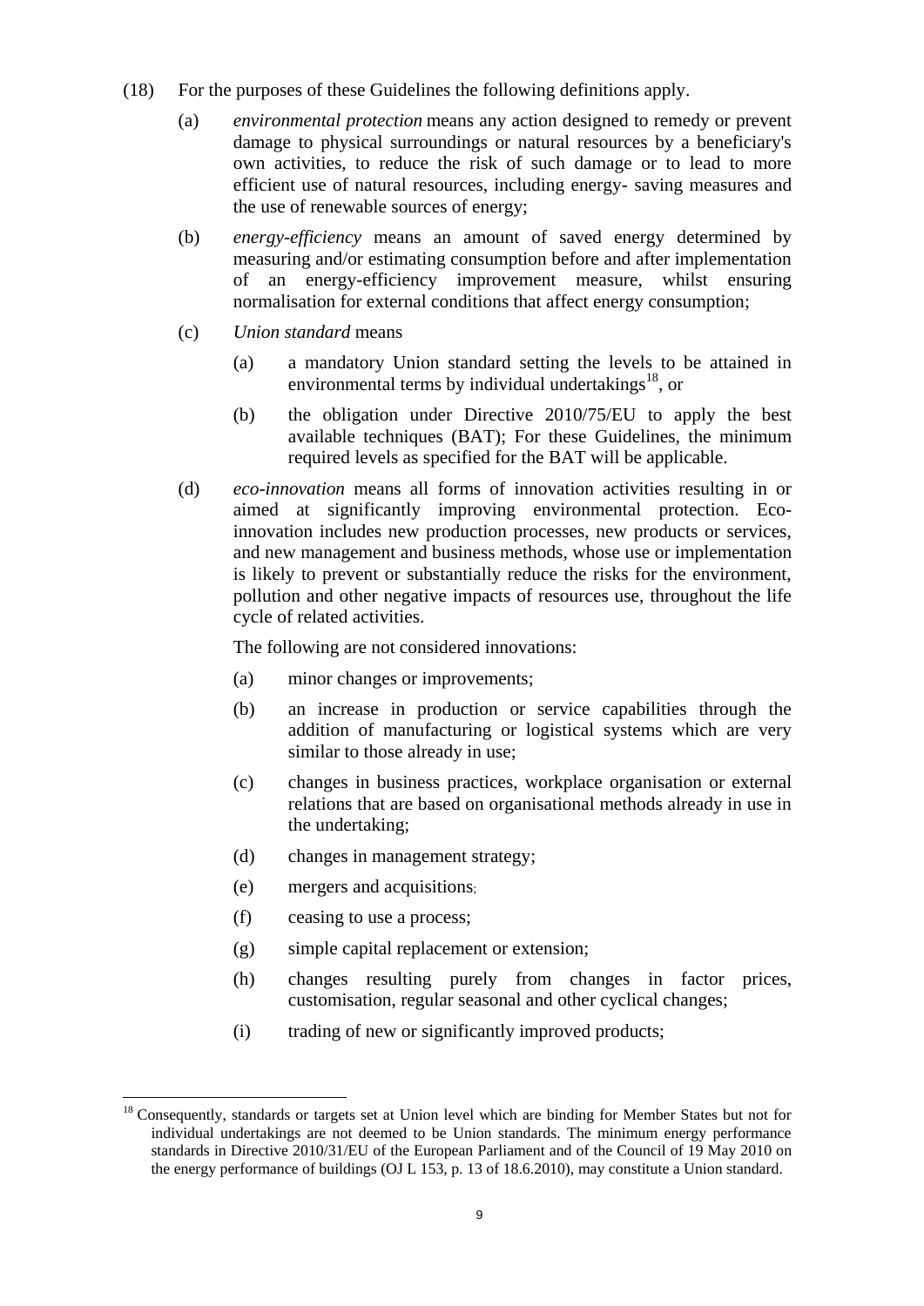(18) For the purposes of these Guidelines the following definitions apply.

(a) *environmental protection* means any action designed to remedy or prevent damage to physical surroundings or natural resources by a beneficiary's own activities, to reduce the risk of such damage or to lead to more efficient use of natural resources, including energy- saving measures and the use of renewable sources of energy;

(b) *energy-efficiency* means an amount of saved energy determined by measuring and/or estimating consumption before and after implementation of an energy-efficiency improvement measure, whilst ensuring normalisation for external conditions that affect energy consumption;

(c) *Union standard* means

(a) a mandatory Union standard setting the levels to be attained in environmental terms by individual undertakings[18], or

(b) the obligation under Directive 2010/75/EU to apply the best available techniques (BAT); For these Guidelines, the minimum required levels as specified for the BAT will be applicable.

(d) *eco-innovation* means all forms of innovation activities resulting in or aimed at significantly improving environmental protection. Eco-innovation includes new production processes, new products or services, and new management and business methods, whose use or implementation is likely to prevent or substantially reduce the risks for the environment, pollution and other negative impacts of resources use, throughout the life cycle of related activities.

The following are not considered innovations:

(a) minor changes or improvements;

(b) an increase in production or service capabilities through the addition of manufacturing or logistical systems which are very similar to those already in use;

(c) changes in business practices, workplace organisation or external relations that are based on organisational methods already in use in the undertaking;

(d) changes in management strategy;

(e) mergers and acquisitions;

(f) ceasing to use a process;

(g) simple capital replacement or extension;

(h) changes resulting purely from changes in factor prices, customisation, regular seasonal and other cyclical changes;

(i) trading of new or significantly improved products;

---

[18] Consequently, standards or targets set at Union level which are binding for Member States but not for individual undertakings are not deemed to be Union standards. The minimum energy performance standards in Directive 2010/31/EU of the European Parliament and of the Council of 19 May 2010 on the energy performance of buildings (OJ L 153, p. 13 of 18.6.2010), may constitute a Union standard.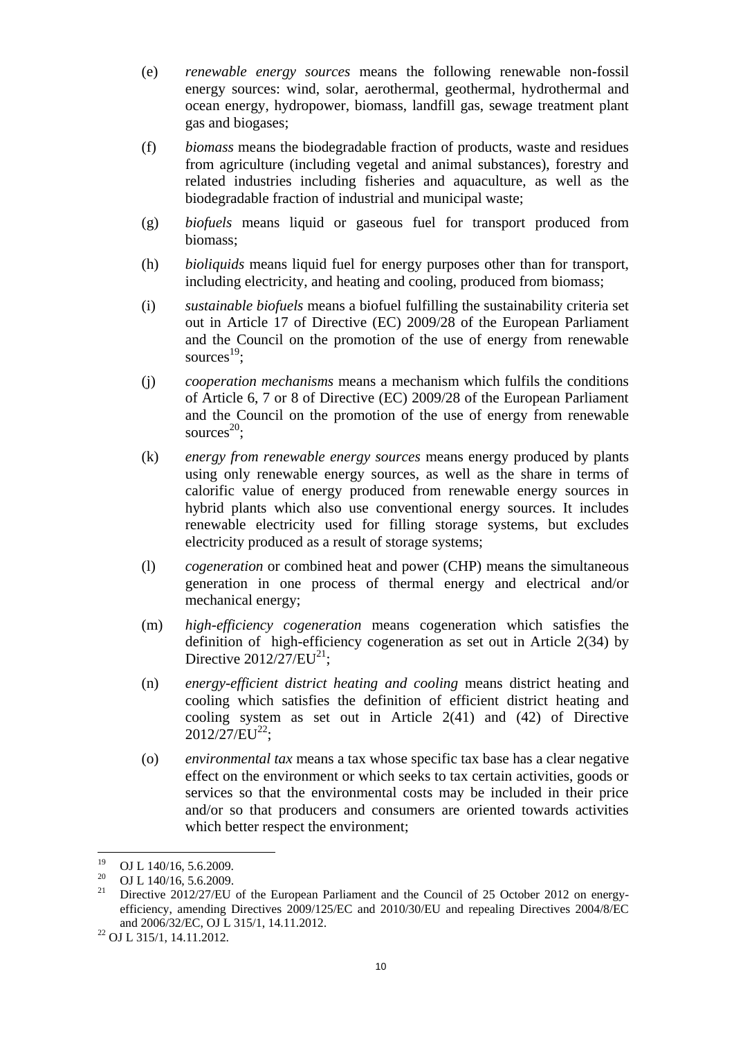(e) *renewable energy sources* means the following renewable non-fossil energy sources: wind, solar, aerothermal, geothermal, hydrothermal and ocean energy, hydropower, biomass, landfill gas, sewage treatment plant gas and biogases;

(f) *biomass* means the biodegradable fraction of products, waste and residues from agriculture (including vegetal and animal substances), forestry and related industries including fisheries and aquaculture, as well as the biodegradable fraction of industrial and municipal waste;

(g) *biofuels* means liquid or gaseous fuel for transport produced from biomass;

(h) *bioliquids* means liquid fuel for energy purposes other than for transport, including electricity, and heating and cooling, produced from biomass;

(i) *sustainable biofuels* means a biofuel fulfilling the sustainability criteria set out in Article 17 of Directive (EC) 2009/28 of the European Parliament and the Council on the promotion of the use of energy from renewable sources[19];

(j) *cooperation mechanisms* means a mechanism which fulfils the conditions of Article 6, 7 or 8 of Directive (EC) 2009/28 of the European Parliament and the Council on the promotion of the use of energy from renewable sources[20];

(k) *energy from renewable energy sources* means energy produced by plants using only renewable energy sources, as well as the share in terms of calorific value of energy produced from renewable energy sources in hybrid plants which also use conventional energy sources. It includes renewable electricity used for filling storage systems, but excludes electricity produced as a result of storage systems;

(l) *cogeneration* or combined heat and power (CHP) means the simultaneous generation in one process of thermal energy and electrical and/or mechanical energy;

(m) *high-efficiency cogeneration* means cogeneration which satisfies the definition of high-efficiency cogeneration as set out in Article 2(34) by Directive 2012/27/EU[21];

(n) *energy-efficient district heating and cooling* means district heating and cooling which satisfies the definition of efficient district heating and cooling system as set out in Article 2(41) and (42) of Directive 2012/27/EU[22];

(o) *environmental tax* means a tax whose specific tax base has a clear negative effect on the environment or which seeks to tax certain activities, goods or services so that the environmental costs may be included in their price and/or so that producers and consumers are oriented towards activities which better respect the environment;

---

[19] OJ L 140/16, 5.6.2009.

[20] OJ L 140/16, 5.6.2009.

[21] Directive 2012/27/EU of the European Parliament and the Council of 25 October 2012 on energy-efficiency, amending Directives 2009/125/EC and 2010/30/EU and repealing Directives 2004/8/EC and 2006/32/EC, OJ L 315/1, 14.11.2012.

[22] OJ L 315/1, 14.11.2012.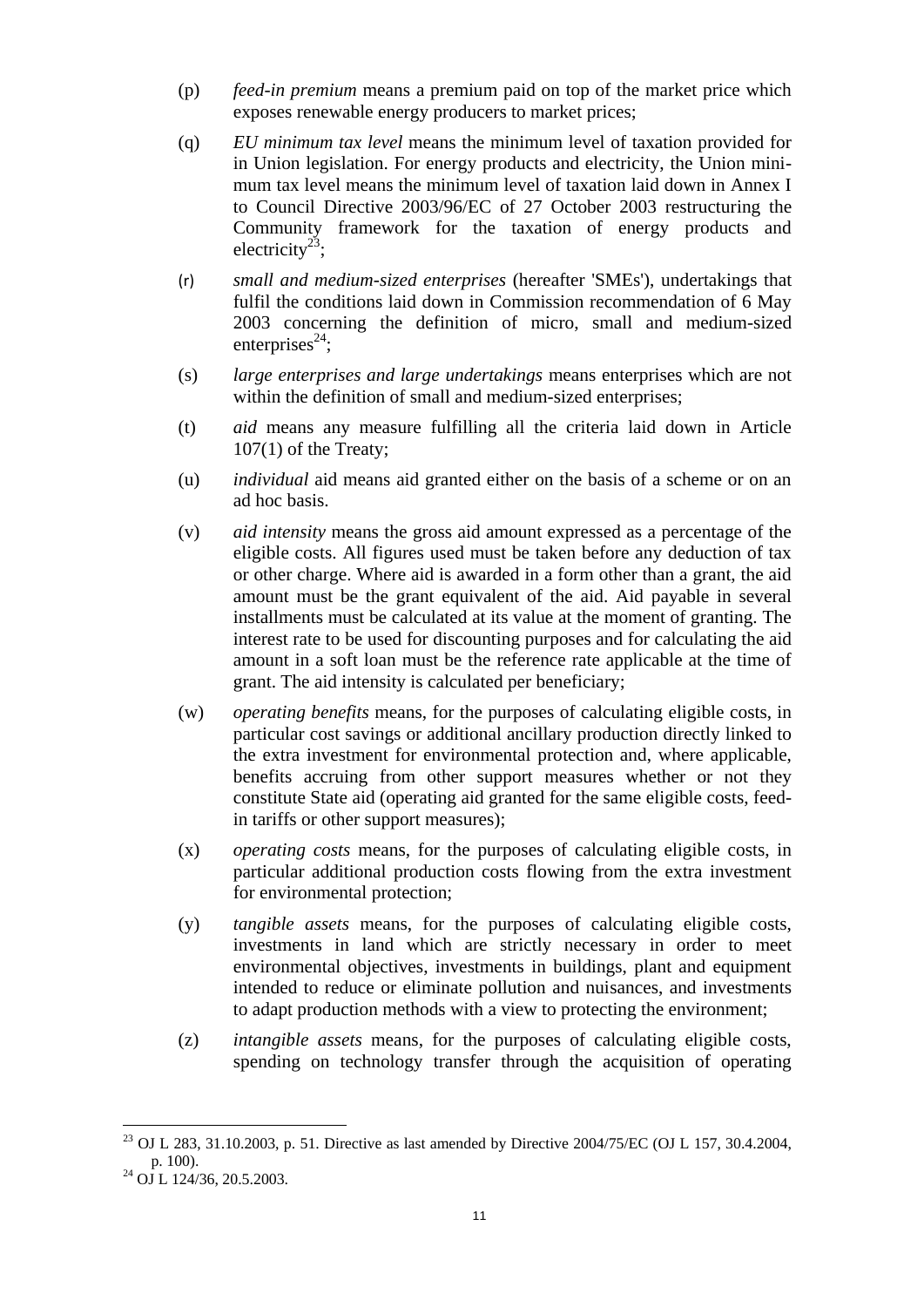(p) *feed-in premium* means a premium paid on top of the market price which exposes renewable energy producers to market prices;

(q) *EU minimum tax level* means the minimum level of taxation provided for in Union legislation. For energy products and electricity, the Union minimum tax level means the minimum level of taxation laid down in Annex I to Council Directive 2003/96/EC of 27 October 2003 restructuring the Community framework for the taxation of energy products and electricity[23];

(r) *small and medium-sized enterprises* (hereafter 'SMEs'), undertakings that fulfil the conditions laid down in Commission recommendation of 6 May 2003 concerning the definition of micro, small and medium-sized enterprises[24];

(s) *large enterprises and large undertakings* means enterprises which are not within the definition of small and medium-sized enterprises;

(t) *aid* means any measure fulfilling all the criteria laid down in Article 107(1) of the Treaty;

(u) *individual* aid means aid granted either on the basis of a scheme or on an ad hoc basis.

(v) *aid intensity* means the gross aid amount expressed as a percentage of the eligible costs. All figures used must be taken before any deduction of tax or other charge. Where aid is awarded in a form other than a grant, the aid amount must be the grant equivalent of the aid. Aid payable in several installments must be calculated at its value at the moment of granting. The interest rate to be used for discounting purposes and for calculating the aid amount in a soft loan must be the reference rate applicable at the time of grant. The aid intensity is calculated per beneficiary;

(w) *operating benefits* means, for the purposes of calculating eligible costs, in particular cost savings or additional ancillary production directly linked to the extra investment for environmental protection and, where applicable, benefits accruing from other support measures whether or not they constitute State aid (operating aid granted for the same eligible costs, feed-in tariffs or other support measures);

(x) *operating costs* means, for the purposes of calculating eligible costs, in particular additional production costs flowing from the extra investment for environmental protection;

(y) *tangible assets* means, for the purposes of calculating eligible costs, investments in land which are strictly necessary in order to meet environmental objectives, investments in buildings, plant and equipment intended to reduce or eliminate pollution and nuisances, and investments to adapt production methods with a view to protecting the environment;

(z) *intangible assets* means, for the purposes of calculating eligible costs, spending on technology transfer through the acquisition of operating

---

[23] OJ L 283, 31.10.2003, p. 51. Directive as last amended by Directive 2004/75/EC (OJ L 157, 30.4.2004, p. 100).

[24] OJ L 124/36, 20.5.2003.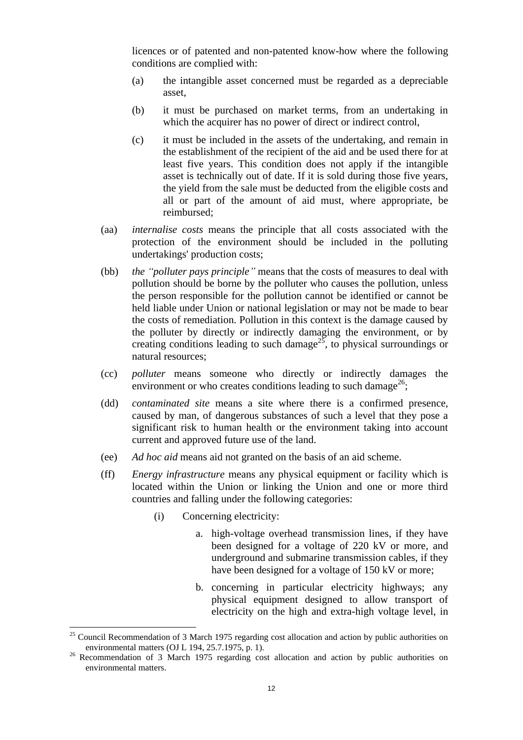licences or of patented and non-patented know-how where the following conditions are complied with:

(a) the intangible asset concerned must be regarded as a depreciable asset,

(b) it must be purchased on market terms, from an undertaking in which the acquirer has no power of direct or indirect control,

(c) it must be included in the assets of the undertaking, and remain in the establishment of the recipient of the aid and be used there for at least five years. This condition does not apply if the intangible asset is technically out of date. If it is sold during those five years, the yield from the sale must be deducted from the eligible costs and all or part of the amount of aid must, where appropriate, be reimbursed;

(aa) *internalise costs* means the principle that all costs associated with the protection of the environment should be included in the polluting undertakings' production costs;

(bb) *the "polluter pays principle"* means that the costs of measures to deal with pollution should be borne by the polluter who causes the pollution, unless the person responsible for the pollution cannot be identified or cannot be held liable under Union or national legislation or may not be made to bear the costs of remediation. Pollution in this context is the damage caused by the polluter by directly or indirectly damaging the environment, or by creating conditions leading to such damage[25], to physical surroundings or natural resources;

(cc) *polluter* means someone who directly or indirectly damages the environment or who creates conditions leading to such damage[26];

(dd) *contaminated site* means a site where there is a confirmed presence, caused by man, of dangerous substances of such a level that they pose a significant risk to human health or the environment taking into account current and approved future use of the land.

(ee) *Ad hoc aid* means aid not granted on the basis of an aid scheme.

(ff) *Energy infrastructure* means any physical equipment or facility which is located within the Union or linking the Union and one or more third countries and falling under the following categories:

(i) Concerning electricity:

a. high-voltage overhead transmission lines, if they have been designed for a voltage of 220 kV or more, and underground and submarine transmission cables, if they have been designed for a voltage of 150 kV or more;

b. concerning in particular electricity highways; any physical equipment designed to allow transport of electricity on the high and extra-high voltage level, in

---

[25] Council Recommendation of 3 March 1975 regarding cost allocation and action by public authorities on environmental matters (OJ L 194, 25.7.1975, p. 1).

[26] Recommendation of 3 March 1975 regarding cost allocation and action by public authorities on environmental matters.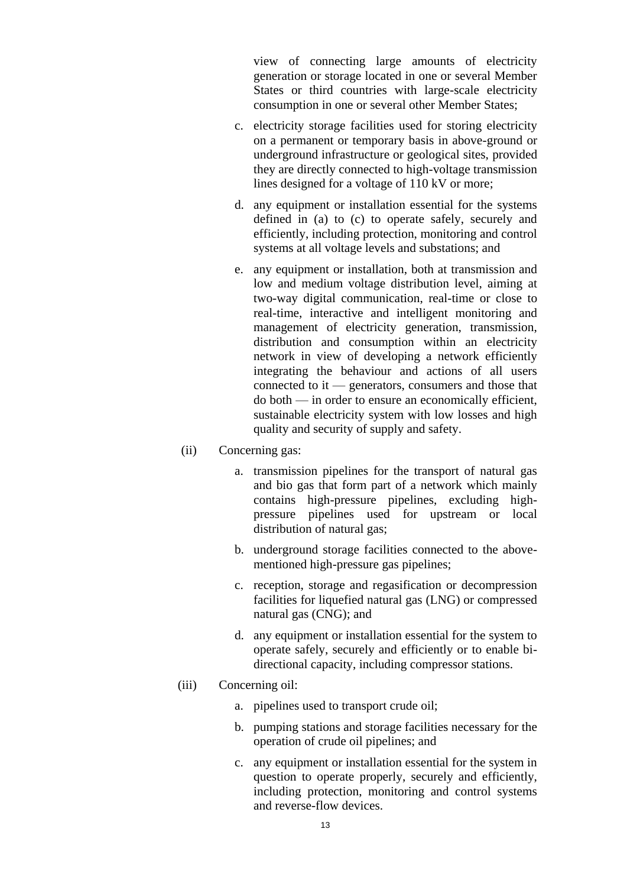view of connecting large amounts of electricity generation or storage located in one or several Member States or third countries with large-scale electricity consumption in one or several other Member States;

c. electricity storage facilities used for storing electricity on a permanent or temporary basis in above-ground or underground infrastructure or geological sites, provided they are directly connected to high-voltage transmission lines designed for a voltage of 110 kV or more;

d. any equipment or installation essential for the systems defined in (a) to (c) to operate safely, securely and efficiently, including protection, monitoring and control systems at all voltage levels and substations; and

e. any equipment or installation, both at transmission and low and medium voltage distribution level, aiming at two-way digital communication, real-time or close to real-time, interactive and intelligent monitoring and management of electricity generation, transmission, distribution and consumption within an electricity network in view of developing a network efficiently integrating the behaviour and actions of all users connected to it — generators, consumers and those that do both — in order to ensure an economically efficient, sustainable electricity system with low losses and high quality and security of supply and safety.

(ii) Concerning gas:

a. transmission pipelines for the transport of natural gas and bio gas that form part of a network which mainly contains high-pressure pipelines, excluding high-pressure pipelines used for upstream or local distribution of natural gas;

b. underground storage facilities connected to the above-mentioned high-pressure gas pipelines;

c. reception, storage and regasification or decompression facilities for liquefied natural gas (LNG) or compressed natural gas (CNG); and

d. any equipment or installation essential for the system to operate safely, securely and efficiently or to enable bi-directional capacity, including compressor stations.

(iii) Concerning oil:

a. pipelines used to transport crude oil;

b. pumping stations and storage facilities necessary for the operation of crude oil pipelines; and

c. any equipment or installation essential for the system in question to operate properly, securely and efficiently, including protection, monitoring and control systems and reverse-flow devices.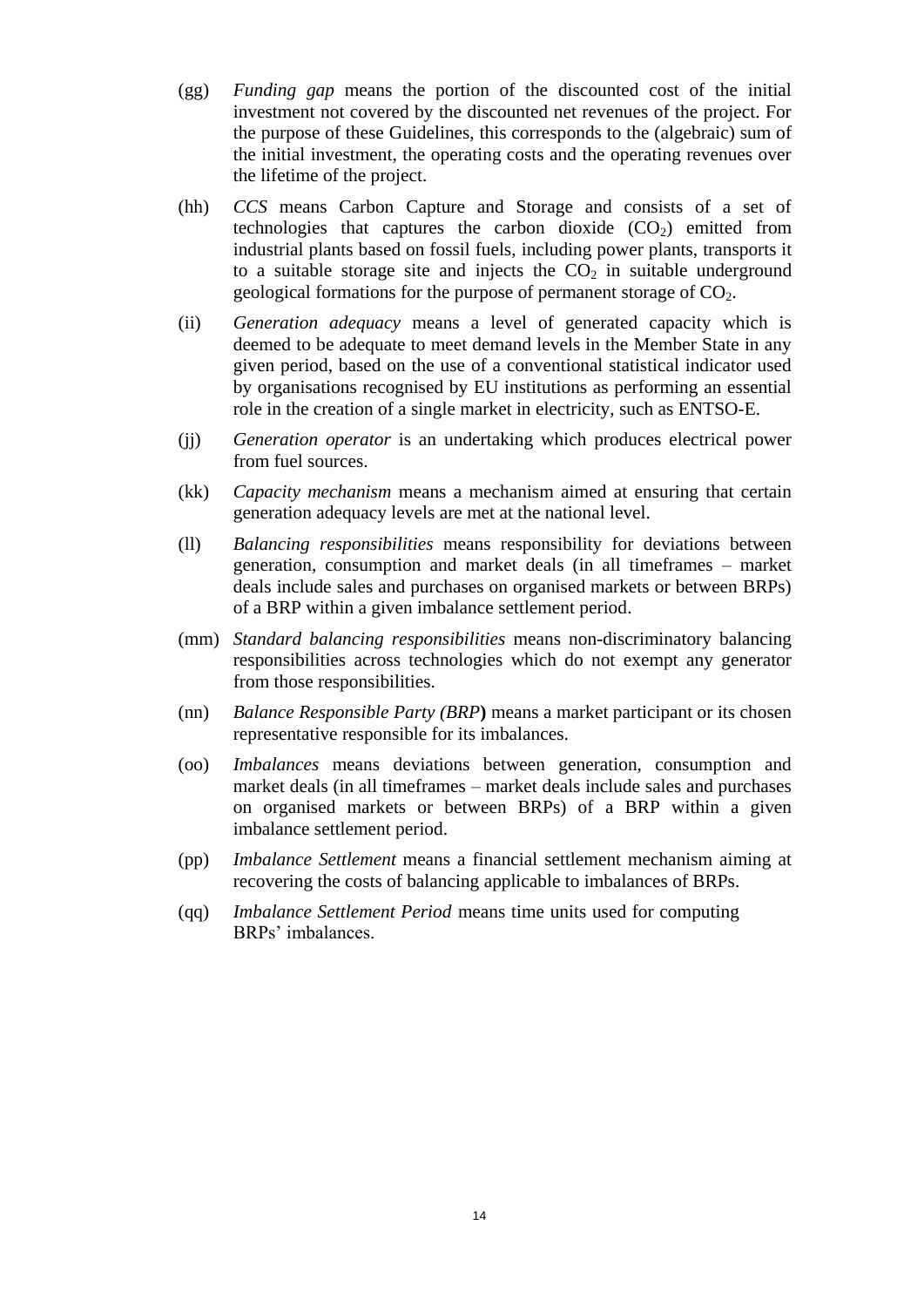(gg) *Funding gap* means the portion of the discounted cost of the initial investment not covered by the discounted net revenues of the project. For the purpose of these Guidelines, this corresponds to the (algebraic) sum of the initial investment, the operating costs and the operating revenues over the lifetime of the project.

(hh) *CCS* means Carbon Capture and Storage and consists of a set of technologies that captures the carbon dioxide ($CO_2$) emitted from industrial plants based on fossil fuels, including power plants, transports it to a suitable storage site and injects the $CO_2$ in suitable underground geological formations for the purpose of permanent storage of $CO_2$.

(ii) *Generation adequacy* means a level of generated capacity which is deemed to be adequate to meet demand levels in the Member State in any given period, based on the use of a conventional statistical indicator used by organisations recognised by EU institutions as performing an essential role in the creation of a single market in electricity, such as ENTSO-E.

(jj) *Generation operator* is an undertaking which produces electrical power from fuel sources.

(kk) *Capacity mechanism* means a mechanism aimed at ensuring that certain generation adequacy levels are met at the national level.

(ll) *Balancing responsibilities* means responsibility for deviations between generation, consumption and market deals (in all timeframes – market deals include sales and purchases on organised markets or between BRPs) of a BRP within a given imbalance settlement period.

(mm) *Standard balancing responsibilities* means non-discriminatory balancing responsibilities across technologies which do not exempt any generator from those responsibilities.

(nn) *Balance Responsible Party (BRP***)** means a market participant or its chosen representative responsible for its imbalances.

(oo) *Imbalances* means deviations between generation, consumption and market deals (in all timeframes – market deals include sales and purchases on organised markets or between BRPs) of a BRP within a given imbalance settlement period.

(pp) *Imbalance Settlement* means a financial settlement mechanism aiming at recovering the costs of balancing applicable to imbalances of BRPs.

(qq) *Imbalance Settlement Period* means time units used for computing BRPs' imbalances.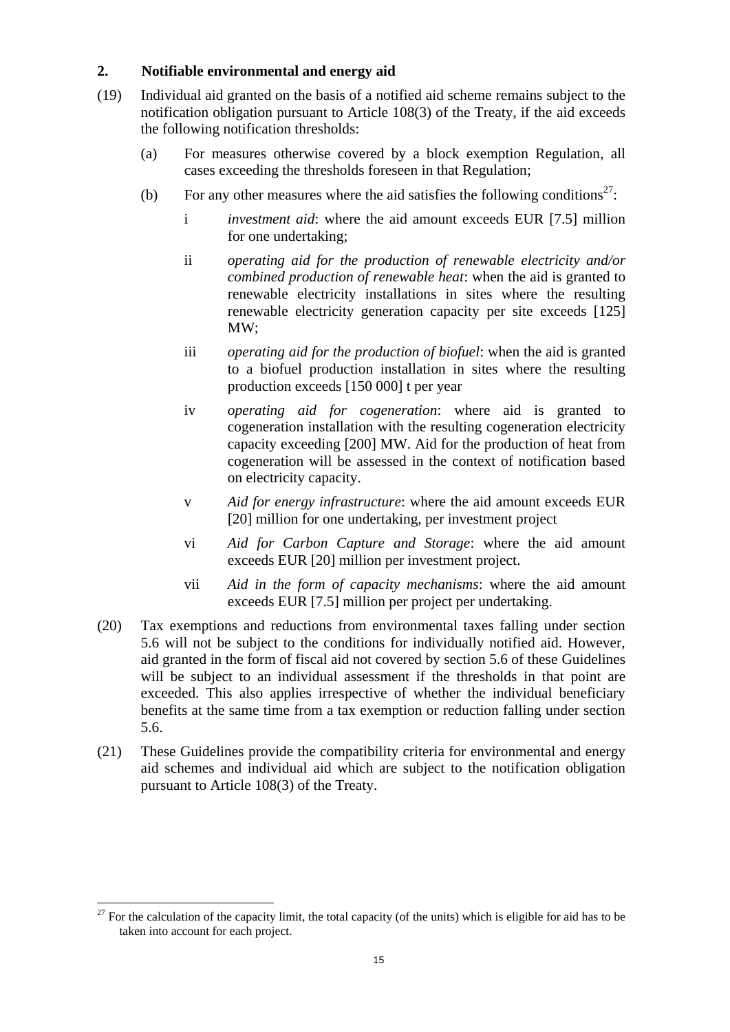## 2. Notifiable environmental and energy aid

(19) Individual aid granted on the basis of a notified aid scheme remains subject to the notification obligation pursuant to Article 108(3) of the Treaty, if the aid exceeds the following notification thresholds:

(a) For measures otherwise covered by a block exemption Regulation, all cases exceeding the thresholds foreseen in that Regulation;

(b) For any other measures where the aid satisfies the following conditions[27]:

i *investment aid*: where the aid amount exceeds EUR [7.5] million for one undertaking;

ii *operating aid for the production of renewable electricity and/or combined production of renewable heat*: when the aid is granted to renewable electricity installations in sites where the resulting renewable electricity generation capacity per site exceeds [125] MW;

iii *operating aid for the production of biofuel*: when the aid is granted to a biofuel production installation in sites where the resulting production exceeds [150 000] t per year

iv *operating aid for cogeneration*: where aid is granted to cogeneration installation with the resulting cogeneration electricity capacity exceeding [200] MW. Aid for the production of heat from cogeneration will be assessed in the context of notification based on electricity capacity.

v *Aid for energy infrastructure*: where the aid amount exceeds EUR [20] million for one undertaking, per investment project

vi *Aid for Carbon Capture and Storage*: where the aid amount exceeds EUR [20] million per investment project.

vii *Aid in the form of capacity mechanisms*: where the aid amount exceeds EUR [7.5] million per project per undertaking.

(20) Tax exemptions and reductions from environmental taxes falling under section 5.6 will not be subject to the conditions for individually notified aid. However, aid granted in the form of fiscal aid not covered by section 5.6 of these Guidelines will be subject to an individual assessment if the thresholds in that point are exceeded. This also applies irrespective of whether the individual beneficiary benefits at the same time from a tax exemption or reduction falling under section 5.6.

(21) These Guidelines provide the compatibility criteria for environmental and energy aid schemes and individual aid which are subject to the notification obligation pursuant to Article 108(3) of the Treaty.

[27] For the calculation of the capacity limit, the total capacity (of the units) which is eligible for aid has to be taken into account for each project.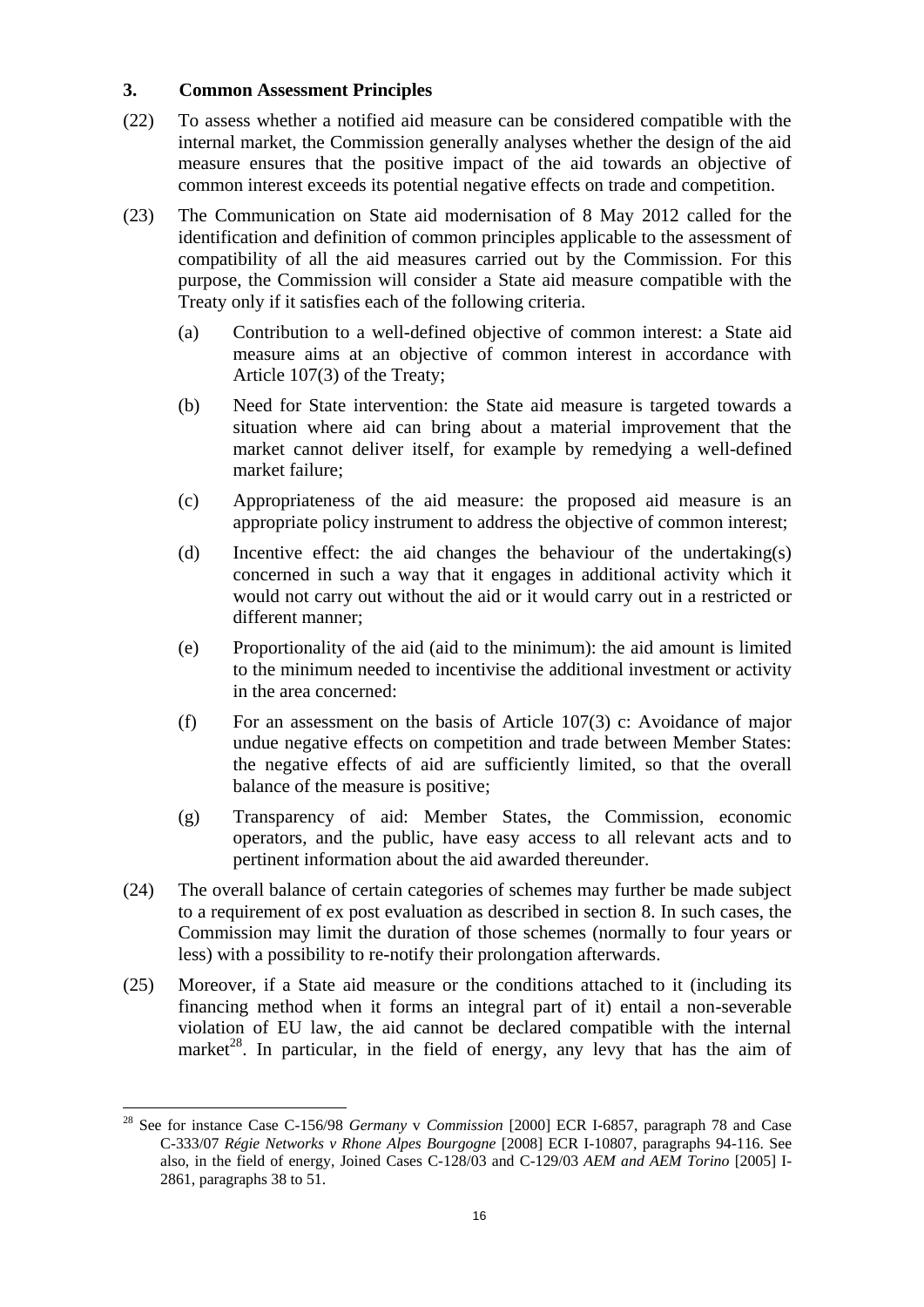## 3. Common Assessment Principles

(22) To assess whether a notified aid measure can be considered compatible with the internal market, the Commission generally analyses whether the design of the aid measure ensures that the positive impact of the aid towards an objective of common interest exceeds its potential negative effects on trade and competition.

(23) The Communication on State aid modernisation of 8 May 2012 called for the identification and definition of common principles applicable to the assessment of compatibility of all the aid measures carried out by the Commission. For this purpose, the Commission will consider a State aid measure compatible with the Treaty only if it satisfies each of the following criteria.

(a) Contribution to a well-defined objective of common interest: a State aid measure aims at an objective of common interest in accordance with Article 107(3) of the Treaty;

(b) Need for State intervention: the State aid measure is targeted towards a situation where aid can bring about a material improvement that the market cannot deliver itself, for example by remedying a well-defined market failure;

(c) Appropriateness of the aid measure: the proposed aid measure is an appropriate policy instrument to address the objective of common interest;

(d) Incentive effect: the aid changes the behaviour of the undertaking(s) concerned in such a way that it engages in additional activity which it would not carry out without the aid or it would carry out in a restricted or different manner;

(e) Proportionality of the aid (aid to the minimum): the aid amount is limited to the minimum needed to incentivise the additional investment or activity in the area concerned:

(f) For an assessment on the basis of Article 107(3) c: Avoidance of major undue negative effects on competition and trade between Member States: the negative effects of aid are sufficiently limited, so that the overall balance of the measure is positive;

(g) Transparency of aid: Member States, the Commission, economic operators, and the public, have easy access to all relevant acts and to pertinent information about the aid awarded thereunder.

(24) The overall balance of certain categories of schemes may further be made subject to a requirement of ex post evaluation as described in section 8. In such cases, the Commission may limit the duration of those schemes (normally to four years or less) with a possibility to re-notify their prolongation afterwards.

(25) Moreover, if a State aid measure or the conditions attached to it (including its financing method when it forms an integral part of it) entail a non-severable violation of EU law, the aid cannot be declared compatible with the internal market[28]. In particular, in the field of energy, any levy that has the aim of

---

[28] See for instance Case C-156/98 *Germany* v *Commission* [2000] ECR I-6857, paragraph 78 and Case C-333/07 *Régie Networks v Rhone Alpes Bourgogne* [2008] ECR I-10807, paragraphs 94-116. See also, in the field of energy, Joined Cases C-128/03 and C-129/03 *AEM and AEM Torino* [2005] I-2861, paragraphs 38 to 51.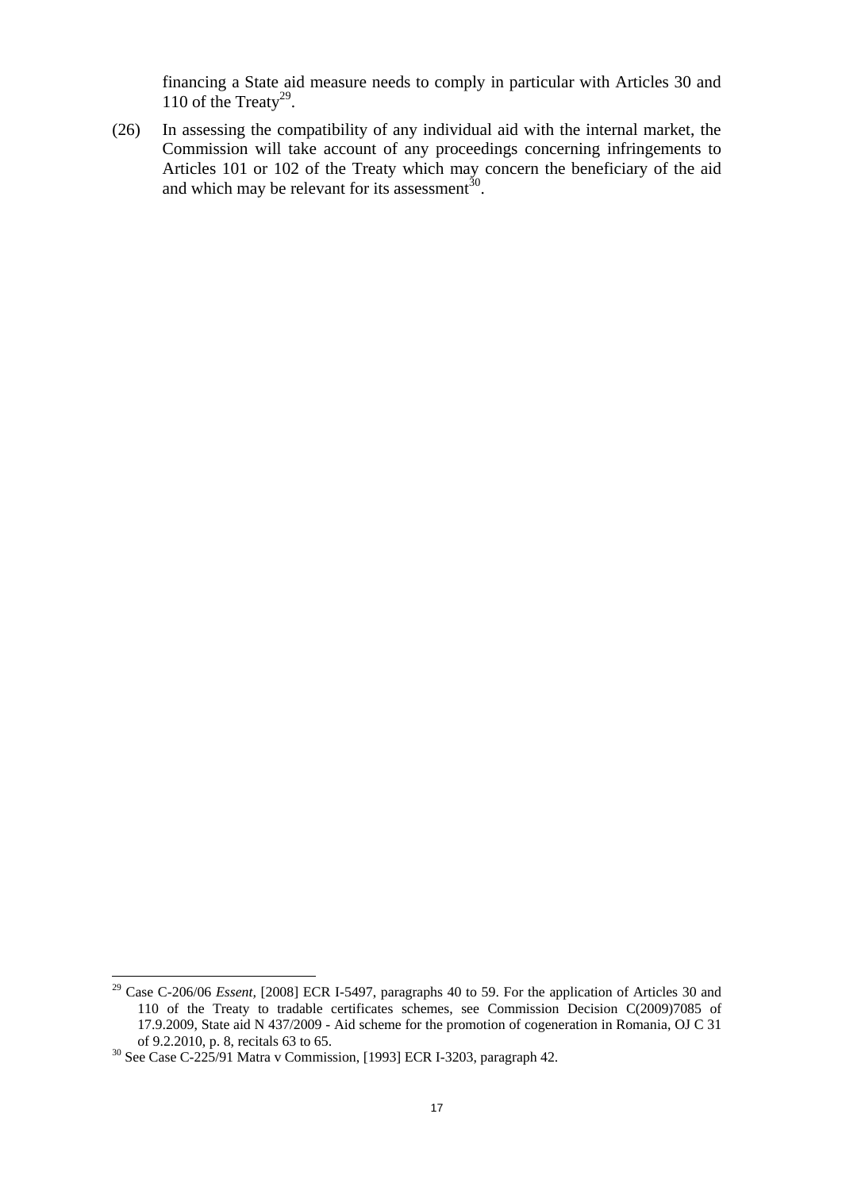financing a State aid measure needs to comply in particular with Articles 30 and 110 of the Treaty[29].

(26) In assessing the compatibility of any individual aid with the internal market, the Commission will take account of any proceedings concerning infringements to Articles 101 or 102 of the Treaty which may concern the beneficiary of the aid and which may be relevant for its assessment[30].

---

[29] Case C-206/06 *Essent*, [2008] ECR I-5497, paragraphs 40 to 59. For the application of Articles 30 and 110 of the Treaty to tradable certificates schemes, see Commission Decision C(2009)7085 of 17.9.2009, State aid N 437/2009 - Aid scheme for the promotion of cogeneration in Romania, OJ C 31 of 9.2.2010, p. 8, recitals 63 to 65.

[30] See Case C-225/91 Matra v Commission, [1993] ECR I-3203, paragraph 42.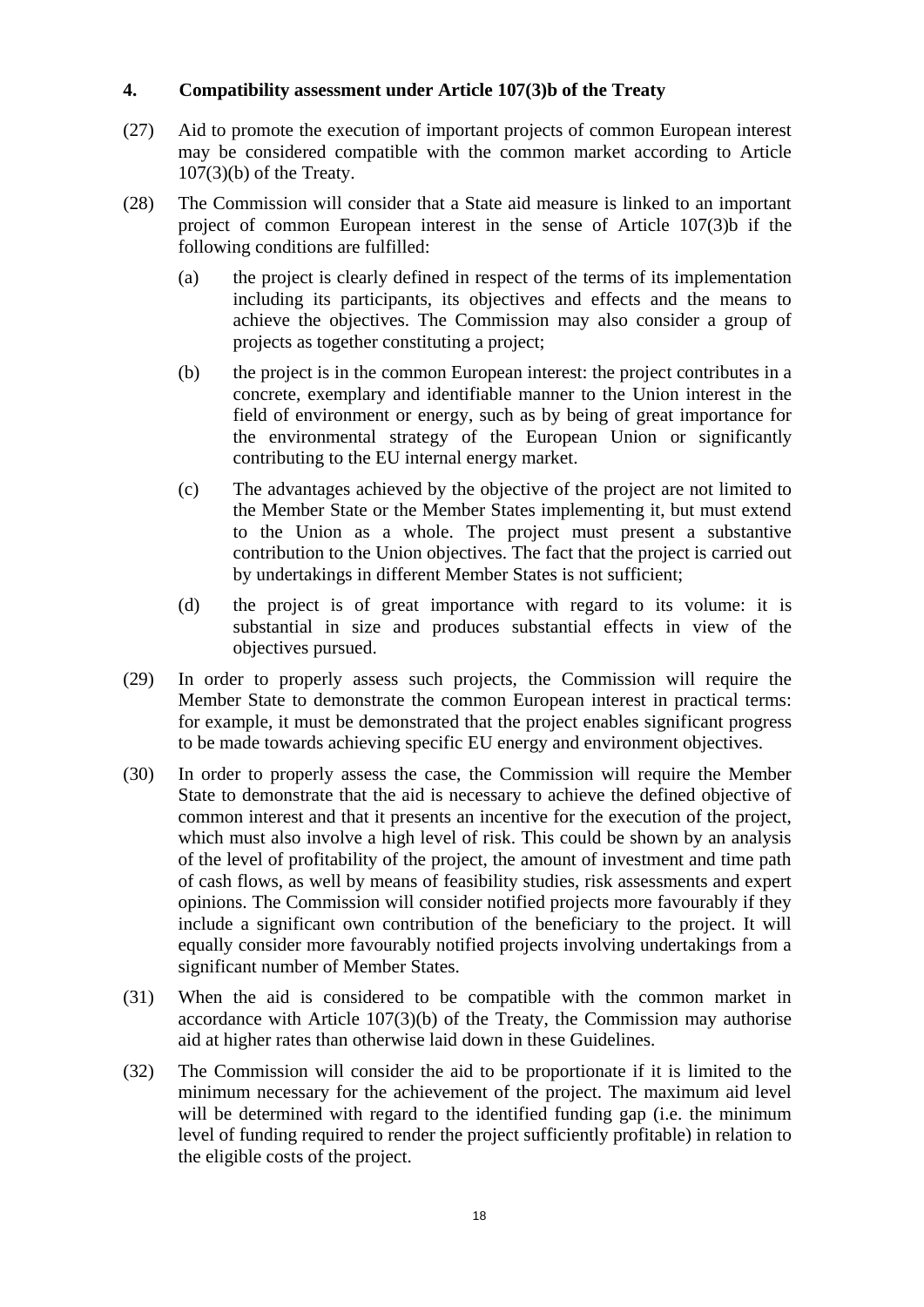## 4. Compatibility assessment under Article 107(3)b of the Treaty

(27) Aid to promote the execution of important projects of common European interest may be considered compatible with the common market according to Article 107(3)(b) of the Treaty.

(28) The Commission will consider that a State aid measure is linked to an important project of common European interest in the sense of Article 107(3)b if the following conditions are fulfilled:

(a) the project is clearly defined in respect of the terms of its implementation including its participants, its objectives and effects and the means to achieve the objectives. The Commission may also consider a group of projects as together constituting a project;

(b) the project is in the common European interest: the project contributes in a concrete, exemplary and identifiable manner to the Union interest in the field of environment or energy, such as by being of great importance for the environmental strategy of the European Union or significantly contributing to the EU internal energy market.

(c) The advantages achieved by the objective of the project are not limited to the Member State or the Member States implementing it, but must extend to the Union as a whole. The project must present a substantive contribution to the Union objectives. The fact that the project is carried out by undertakings in different Member States is not sufficient;

(d) the project is of great importance with regard to its volume: it is substantial in size and produces substantial effects in view of the objectives pursued.

(29) In order to properly assess such projects, the Commission will require the Member State to demonstrate the common European interest in practical terms: for example, it must be demonstrated that the project enables significant progress to be made towards achieving specific EU energy and environment objectives.

(30) In order to properly assess the case, the Commission will require the Member State to demonstrate that the aid is necessary to achieve the defined objective of common interest and that it presents an incentive for the execution of the project, which must also involve a high level of risk. This could be shown by an analysis of the level of profitability of the project, the amount of investment and time path of cash flows, as well by means of feasibility studies, risk assessments and expert opinions. The Commission will consider notified projects more favourably if they include a significant own contribution of the beneficiary to the project. It will equally consider more favourably notified projects involving undertakings from a significant number of Member States.

(31) When the aid is considered to be compatible with the common market in accordance with Article 107(3)(b) of the Treaty, the Commission may authorise aid at higher rates than otherwise laid down in these Guidelines.

(32) The Commission will consider the aid to be proportionate if it is limited to the minimum necessary for the achievement of the project. The maximum aid level will be determined with regard to the identified funding gap (i.e. the minimum level of funding required to render the project sufficiently profitable) in relation to the eligible costs of the project.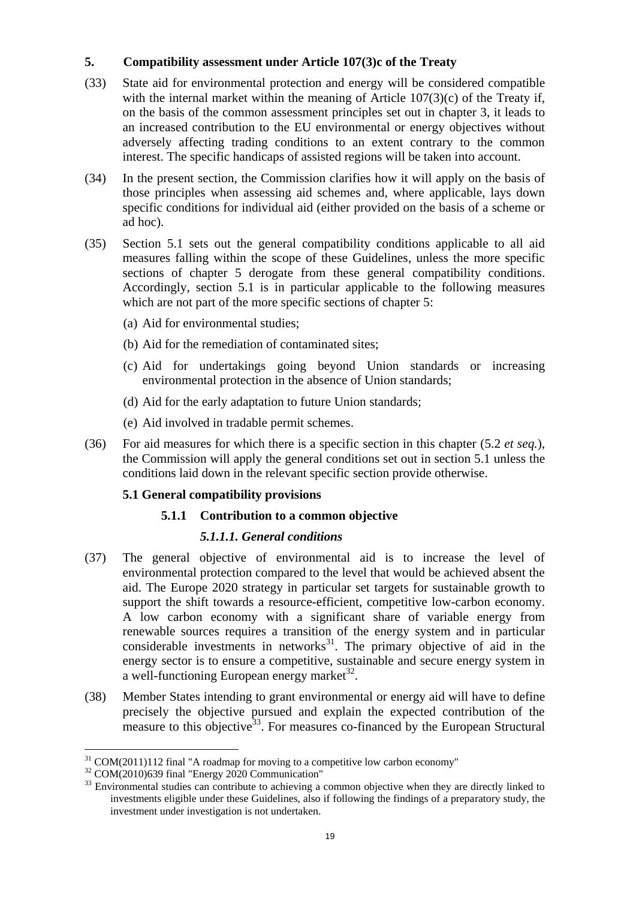## 5. Compatibility assessment under Article 107(3)c of the Treaty

(33) State aid for environmental protection and energy will be considered compatible with the internal market within the meaning of Article 107(3)(c) of the Treaty if, on the basis of the common assessment principles set out in chapter 3, it leads to an increased contribution to the EU environmental or energy objectives without adversely affecting trading conditions to an extent contrary to the common interest. The specific handicaps of assisted regions will be taken into account.

(34) In the present section, the Commission clarifies how it will apply on the basis of those principles when assessing aid schemes and, where applicable, lays down specific conditions for individual aid (either provided on the basis of a scheme or ad hoc).

(35) Section 5.1 sets out the general compatibility conditions applicable to all aid measures falling within the scope of these Guidelines, unless the more specific sections of chapter 5 derogate from these general compatibility conditions. Accordingly, section 5.1 is in particular applicable to the following measures which are not part of the more specific sections of chapter 5:

(a) Aid for environmental studies;

(b) Aid for the remediation of contaminated sites;

(c) Aid for undertakings going beyond Union standards or increasing environmental protection in the absence of Union standards;

(d) Aid for the early adaptation to future Union standards;

(e) Aid involved in tradable permit schemes.

(36) For aid measures for which there is a specific section in this chapter (5.2 *et seq.*), the Commission will apply the general conditions set out in section 5.1 unless the conditions laid down in the relevant specific section provide otherwise.

### 5.1 General compatibility provisions

#### 5.1.1 Contribution to a common objective

##### *5.1.1.1. General conditions*

(37) The general objective of environmental aid is to increase the level of environmental protection compared to the level that would be achieved absent the aid. The Europe 2020 strategy in particular set targets for sustainable growth to support the shift towards a resource-efficient, competitive low-carbon economy. A low carbon economy with a significant share of variable energy from renewable sources requires a transition of the energy system and in particular considerable investments in networks[31]. The primary objective of aid in the energy sector is to ensure a competitive, sustainable and secure energy system in a well-functioning European energy market[32].

(38) Member States intending to grant environmental or energy aid will have to define precisely the objective pursued and explain the expected contribution of the measure to this objective[33]. For measures co-financed by the European Structural

[31] COM(2011)112 final "A roadmap for moving to a competitive low carbon economy"

[32] COM(2010)639 final "Energy 2020 Communication"

[33] Environmental studies can contribute to achieving a common objective when they are directly linked to investments eligible under these Guidelines, also if following the findings of a preparatory study, the investment under investigation is not undertaken.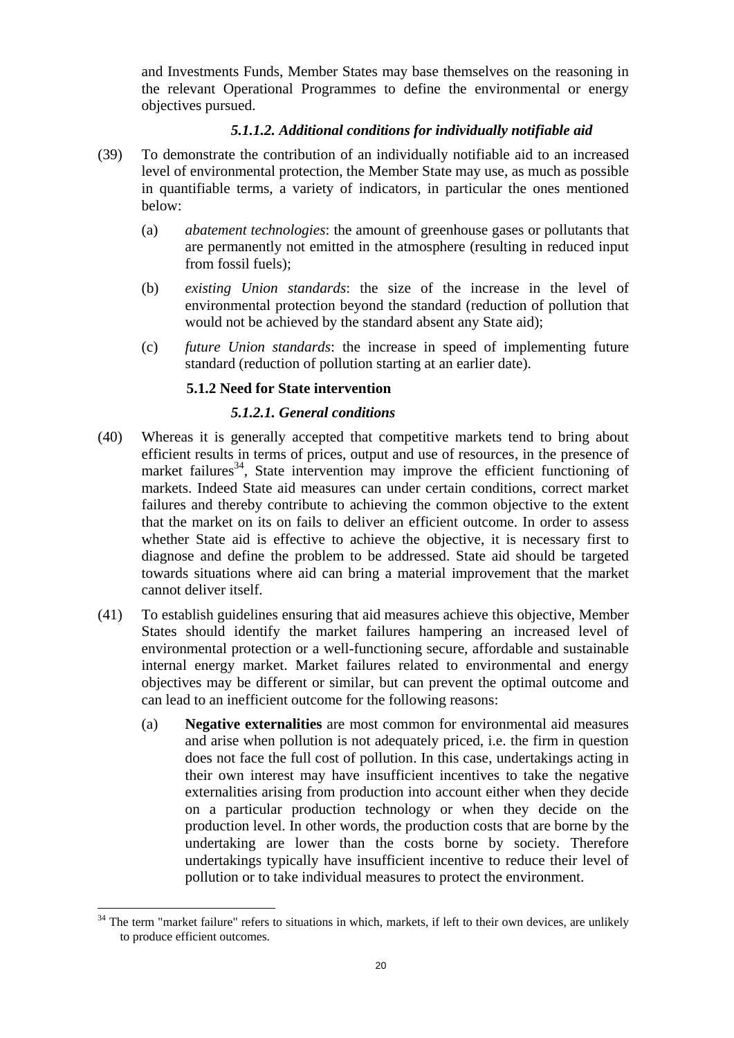and Investments Funds, Member States may base themselves on the reasoning in the relevant Operational Programmes to define the environmental or energy objectives pursued.

#### *5.1.1.2. Additional conditions for individually notifiable aid*

(39) To demonstrate the contribution of an individually notifiable aid to an increased level of environmental protection, the Member State may use, as much as possible in quantifiable terms, a variety of indicators, in particular the ones mentioned below:

(a) *abatement technologies*: the amount of greenhouse gases or pollutants that are permanently not emitted in the atmosphere (resulting in reduced input from fossil fuels);

(b) *existing Union standards*: the size of the increase in the level of environmental protection beyond the standard (reduction of pollution that would not be achieved by the standard absent any State aid);

(c) *future Union standards*: the increase in speed of implementing future standard (reduction of pollution starting at an earlier date).

### 5.1.2 Need for State intervention

#### *5.1.2.1. General conditions*

(40) Whereas it is generally accepted that competitive markets tend to bring about efficient results in terms of prices, output and use of resources, in the presence of market failures[34], State intervention may improve the efficient functioning of markets. Indeed State aid measures can under certain conditions, correct market failures and thereby contribute to achieving the common objective to the extent that the market on its on fails to deliver an efficient outcome. In order to assess whether State aid is effective to achieve the objective, it is necessary first to diagnose and define the problem to be addressed. State aid should be targeted towards situations where aid can bring a material improvement that the market cannot deliver itself.

(41) To establish guidelines ensuring that aid measures achieve this objective, Member States should identify the market failures hampering an increased level of environmental protection or a well-functioning secure, affordable and sustainable internal energy market. Market failures related to environmental and energy objectives may be different or similar, but can prevent the optimal outcome and can lead to an inefficient outcome for the following reasons:

(a) **Negative externalities** are most common for environmental aid measures and arise when pollution is not adequately priced, i.e. the firm in question does not face the full cost of pollution. In this case, undertakings acting in their own interest may have insufficient incentives to take the negative externalities arising from production into account either when they decide on a particular production technology or when they decide on the production level. In other words, the production costs that are borne by the undertaking are lower than the costs borne by society. Therefore undertakings typically have insufficient incentive to reduce their level of pollution or to take individual measures to protect the environment.

---

[34] The term "market failure" refers to situations in which, markets, if left to their own devices, are unlikely to produce efficient outcomes.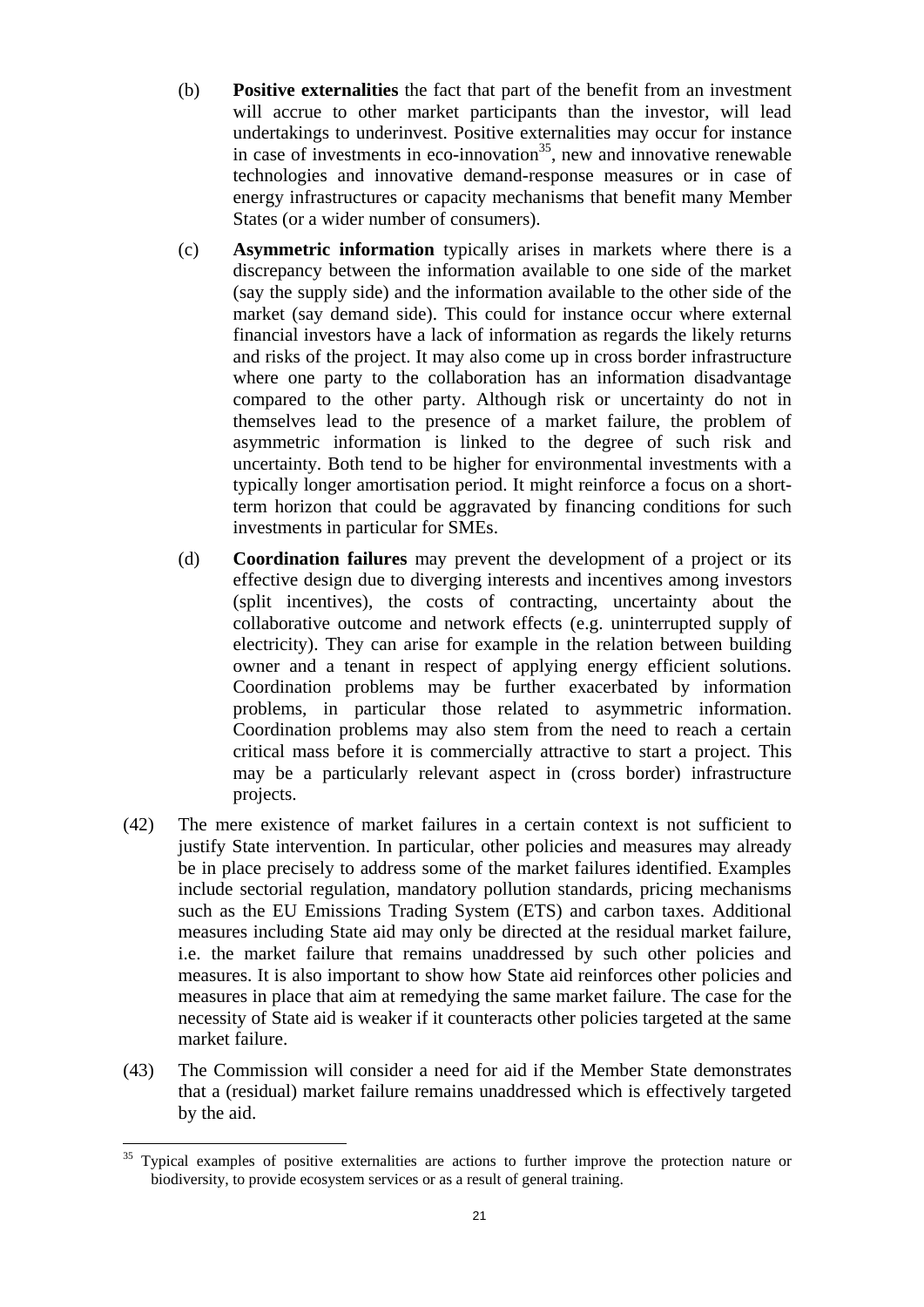(b) **Positive externalities** the fact that part of the benefit from an investment will accrue to other market participants than the investor, will lead undertakings to underinvest. Positive externalities may occur for instance in case of investments in eco-innovation[35], new and innovative renewable technologies and innovative demand-response measures or in case of energy infrastructures or capacity mechanisms that benefit many Member States (or a wider number of consumers).

(c) **Asymmetric information** typically arises in markets where there is a discrepancy between the information available to one side of the market (say the supply side) and the information available to the other side of the market (say demand side). This could for instance occur where external financial investors have a lack of information as regards the likely returns and risks of the project. It may also come up in cross border infrastructure where one party to the collaboration has an information disadvantage compared to the other party. Although risk or uncertainty do not in themselves lead to the presence of a market failure, the problem of asymmetric information is linked to the degree of such risk and uncertainty. Both tend to be higher for environmental investments with a typically longer amortisation period. It might reinforce a focus on a short-term horizon that could be aggravated by financing conditions for such investments in particular for SMEs.

(d) **Coordination failures** may prevent the development of a project or its effective design due to diverging interests and incentives among investors (split incentives), the costs of contracting, uncertainty about the collaborative outcome and network effects (e.g. uninterrupted supply of electricity). They can arise for example in the relation between building owner and a tenant in respect of applying energy efficient solutions. Coordination problems may be further exacerbated by information problems, in particular those related to asymmetric information. Coordination problems may also stem from the need to reach a certain critical mass before it is commercially attractive to start a project. This may be a particularly relevant aspect in (cross border) infrastructure projects.

(42) The mere existence of market failures in a certain context is not sufficient to justify State intervention. In particular, other policies and measures may already be in place precisely to address some of the market failures identified. Examples include sectorial regulation, mandatory pollution standards, pricing mechanisms such as the EU Emissions Trading System (ETS) and carbon taxes. Additional measures including State aid may only be directed at the residual market failure, i.e. the market failure that remains unaddressed by such other policies and measures. It is also important to show how State aid reinforces other policies and measures in place that aim at remedying the same market failure. The case for the necessity of State aid is weaker if it counteracts other policies targeted at the same market failure.

(43) The Commission will consider a need for aid if the Member State demonstrates that a (residual) market failure remains unaddressed which is effectively targeted by the aid.

[35] Typical examples of positive externalities are actions to further improve the protection nature or biodiversity, to provide ecosystem services or as a result of general training.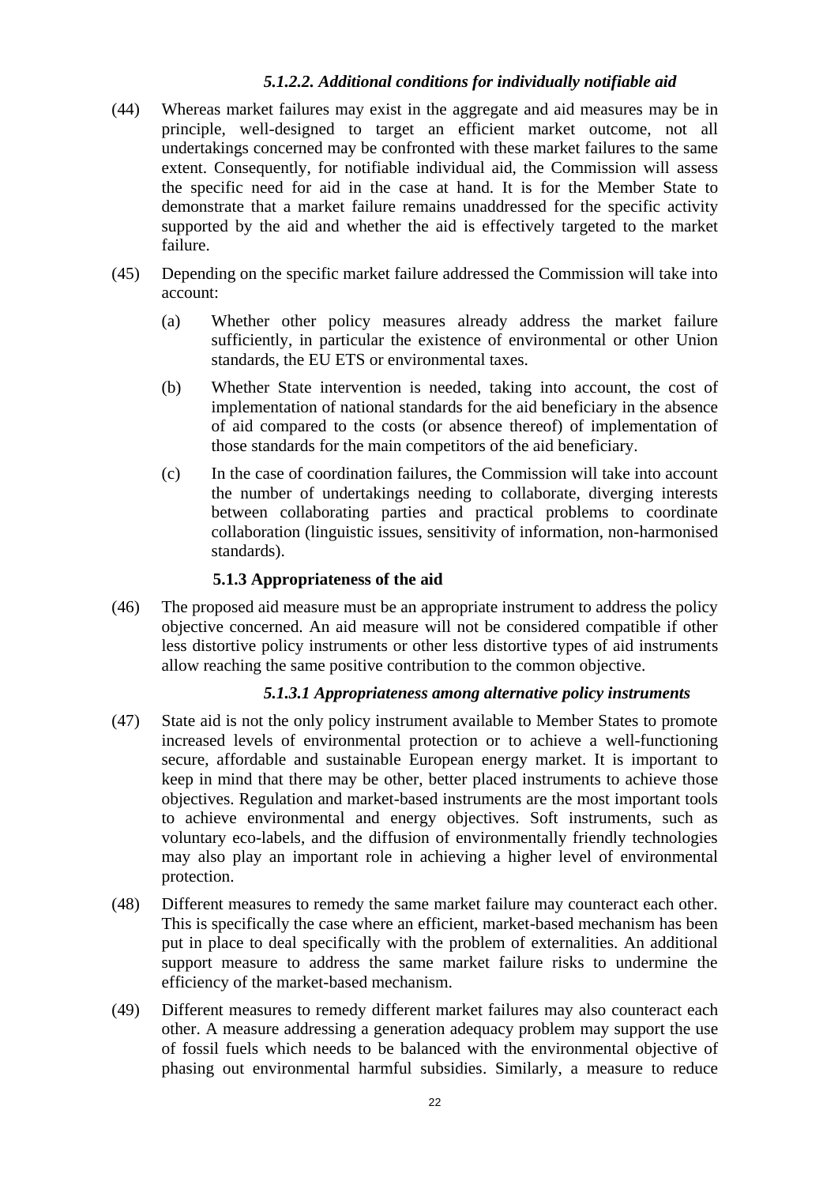#### *5.1.2.2. Additional conditions for individually notifiable aid*

(44) Whereas market failures may exist in the aggregate and aid measures may be in principle, well-designed to target an efficient market outcome, not all undertakings concerned may be confronted with these market failures to the same extent. Consequently, for notifiable individual aid, the Commission will assess the specific need for aid in the case at hand. It is for the Member State to demonstrate that a market failure remains unaddressed for the specific activity supported by the aid and whether the aid is effectively targeted to the market failure.

(45) Depending on the specific market failure addressed the Commission will take into account:

(a) Whether other policy measures already address the market failure sufficiently, in particular the existence of environmental or other Union standards, the EU ETS or environmental taxes.

(b) Whether State intervention is needed, taking into account, the cost of implementation of national standards for the aid beneficiary in the absence of aid compared to the costs (or absence thereof) of implementation of those standards for the main competitors of the aid beneficiary.

(c) In the case of coordination failures, the Commission will take into account the number of undertakings needing to collaborate, diverging interests between collaborating parties and practical problems to coordinate collaboration (linguistic issues, sensitivity of information, non-harmonised standards).

### 5.1.3 Appropriateness of the aid

(46) The proposed aid measure must be an appropriate instrument to address the policy objective concerned. An aid measure will not be considered compatible if other less distortive policy instruments or other less distortive types of aid instruments allow reaching the same positive contribution to the common objective.

#### *5.1.3.1 Appropriateness among alternative policy instruments*

(47) State aid is not the only policy instrument available to Member States to promote increased levels of environmental protection or to achieve a well-functioning secure, affordable and sustainable European energy market. It is important to keep in mind that there may be other, better placed instruments to achieve those objectives. Regulation and market-based instruments are the most important tools to achieve environmental and energy objectives. Soft instruments, such as voluntary eco-labels, and the diffusion of environmentally friendly technologies may also play an important role in achieving a higher level of environmental protection.

(48) Different measures to remedy the same market failure may counteract each other. This is specifically the case where an efficient, market-based mechanism has been put in place to deal specifically with the problem of externalities. An additional support measure to address the same market failure risks to undermine the efficiency of the market-based mechanism.

(49) Different measures to remedy different market failures may also counteract each other. A measure addressing a generation adequacy problem may support the use of fossil fuels which needs to be balanced with the environmental objective of phasing out environmental harmful subsidies. Similarly, a measure to reduce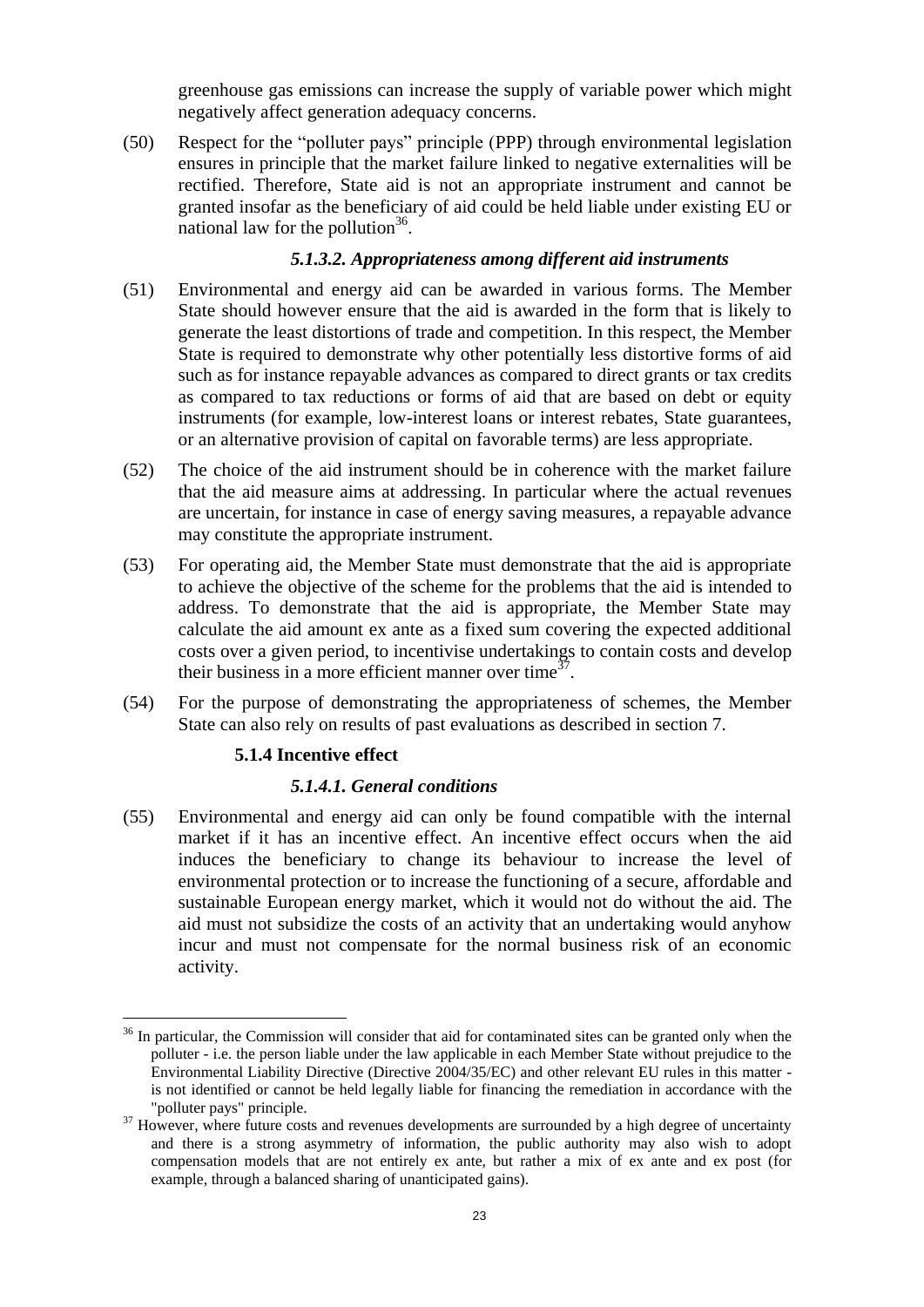greenhouse gas emissions can increase the supply of variable power which might negatively affect generation adequacy concerns.

(50) Respect for the "polluter pays" principle (PPP) through environmental legislation ensures in principle that the market failure linked to negative externalities will be rectified. Therefore, State aid is not an appropriate instrument and cannot be granted insofar as the beneficiary of aid could be held liable under existing EU or national law for the pollution[36].

#### *5.1.3.2. Appropriateness among different aid instruments*

(51) Environmental and energy aid can be awarded in various forms. The Member State should however ensure that the aid is awarded in the form that is likely to generate the least distortions of trade and competition. In this respect, the Member State is required to demonstrate why other potentially less distortive forms of aid such as for instance repayable advances as compared to direct grants or tax credits as compared to tax reductions or forms of aid that are based on debt or equity instruments (for example, low-interest loans or interest rebates, State guarantees, or an alternative provision of capital on favorable terms) are less appropriate.

(52) The choice of the aid instrument should be in coherence with the market failure that the aid measure aims at addressing. In particular where the actual revenues are uncertain, for instance in case of energy saving measures, a repayable advance may constitute the appropriate instrument.

(53) For operating aid, the Member State must demonstrate that the aid is appropriate to achieve the objective of the scheme for the problems that the aid is intended to address. To demonstrate that the aid is appropriate, the Member State may calculate the aid amount ex ante as a fixed sum covering the expected additional costs over a given period, to incentivise undertakings to contain costs and develop their business in a more efficient manner over time[37].

(54) For the purpose of demonstrating the appropriateness of schemes, the Member State can also rely on results of past evaluations as described in section 7.

### 5.1.4 Incentive effect

#### *5.1.4.1. General conditions*

(55) Environmental and energy aid can only be found compatible with the internal market if it has an incentive effect. An incentive effect occurs when the aid induces the beneficiary to change its behaviour to increase the level of environmental protection or to increase the functioning of a secure, affordable and sustainable European energy market, which it would not do without the aid. The aid must not subsidize the costs of an activity that an undertaking would anyhow incur and must not compensate for the normal business risk of an economic activity.

---

[36] In particular, the Commission will consider that aid for contaminated sites can be granted only when the polluter - i.e. the person liable under the law applicable in each Member State without prejudice to the Environmental Liability Directive (Directive 2004/35/EC) and other relevant EU rules in this matter - is not identified or cannot be held legally liable for financing the remediation in accordance with the "polluter pays" principle.

[37] However, where future costs and revenues developments are surrounded by a high degree of uncertainty and there is a strong asymmetry of information, the public authority may also wish to adopt compensation models that are not entirely ex ante, but rather a mix of ex ante and ex post (for example, through a balanced sharing of unanticipated gains).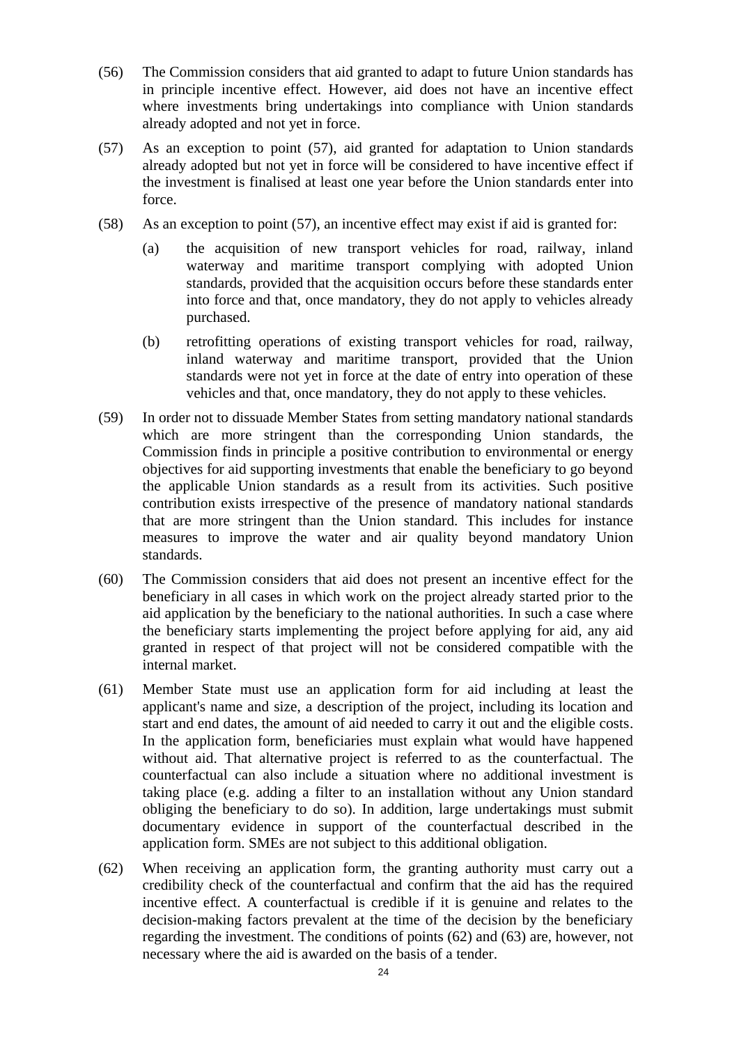(56) The Commission considers that aid granted to adapt to future Union standards has in principle incentive effect. However, aid does not have an incentive effect where investments bring undertakings into compliance with Union standards already adopted and not yet in force.

(57) As an exception to point (57), aid granted for adaptation to Union standards already adopted but not yet in force will be considered to have incentive effect if the investment is finalised at least one year before the Union standards enter into force.

(58) As an exception to point (57), an incentive effect may exist if aid is granted for:

  (a) the acquisition of new transport vehicles for road, railway, inland waterway and maritime transport complying with adopted Union standards, provided that the acquisition occurs before these standards enter into force and that, once mandatory, they do not apply to vehicles already purchased.

  (b) retrofitting operations of existing transport vehicles for road, railway, inland waterway and maritime transport, provided that the Union standards were not yet in force at the date of entry into operation of these vehicles and that, once mandatory, they do not apply to these vehicles.

(59) In order not to dissuade Member States from setting mandatory national standards which are more stringent than the corresponding Union standards, the Commission finds in principle a positive contribution to environmental or energy objectives for aid supporting investments that enable the beneficiary to go beyond the applicable Union standards as a result from its activities. Such positive contribution exists irrespective of the presence of mandatory national standards that are more stringent than the Union standard. This includes for instance measures to improve the water and air quality beyond mandatory Union standards.

(60) The Commission considers that aid does not present an incentive effect for the beneficiary in all cases in which work on the project already started prior to the aid application by the beneficiary to the national authorities. In such a case where the beneficiary starts implementing the project before applying for aid, any aid granted in respect of that project will not be considered compatible with the internal market.

(61) Member State must use an application form for aid including at least the applicant's name and size, a description of the project, including its location and start and end dates, the amount of aid needed to carry it out and the eligible costs. In the application form, beneficiaries must explain what would have happened without aid. That alternative project is referred to as the counterfactual. The counterfactual can also include a situation where no additional investment is taking place (e.g. adding a filter to an installation without any Union standard obliging the beneficiary to do so). In addition, large undertakings must submit documentary evidence in support of the counterfactual described in the application form. SMEs are not subject to this additional obligation.

(62) When receiving an application form, the granting authority must carry out a credibility check of the counterfactual and confirm that the aid has the required incentive effect. A counterfactual is credible if it is genuine and relates to the decision-making factors prevalent at the time of the decision by the beneficiary regarding the investment. The conditions of points (62) and (63) are, however, not necessary where the aid is awarded on the basis of a tender.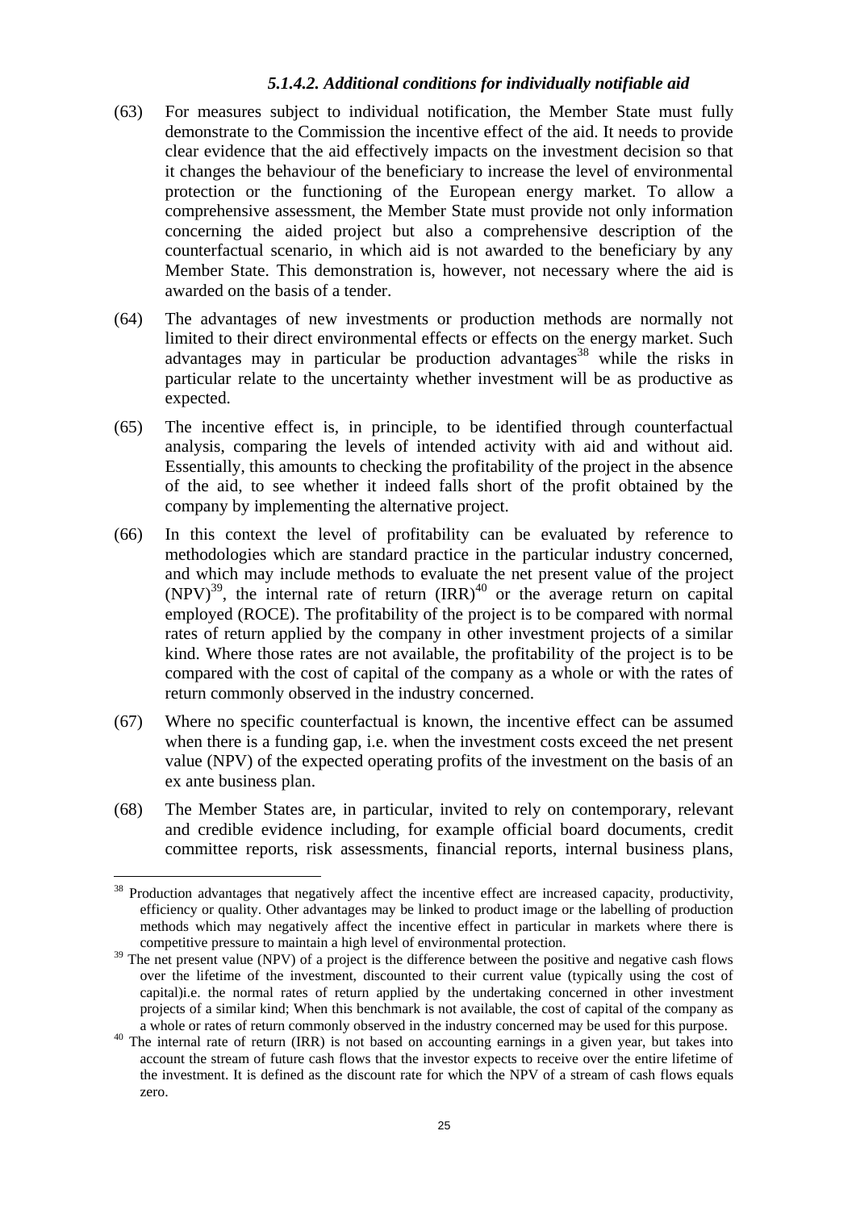#### *5.1.4.2. Additional conditions for individually notifiable aid*

(63) For measures subject to individual notification, the Member State must fully demonstrate to the Commission the incentive effect of the aid. It needs to provide clear evidence that the aid effectively impacts on the investment decision so that it changes the behaviour of the beneficiary to increase the level of environmental protection or the functioning of the European energy market. To allow a comprehensive assessment, the Member State must provide not only information concerning the aided project but also a comprehensive description of the counterfactual scenario, in which aid is not awarded to the beneficiary by any Member State. This demonstration is, however, not necessary where the aid is awarded on the basis of a tender.

(64) The advantages of new investments or production methods are normally not limited to their direct environmental effects or effects on the energy market. Such advantages may in particular be production advantages[38] while the risks in particular relate to the uncertainty whether investment will be as productive as expected.

(65) The incentive effect is, in principle, to be identified through counterfactual analysis, comparing the levels of intended activity with aid and without aid. Essentially, this amounts to checking the profitability of the project in the absence of the aid, to see whether it indeed falls short of the profit obtained by the company by implementing the alternative project.

(66) In this context the level of profitability can be evaluated by reference to methodologies which are standard practice in the particular industry concerned, and which may include methods to evaluate the net present value of the project (NPV)[39], the internal rate of return (IRR)[40] or the average return on capital employed (ROCE). The profitability of the project is to be compared with normal rates of return applied by the company in other investment projects of a similar kind. Where those rates are not available, the profitability of the project is to be compared with the cost of capital of the company as a whole or with the rates of return commonly observed in the industry concerned.

(67) Where no specific counterfactual is known, the incentive effect can be assumed when there is a funding gap, i.e. when the investment costs exceed the net present value (NPV) of the expected operating profits of the investment on the basis of an ex ante business plan.

(68) The Member States are, in particular, invited to rely on contemporary, relevant and credible evidence including, for example official board documents, credit committee reports, risk assessments, financial reports, internal business plans,

---

[38] Production advantages that negatively affect the incentive effect are increased capacity, productivity, efficiency or quality. Other advantages may be linked to product image or the labelling of production methods which may negatively affect the incentive effect in particular in markets where there is competitive pressure to maintain a high level of environmental protection.

[39] The net present value (NPV) of a project is the difference between the positive and negative cash flows over the lifetime of the investment, discounted to their current value (typically using the cost of capital)i.e. the normal rates of return applied by the undertaking concerned in other investment projects of a similar kind; When this benchmark is not available, the cost of capital of the company as a whole or rates of return commonly observed in the industry concerned may be used for this purpose.

[40] The internal rate of return (IRR) is not based on accounting earnings in a given year, but takes into account the stream of future cash flows that the investor expects to receive over the entire lifetime of the investment. It is defined as the discount rate for which the NPV of a stream of cash flows equals zero.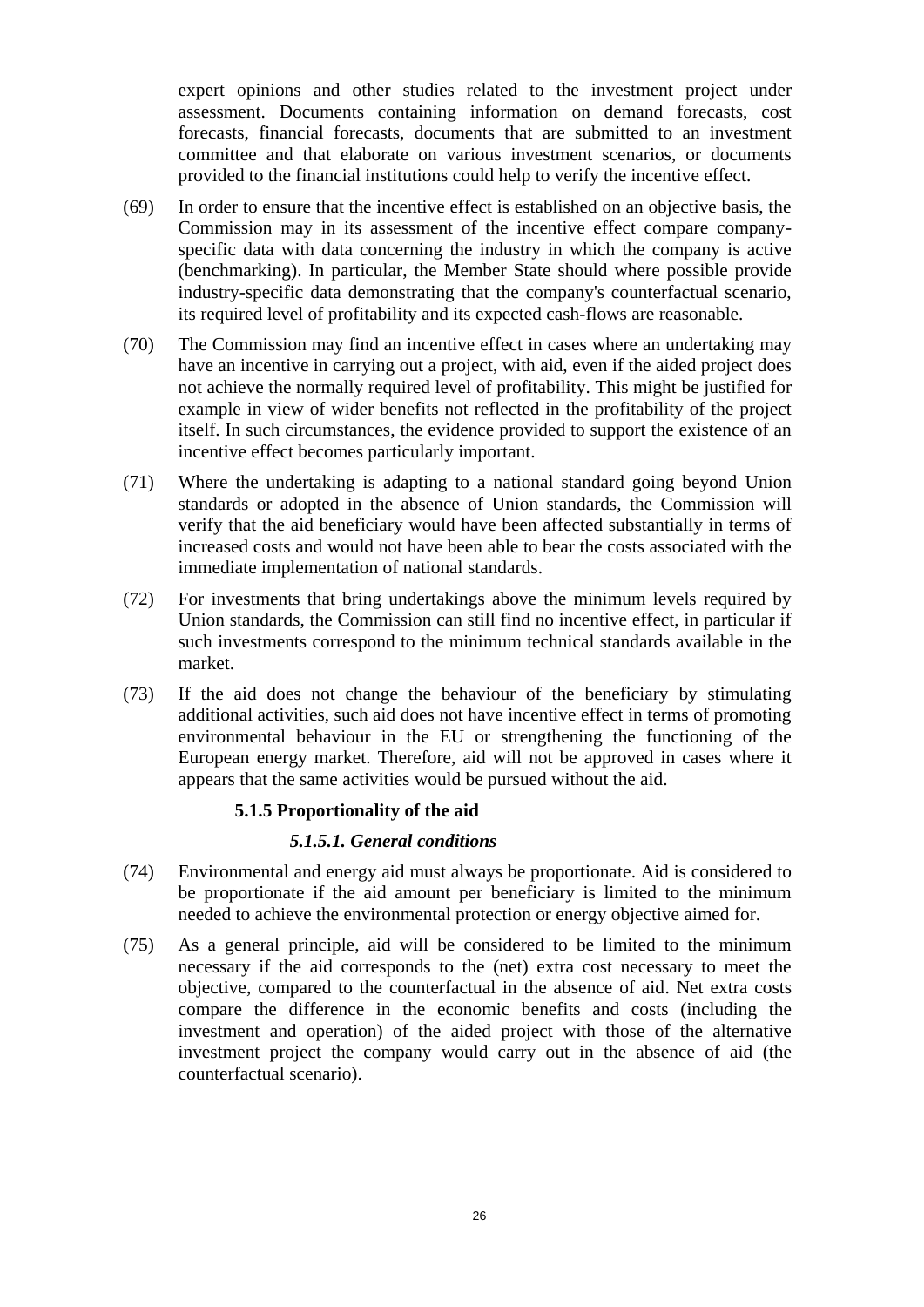expert opinions and other studies related to the investment project under assessment. Documents containing information on demand forecasts, cost forecasts, financial forecasts, documents that are submitted to an investment committee and that elaborate on various investment scenarios, or documents provided to the financial institutions could help to verify the incentive effect.

(69) In order to ensure that the incentive effect is established on an objective basis, the Commission may in its assessment of the incentive effect compare company-specific data with data concerning the industry in which the company is active (benchmarking). In particular, the Member State should where possible provide industry-specific data demonstrating that the company's counterfactual scenario, its required level of profitability and its expected cash-flows are reasonable.

(70) The Commission may find an incentive effect in cases where an undertaking may have an incentive in carrying out a project, with aid, even if the aided project does not achieve the normally required level of profitability. This might be justified for example in view of wider benefits not reflected in the profitability of the project itself. In such circumstances, the evidence provided to support the existence of an incentive effect becomes particularly important.

(71) Where the undertaking is adapting to a national standard going beyond Union standards or adopted in the absence of Union standards, the Commission will verify that the aid beneficiary would have been affected substantially in terms of increased costs and would not have been able to bear the costs associated with the immediate implementation of national standards.

(72) For investments that bring undertakings above the minimum levels required by Union standards, the Commission can still find no incentive effect, in particular if such investments correspond to the minimum technical standards available in the market.

(73) If the aid does not change the behaviour of the beneficiary by stimulating additional activities, such aid does not have incentive effect in terms of promoting environmental behaviour in the EU or strengthening the functioning of the European energy market. Therefore, aid will not be approved in cases where it appears that the same activities would be pursued without the aid.

### 5.1.5 Proportionality of the aid

#### *5.1.5.1. General conditions*

(74) Environmental and energy aid must always be proportionate. Aid is considered to be proportionate if the aid amount per beneficiary is limited to the minimum needed to achieve the environmental protection or energy objective aimed for.

(75) As a general principle, aid will be considered to be limited to the minimum necessary if the aid corresponds to the (net) extra cost necessary to meet the objective, compared to the counterfactual in the absence of aid. Net extra costs compare the difference in the economic benefits and costs (including the investment and operation) of the aided project with those of the alternative investment project the company would carry out in the absence of aid (the counterfactual scenario).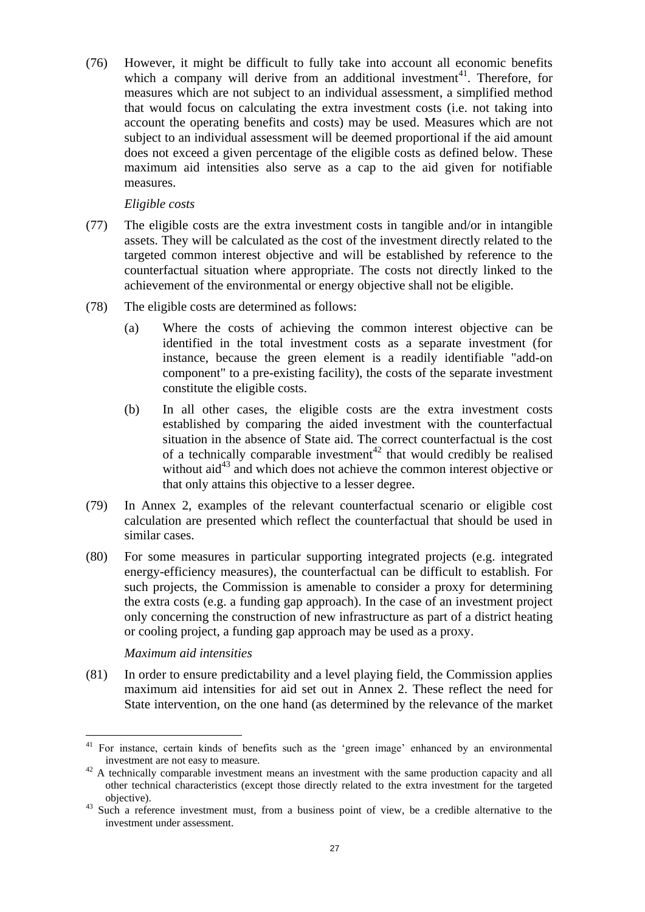(76) However, it might be difficult to fully take into account all economic benefits which a company will derive from an additional investment[41]. Therefore, for measures which are not subject to an individual assessment, a simplified method that would focus on calculating the extra investment costs (i.e. not taking into account the operating benefits and costs) may be used. Measures which are not subject to an individual assessment will be deemed proportional if the aid amount does not exceed a given percentage of the eligible costs as defined below. These maximum aid intensities also serve as a cap to the aid given for notifiable measures.

*Eligible costs*

(77) The eligible costs are the extra investment costs in tangible and/or in intangible assets. They will be calculated as the cost of the investment directly related to the targeted common interest objective and will be established by reference to the counterfactual situation where appropriate. The costs not directly linked to the achievement of the environmental or energy objective shall not be eligible.

(78) The eligible costs are determined as follows:

(a) Where the costs of achieving the common interest objective can be identified in the total investment costs as a separate investment (for instance, because the green element is a readily identifiable "add-on component" to a pre-existing facility), the costs of the separate investment constitute the eligible costs.

(b) In all other cases, the eligible costs are the extra investment costs established by comparing the aided investment with the counterfactual situation in the absence of State aid. The correct counterfactual is the cost of a technically comparable investment[42] that would credibly be realised without aid[43] and which does not achieve the common interest objective or that only attains this objective to a lesser degree.

(79) In Annex 2, examples of the relevant counterfactual scenario or eligible cost calculation are presented which reflect the counterfactual that should be used in similar cases.

(80) For some measures in particular supporting integrated projects (e.g. integrated energy-efficiency measures), the counterfactual can be difficult to establish. For such projects, the Commission is amenable to consider a proxy for determining the extra costs (e.g. a funding gap approach). In the case of an investment project only concerning the construction of new infrastructure as part of a district heating or cooling project, a funding gap approach may be used as a proxy.

*Maximum aid intensities*

(81) In order to ensure predictability and a level playing field, the Commission applies maximum aid intensities for aid set out in Annex 2. These reflect the need for State intervention, on the one hand (as determined by the relevance of the market

---

[41] For instance, certain kinds of benefits such as the 'green image' enhanced by an environmental investment are not easy to measure.

[42] A technically comparable investment means an investment with the same production capacity and all other technical characteristics (except those directly related to the extra investment for the targeted objective).

[43] Such a reference investment must, from a business point of view, be a credible alternative to the investment under assessment.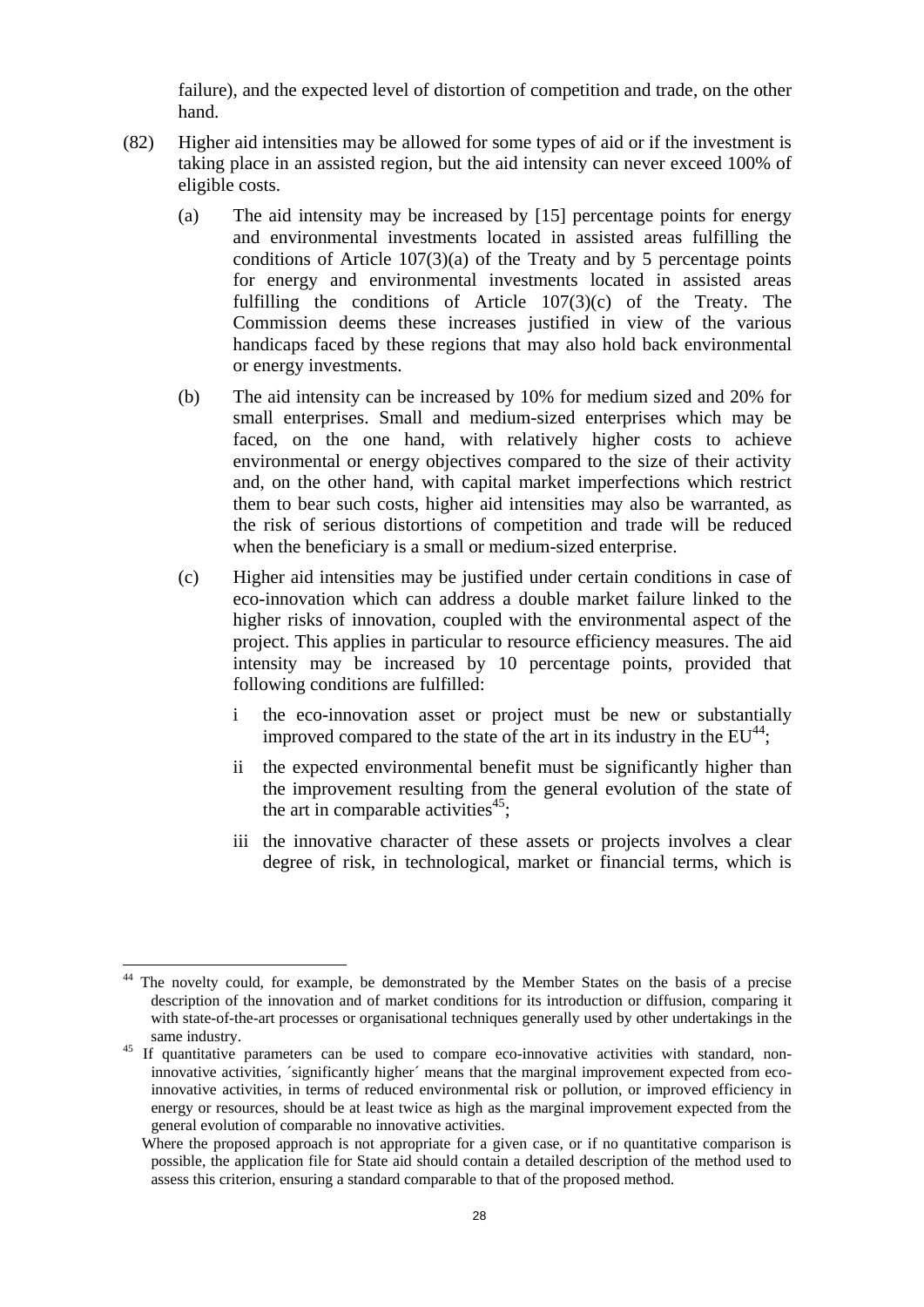failure), and the expected level of distortion of competition and trade, on the other hand.

(82) Higher aid intensities may be allowed for some types of aid or if the investment is taking place in an assisted region, but the aid intensity can never exceed 100% of eligible costs.

(a) The aid intensity may be increased by [15] percentage points for energy and environmental investments located in assisted areas fulfilling the conditions of Article 107(3)(a) of the Treaty and by 5 percentage points for energy and environmental investments located in assisted areas fulfilling the conditions of Article 107(3)(c) of the Treaty. The Commission deems these increases justified in view of the various handicaps faced by these regions that may also hold back environmental or energy investments.

(b) The aid intensity can be increased by 10% for medium sized and 20% for small enterprises. Small and medium-sized enterprises which may be faced, on the one hand, with relatively higher costs to achieve environmental or energy objectives compared to the size of their activity and, on the other hand, with capital market imperfections which restrict them to bear such costs, higher aid intensities may also be warranted, as the risk of serious distortions of competition and trade will be reduced when the beneficiary is a small or medium-sized enterprise.

(c) Higher aid intensities may be justified under certain conditions in case of eco-innovation which can address a double market failure linked to the higher risks of innovation, coupled with the environmental aspect of the project. This applies in particular to resource efficiency measures. The aid intensity may be increased by 10 percentage points, provided that following conditions are fulfilled:

i the eco-innovation asset or project must be new or substantially improved compared to the state of the art in its industry in the EU[44];

ii the expected environmental benefit must be significantly higher than the improvement resulting from the general evolution of the state of the art in comparable activities[45];

iii the innovative character of these assets or projects involves a clear degree of risk, in technological, market or financial terms, which is

---

[44] The novelty could, for example, be demonstrated by the Member States on the basis of a precise description of the innovation and of market conditions for its introduction or diffusion, comparing it with state-of-the-art processes or organisational techniques generally used by other undertakings in the same industry.

[45] If quantitative parameters can be used to compare eco-innovative activities with standard, non-innovative activities, ´significantly higher´ means that the marginal improvement expected from eco-innovative activities, in terms of reduced environmental risk or pollution, or improved efficiency in energy or resources, should be at least twice as high as the marginal improvement expected from the general evolution of comparable no innovative activities.

Where the proposed approach is not appropriate for a given case, or if no quantitative comparison is possible, the application file for State aid should contain a detailed description of the method used to assess this criterion, ensuring a standard comparable to that of the proposed method.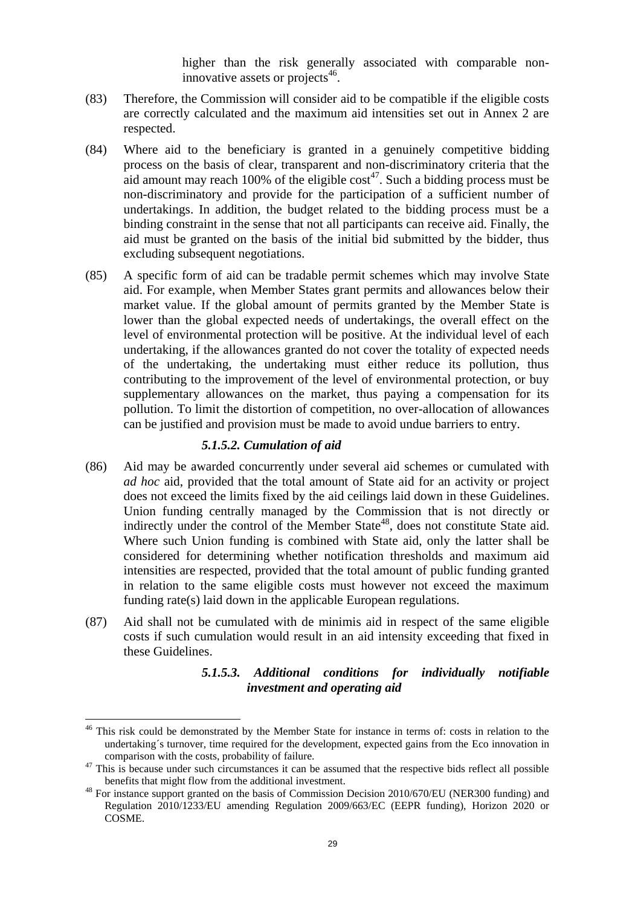higher than the risk generally associated with comparable non-innovative assets or projects[46].

(83) Therefore, the Commission will consider aid to be compatible if the eligible costs are correctly calculated and the maximum aid intensities set out in Annex 2 are respected.

(84) Where aid to the beneficiary is granted in a genuinely competitive bidding process on the basis of clear, transparent and non-discriminatory criteria that the aid amount may reach 100% of the eligible cost[47]. Such a bidding process must be non-discriminatory and provide for the participation of a sufficient number of undertakings. In addition, the budget related to the bidding process must be a binding constraint in the sense that not all participants can receive aid. Finally, the aid must be granted on the basis of the initial bid submitted by the bidder, thus excluding subsequent negotiations.

(85) A specific form of aid can be tradable permit schemes which may involve State aid. For example, when Member States grant permits and allowances below their market value. If the global amount of permits granted by the Member State is lower than the global expected needs of undertakings, the overall effect on the level of environmental protection will be positive. At the individual level of each undertaking, if the allowances granted do not cover the totality of expected needs of the undertaking, the undertaking must either reduce its pollution, thus contributing to the improvement of the level of environmental protection, or buy supplementary allowances on the market, thus paying a compensation for its pollution. To limit the distortion of competition, no over-allocation of allowances can be justified and provision must be made to avoid undue barriers to entry.

#### *5.1.5.2. Cumulation of aid*

(86) Aid may be awarded concurrently under several aid schemes or cumulated with *ad hoc* aid, provided that the total amount of State aid for an activity or project does not exceed the limits fixed by the aid ceilings laid down in these Guidelines. Union funding centrally managed by the Commission that is not directly or indirectly under the control of the Member State[48], does not constitute State aid. Where such Union funding is combined with State aid, only the latter shall be considered for determining whether notification thresholds and maximum aid intensities are respected, provided that the total amount of public funding granted in relation to the same eligible costs must however not exceed the maximum funding rate(s) laid down in the applicable European regulations.

(87) Aid shall not be cumulated with de minimis aid in respect of the same eligible costs if such cumulation would result in an aid intensity exceeding that fixed in these Guidelines.

#### *5.1.5.3. Additional conditions for individually notifiable investment and operating aid*

---

[46] This risk could be demonstrated by the Member State for instance in terms of: costs in relation to the undertaking´s turnover, time required for the development, expected gains from the Eco innovation in comparison with the costs, probability of failure.

[47] This is because under such circumstances it can be assumed that the respective bids reflect all possible benefits that might flow from the additional investment.

[48] For instance support granted on the basis of Commission Decision 2010/670/EU (NER300 funding) and Regulation 2010/1233/EU amending Regulation 2009/663/EC (EEPR funding), Horizon 2020 or COSME.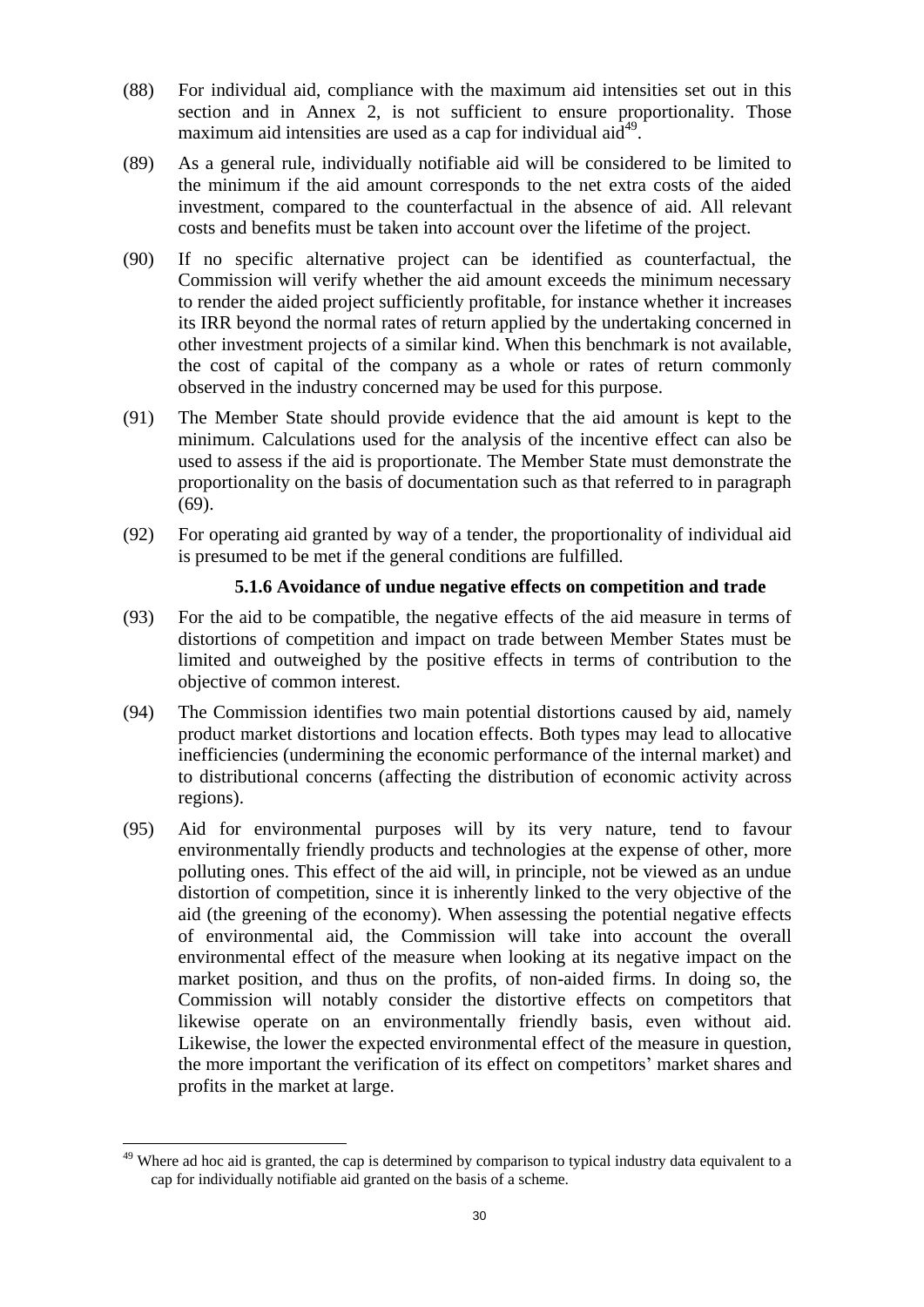(88) For individual aid, compliance with the maximum aid intensities set out in this section and in Annex 2, is not sufficient to ensure proportionality. Those maximum aid intensities are used as a cap for individual aid[49].

(89) As a general rule, individually notifiable aid will be considered to be limited to the minimum if the aid amount corresponds to the net extra costs of the aided investment, compared to the counterfactual in the absence of aid. All relevant costs and benefits must be taken into account over the lifetime of the project.

(90) If no specific alternative project can be identified as counterfactual, the Commission will verify whether the aid amount exceeds the minimum necessary to render the aided project sufficiently profitable, for instance whether it increases its IRR beyond the normal rates of return applied by the undertaking concerned in other investment projects of a similar kind. When this benchmark is not available, the cost of capital of the company as a whole or rates of return commonly observed in the industry concerned may be used for this purpose.

(91) The Member State should provide evidence that the aid amount is kept to the minimum. Calculations used for the analysis of the incentive effect can also be used to assess if the aid is proportionate. The Member State must demonstrate the proportionality on the basis of documentation such as that referred to in paragraph (69).

(92) For operating aid granted by way of a tender, the proportionality of individual aid is presumed to be met if the general conditions are fulfilled.

#### 5.1.6 Avoidance of undue negative effects on competition and trade

(93) For the aid to be compatible, the negative effects of the aid measure in terms of distortions of competition and impact on trade between Member States must be limited and outweighed by the positive effects in terms of contribution to the objective of common interest.

(94) The Commission identifies two main potential distortions caused by aid, namely product market distortions and location effects. Both types may lead to allocative inefficiencies (undermining the economic performance of the internal market) and to distributional concerns (affecting the distribution of economic activity across regions).

(95) Aid for environmental purposes will by its very nature, tend to favour environmentally friendly products and technologies at the expense of other, more polluting ones. This effect of the aid will, in principle, not be viewed as an undue distortion of competition, since it is inherently linked to the very objective of the aid (the greening of the economy). When assessing the potential negative effects of environmental aid, the Commission will take into account the overall environmental effect of the measure when looking at its negative impact on the market position, and thus on the profits, of non-aided firms. In doing so, the Commission will notably consider the distortive effects on competitors that likewise operate on an environmentally friendly basis, even without aid. Likewise, the lower the expected environmental effect of the measure in question, the more important the verification of its effect on competitors' market shares and profits in the market at large.

---

[49] Where ad hoc aid is granted, the cap is determined by comparison to typical industry data equivalent to a cap for individually notifiable aid granted on the basis of a scheme.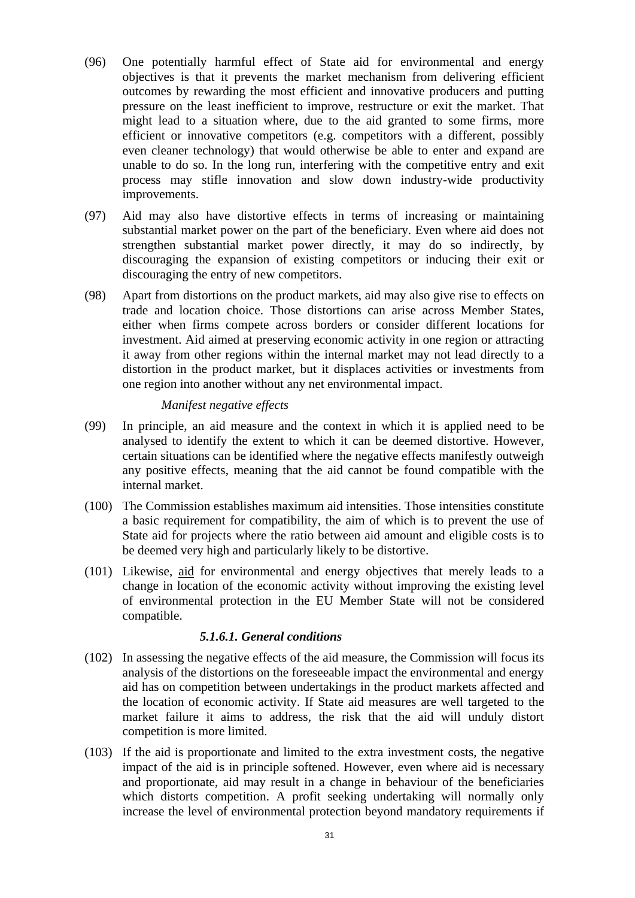(96) One potentially harmful effect of State aid for environmental and energy objectives is that it prevents the market mechanism from delivering efficient outcomes by rewarding the most efficient and innovative producers and putting pressure on the least inefficient to improve, restructure or exit the market. That might lead to a situation where, due to the aid granted to some firms, more efficient or innovative competitors (e.g. competitors with a different, possibly even cleaner technology) that would otherwise be able to enter and expand are unable to do so. In the long run, interfering with the competitive entry and exit process may stifle innovation and slow down industry-wide productivity improvements.

(97) Aid may also have distortive effects in terms of increasing or maintaining substantial market power on the part of the beneficiary. Even where aid does not strengthen substantial market power directly, it may do so indirectly, by discouraging the expansion of existing competitors or inducing their exit or discouraging the entry of new competitors.

(98) Apart from distortions on the product markets, aid may also give rise to effects on trade and location choice. Those distortions can arise across Member States, either when firms compete across borders or consider different locations for investment. Aid aimed at preserving economic activity in one region or attracting it away from other regions within the internal market may not lead directly to a distortion in the product market, but it displaces activities or investments from one region into another without any net environmental impact.

*Manifest negative effects*

(99) In principle, an aid measure and the context in which it is applied need to be analysed to identify the extent to which it can be deemed distortive. However, certain situations can be identified where the negative effects manifestly outweigh any positive effects, meaning that the aid cannot be found compatible with the internal market.

(100) The Commission establishes maximum aid intensities. Those intensities constitute a basic requirement for compatibility, the aim of which is to prevent the use of State aid for projects where the ratio between aid amount and eligible costs is to be deemed very high and particularly likely to be distortive.

(101) Likewise, aid for environmental and energy objectives that merely leads to a change in location of the economic activity without improving the existing level of environmental protection in the EU Member State will not be considered compatible.

#### *5.1.6.1. General conditions*

(102) In assessing the negative effects of the aid measure, the Commission will focus its analysis of the distortions on the foreseeable impact the environmental and energy aid has on competition between undertakings in the product markets affected and the location of economic activity. If State aid measures are well targeted to the market failure it aims to address, the risk that the aid will unduly distort competition is more limited.

(103) If the aid is proportionate and limited to the extra investment costs, the negative impact of the aid is in principle softened. However, even where aid is necessary and proportionate, aid may result in a change in behaviour of the beneficiaries which distorts competition. A profit seeking undertaking will normally only increase the level of environmental protection beyond mandatory requirements if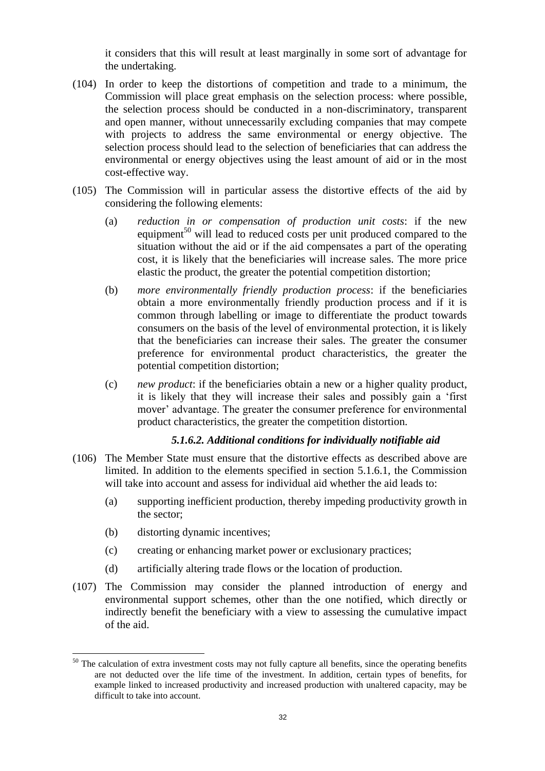it considers that this will result at least marginally in some sort of advantage for the undertaking.

(104) In order to keep the distortions of competition and trade to a minimum, the Commission will place great emphasis on the selection process: where possible, the selection process should be conducted in a non-discriminatory, transparent and open manner, without unnecessarily excluding companies that may compete with projects to address the same environmental or energy objective. The selection process should lead to the selection of beneficiaries that can address the environmental or energy objectives using the least amount of aid or in the most cost-effective way.

(105) The Commission will in particular assess the distortive effects of the aid by considering the following elements:

(a) *reduction in or compensation of production unit costs*: if the new equipment[50] will lead to reduced costs per unit produced compared to the situation without the aid or if the aid compensates a part of the operating cost, it is likely that the beneficiaries will increase sales. The more price elastic the product, the greater the potential competition distortion;

(b) *more environmentally friendly production process*: if the beneficiaries obtain a more environmentally friendly production process and if it is common through labelling or image to differentiate the product towards consumers on the basis of the level of environmental protection, it is likely that the beneficiaries can increase their sales. The greater the consumer preference for environmental product characteristics, the greater the potential competition distortion;

(c) *new product*: if the beneficiaries obtain a new or a higher quality product, it is likely that they will increase their sales and possibly gain a 'first mover' advantage. The greater the consumer preference for environmental product characteristics, the greater the competition distortion.

#### *5.1.6.2. Additional conditions for individually notifiable aid*

(106) The Member State must ensure that the distortive effects as described above are limited. In addition to the elements specified in section 5.1.6.1, the Commission will take into account and assess for individual aid whether the aid leads to:

(a) supporting inefficient production, thereby impeding productivity growth in the sector;

(b) distorting dynamic incentives;

(c) creating or enhancing market power or exclusionary practices;

(d) artificially altering trade flows or the location of production.

(107) The Commission may consider the planned introduction of energy and environmental support schemes, other than the one notified, which directly or indirectly benefit the beneficiary with a view to assessing the cumulative impact of the aid.

---

[50] The calculation of extra investment costs may not fully capture all benefits, since the operating benefits are not deducted over the life time of the investment. In addition, certain types of benefits, for example linked to increased productivity and increased production with unaltered capacity, may be difficult to take into account.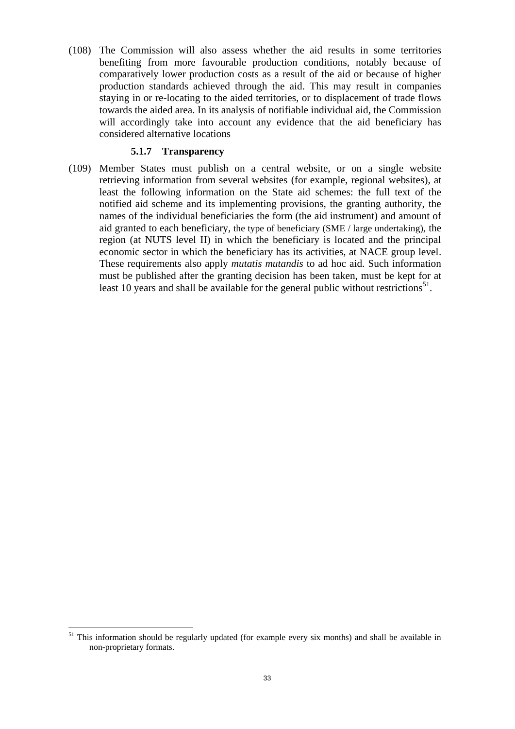(108) The Commission will also assess whether the aid results in some territories benefiting from more favourable production conditions, notably because of comparatively lower production costs as a result of the aid or because of higher production standards achieved through the aid. This may result in companies staying in or re-locating to the aided territories, or to displacement of trade flows towards the aided area. In its analysis of notifiable individual aid, the Commission will accordingly take into account any evidence that the aid beneficiary has considered alternative locations

#### 5.1.7 Transparency

(109) Member States must publish on a central website, or on a single website retrieving information from several websites (for example, regional websites), at least the following information on the State aid schemes: the full text of the notified aid scheme and its implementing provisions, the granting authority, the names of the individual beneficiaries the form (the aid instrument) and amount of aid granted to each beneficiary, the type of beneficiary (SME / large undertaking), the region (at NUTS level II) in which the beneficiary is located and the principal economic sector in which the beneficiary has its activities, at NACE group level. These requirements also apply *mutatis mutandis* to ad hoc aid. Such information must be published after the granting decision has been taken, must be kept for at least 10 years and shall be available for the general public without restrictions[51].

---

[51] This information should be regularly updated (for example every six months) and shall be available in non-proprietary formats.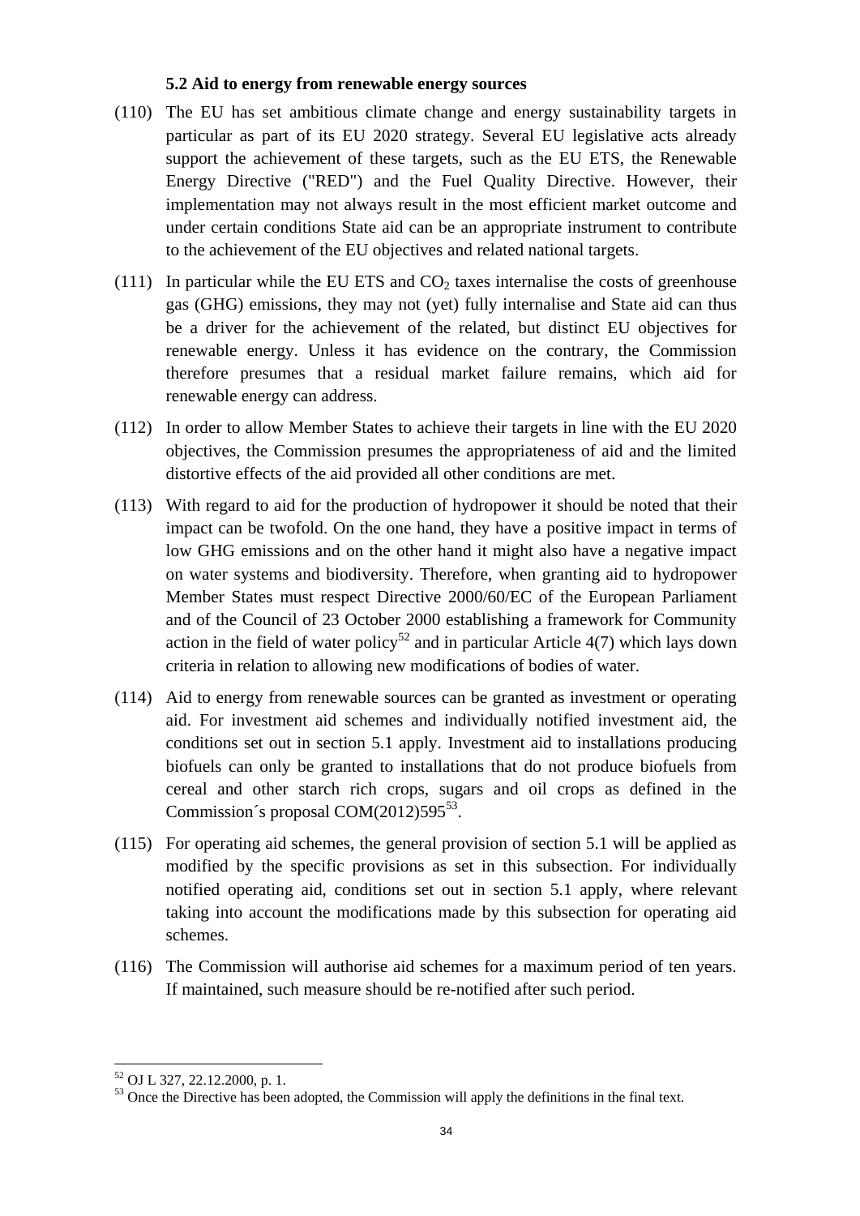### 5.2 Aid to energy from renewable energy sources

(110) The EU has set ambitious climate change and energy sustainability targets in particular as part of its EU 2020 strategy. Several EU legislative acts already support the achievement of these targets, such as the EU ETS, the Renewable Energy Directive ("RED") and the Fuel Quality Directive. However, their implementation may not always result in the most efficient market outcome and under certain conditions State aid can be an appropriate instrument to contribute to the achievement of the EU objectives and related national targets.

(111) In particular while the EU ETS and $CO_2$ taxes internalise the costs of greenhouse gas (GHG) emissions, they may not (yet) fully internalise and State aid can thus be a driver for the achievement of the related, but distinct EU objectives for renewable energy. Unless it has evidence on the contrary, the Commission therefore presumes that a residual market failure remains, which aid for renewable energy can address.

(112) In order to allow Member States to achieve their targets in line with the EU 2020 objectives, the Commission presumes the appropriateness of aid and the limited distortive effects of the aid provided all other conditions are met.

(113) With regard to aid for the production of hydropower it should be noted that their impact can be twofold. On the one hand, they have a positive impact in terms of low GHG emissions and on the other hand it might also have a negative impact on water systems and biodiversity. Therefore, when granting aid to hydropower Member States must respect Directive 2000/60/EC of the European Parliament and of the Council of 23 October 2000 establishing a framework for Community action in the field of water policy[52] and in particular Article 4(7) which lays down criteria in relation to allowing new modifications of bodies of water.

(114) Aid to energy from renewable sources can be granted as investment or operating aid. For investment aid schemes and individually notified investment aid, the conditions set out in section 5.1 apply. Investment aid to installations producing biofuels can only be granted to installations that do not produce biofuels from cereal and other starch rich crops, sugars and oil crops as defined in the Commission´s proposal COM(2012)595[53].

(115) For operating aid schemes, the general provision of section 5.1 will be applied as modified by the specific provisions as set in this subsection. For individually notified operating aid, conditions set out in section 5.1 apply, where relevant taking into account the modifications made by this subsection for operating aid schemes.

(116) The Commission will authorise aid schemes for a maximum period of ten years. If maintained, such measure should be re-notified after such period.

---

[52] OJ L 327, 22.12.2000, p. 1.

[53] Once the Directive has been adopted, the Commission will apply the definitions in the final text.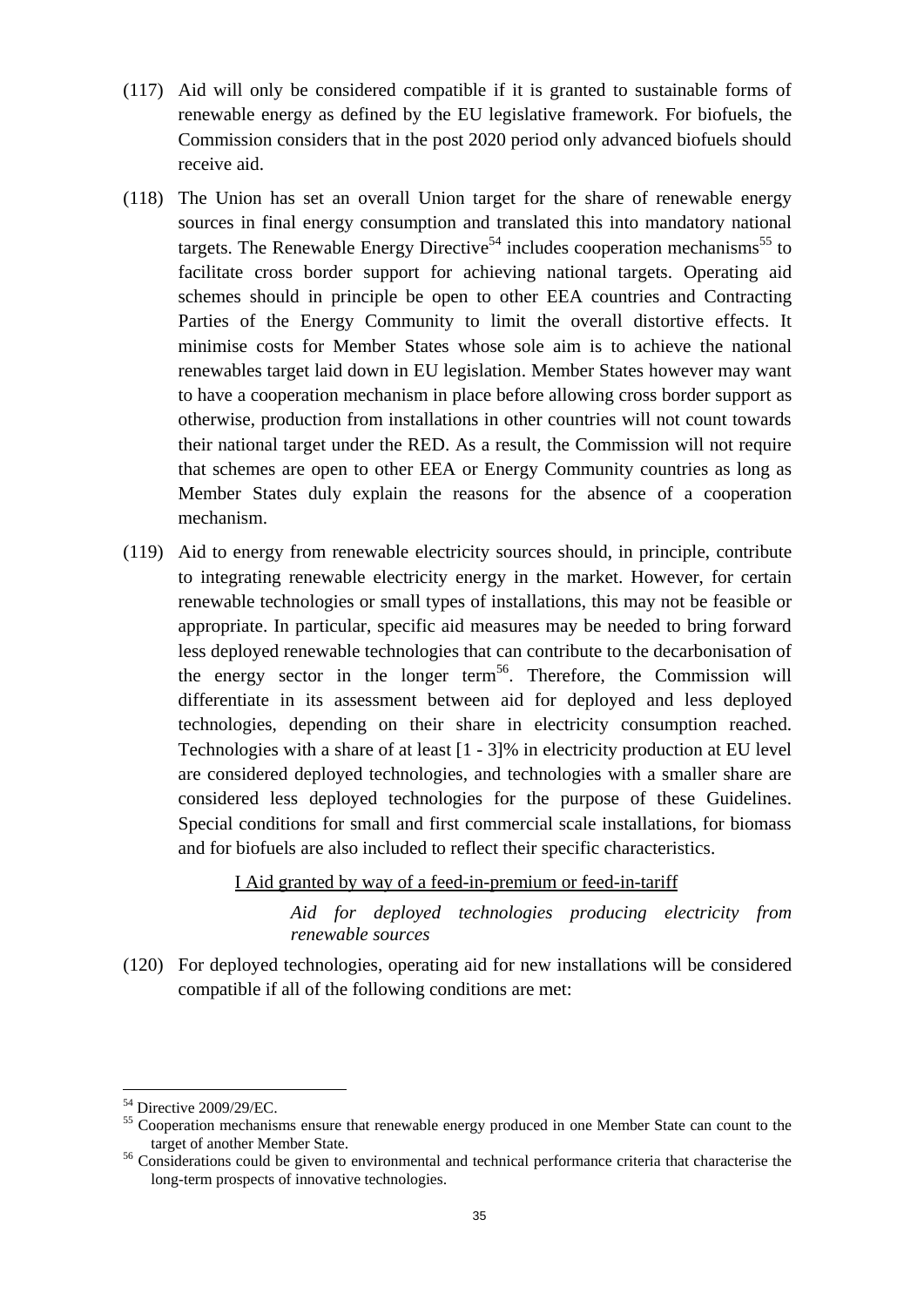(117) Aid will only be considered compatible if it is granted to sustainable forms of renewable energy as defined by the EU legislative framework. For biofuels, the Commission considers that in the post 2020 period only advanced biofuels should receive aid.

(118) The Union has set an overall Union target for the share of renewable energy sources in final energy consumption and translated this into mandatory national targets. The Renewable Energy Directive[54] includes cooperation mechanisms[55] to facilitate cross border support for achieving national targets. Operating aid schemes should in principle be open to other EEA countries and Contracting Parties of the Energy Community to limit the overall distortive effects. It minimise costs for Member States whose sole aim is to achieve the national renewables target laid down in EU legislation. Member States however may want to have a cooperation mechanism in place before allowing cross border support as otherwise, production from installations in other countries will not count towards their national target under the RED. As a result, the Commission will not require that schemes are open to other EEA or Energy Community countries as long as Member States duly explain the reasons for the absence of a cooperation mechanism.

(119) Aid to energy from renewable electricity sources should, in principle, contribute to integrating renewable electricity energy in the market. However, for certain renewable technologies or small types of installations, this may not be feasible or appropriate. In particular, specific aid measures may be needed to bring forward less deployed renewable technologies that can contribute to the decarbonisation of the energy sector in the longer term[56]. Therefore, the Commission will differentiate in its assessment between aid for deployed and less deployed technologies, depending on their share in electricity consumption reached. Technologies with a share of at least [1 - 3]% in electricity production at EU level are considered deployed technologies, and technologies with a smaller share are considered less deployed technologies for the purpose of these Guidelines. Special conditions for small and first commercial scale installations, for biomass and for biofuels are also included to reflect their specific characteristics.

<u>I Aid granted by way of a feed-in-premium or feed-in-tariff</u>

*Aid for deployed technologies producing electricity from renewable sources*

(120) For deployed technologies, operating aid for new installations will be considered compatible if all of the following conditions are met:

---

[54] Directive 2009/29/EC.

[55] Cooperation mechanisms ensure that renewable energy produced in one Member State can count to the target of another Member State.

[56] Considerations could be given to environmental and technical performance criteria that characterise the long-term prospects of innovative technologies.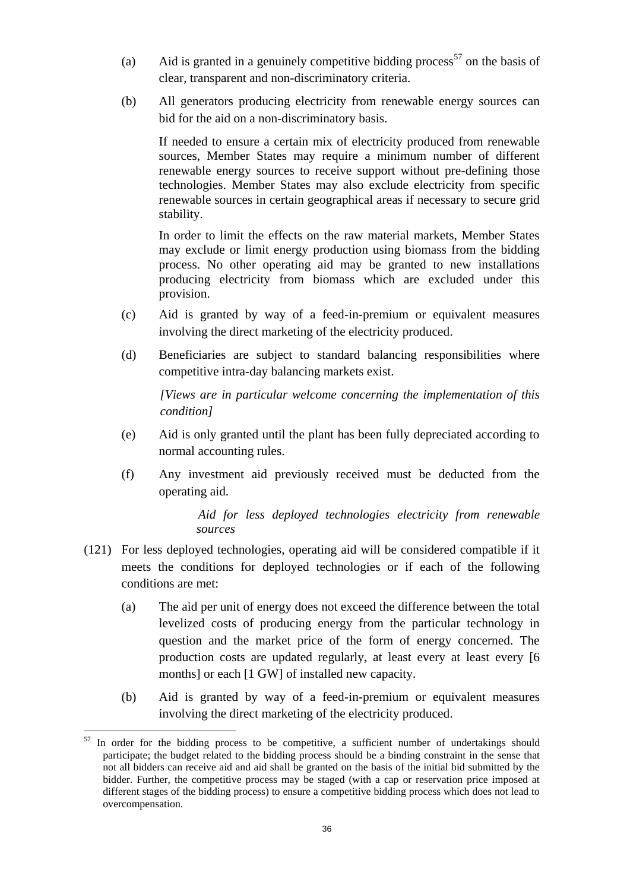(a) Aid is granted in a genuinely competitive bidding process[57] on the basis of clear, transparent and non-discriminatory criteria.

(b) All generators producing electricity from renewable energy sources can bid for the aid on a non-discriminatory basis.

If needed to ensure a certain mix of electricity produced from renewable sources, Member States may require a minimum number of different renewable energy sources to receive support without pre-defining those technologies. Member States may also exclude electricity from specific renewable sources in certain geographical areas if necessary to secure grid stability.

In order to limit the effects on the raw material markets, Member States may exclude or limit energy production using biomass from the bidding process. No other operating aid may be granted to new installations producing electricity from biomass which are excluded under this provision.

(c) Aid is granted by way of a feed-in-premium or equivalent measures involving the direct marketing of the electricity produced.

(d) Beneficiaries are subject to standard balancing responsibilities where competitive intra-day balancing markets exist.

*[Views are in particular welcome concerning the implementation of this condition]*

(e) Aid is only granted until the plant has been fully depreciated according to normal accounting rules.

(f) Any investment aid previously received must be deducted from the operating aid.

*Aid for less deployed technologies electricity from renewable sources*

(121) For less deployed technologies, operating aid will be considered compatible if it meets the conditions for deployed technologies or if each of the following conditions are met:

(a) The aid per unit of energy does not exceed the difference between the total levelized costs of producing energy from the particular technology in question and the market price of the form of energy concerned. The production costs are updated regularly, at least every at least every [6 months] or each [1 GW] of installed new capacity.

(b) Aid is granted by way of a feed-in-premium or equivalent measures involving the direct marketing of the electricity produced.

---

[57] In order for the bidding process to be competitive, a sufficient number of undertakings should participate; the budget related to the bidding process should be a binding constraint in the sense that not all bidders can receive aid and aid shall be granted on the basis of the initial bid submitted by the bidder. Further, the competitive process may be staged (with a cap or reservation price imposed at different stages of the bidding process) to ensure a competitive bidding process which does not lead to overcompensation.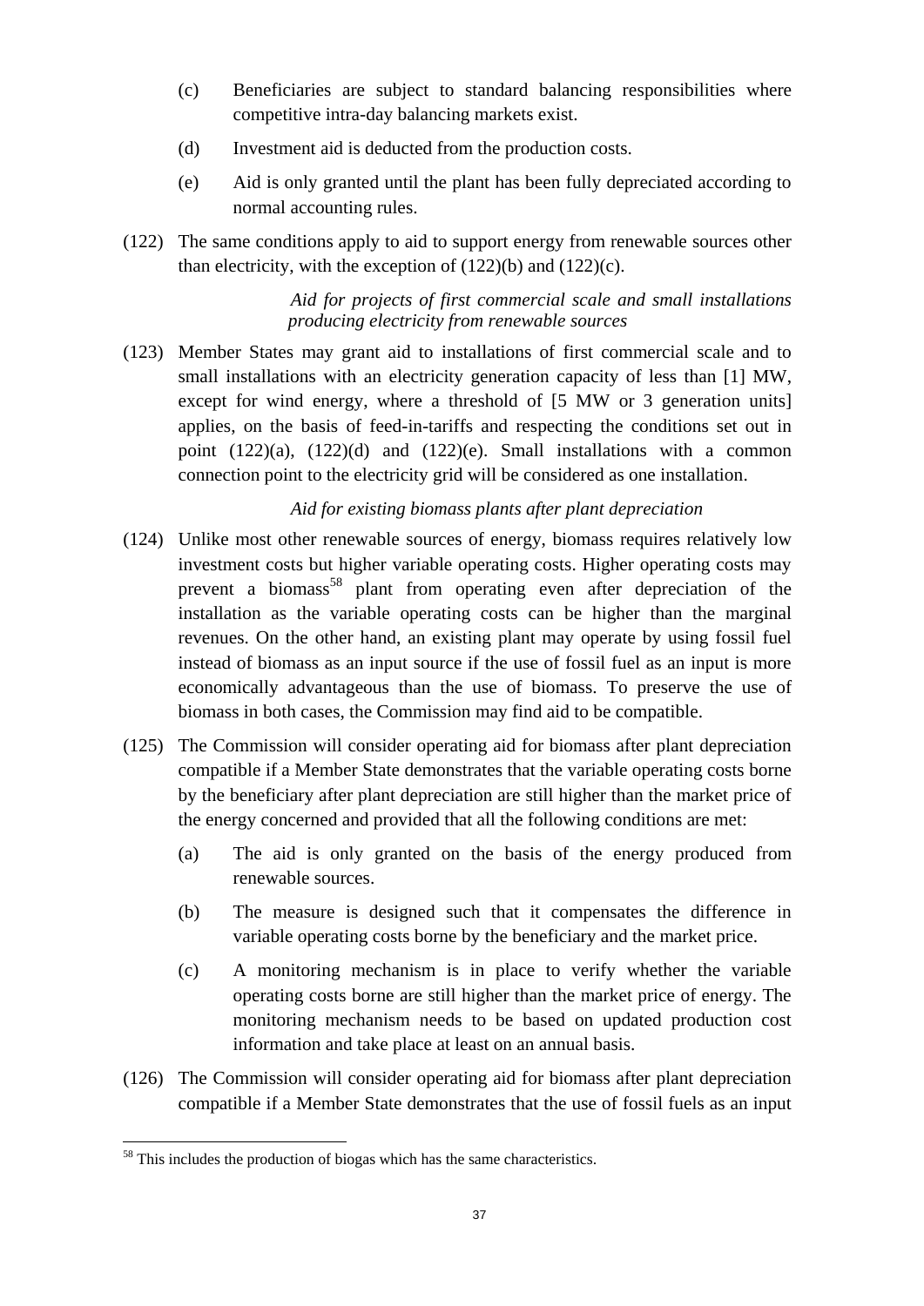(c) Beneficiaries are subject to standard balancing responsibilities where competitive intra-day balancing markets exist.

(d) Investment aid is deducted from the production costs.

(e) Aid is only granted until the plant has been fully depreciated according to normal accounting rules.

(122) The same conditions apply to aid to support energy from renewable sources other than electricity, with the exception of (122)(b) and (122)(c).

*Aid for projects of first commercial scale and small installations producing electricity from renewable sources*

(123) Member States may grant aid to installations of first commercial scale and to small installations with an electricity generation capacity of less than [1] MW, except for wind energy, where a threshold of [5 MW or 3 generation units] applies, on the basis of feed-in-tariffs and respecting the conditions set out in point (122)(a), (122)(d) and (122)(e). Small installations with a common connection point to the electricity grid will be considered as one installation.

*Aid for existing biomass plants after plant depreciation*

(124) Unlike most other renewable sources of energy, biomass requires relatively low investment costs but higher variable operating costs. Higher operating costs may prevent a biomass[58] plant from operating even after depreciation of the installation as the variable operating costs can be higher than the marginal revenues. On the other hand, an existing plant may operate by using fossil fuel instead of biomass as an input source if the use of fossil fuel as an input is more economically advantageous than the use of biomass. To preserve the use of biomass in both cases, the Commission may find aid to be compatible.

(125) The Commission will consider operating aid for biomass after plant depreciation compatible if a Member State demonstrates that the variable operating costs borne by the beneficiary after plant depreciation are still higher than the market price of the energy concerned and provided that all the following conditions are met:

(a) The aid is only granted on the basis of the energy produced from renewable sources.

(b) The measure is designed such that it compensates the difference in variable operating costs borne by the beneficiary and the market price.

(c) A monitoring mechanism is in place to verify whether the variable operating costs borne are still higher than the market price of energy. The monitoring mechanism needs to be based on updated production cost information and take place at least on an annual basis.

(126) The Commission will consider operating aid for biomass after plant depreciation compatible if a Member State demonstrates that the use of fossil fuels as an input

[58] This includes the production of biogas which has the same characteristics.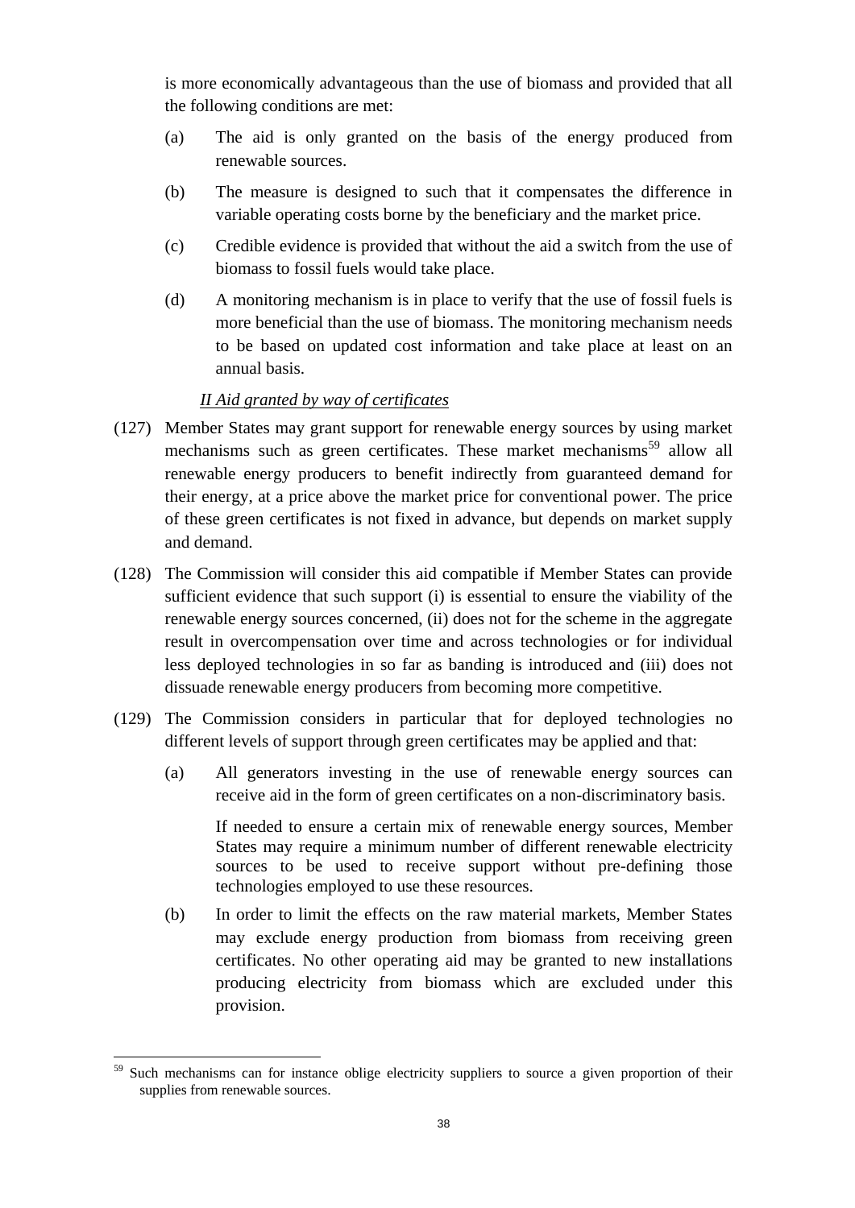is more economically advantageous than the use of biomass and provided that all the following conditions are met:

(a) The aid is only granted on the basis of the energy produced from renewable sources.

(b) The measure is designed to such that it compensates the difference in variable operating costs borne by the beneficiary and the market price.

(c) Credible evidence is provided that without the aid a switch from the use of biomass to fossil fuels would take place.

(d) A monitoring mechanism is in place to verify that the use of fossil fuels is more beneficial than the use of biomass. The monitoring mechanism needs to be based on updated cost information and take place at least on an annual basis.

*II Aid granted by way of certificates*

(127) Member States may grant support for renewable energy sources by using market mechanisms such as green certificates. These market mechanisms[59] allow all renewable energy producers to benefit indirectly from guaranteed demand for their energy, at a price above the market price for conventional power. The price of these green certificates is not fixed in advance, but depends on market supply and demand.

(128) The Commission will consider this aid compatible if Member States can provide sufficient evidence that such support (i) is essential to ensure the viability of the renewable energy sources concerned, (ii) does not for the scheme in the aggregate result in overcompensation over time and across technologies or for individual less deployed technologies in so far as banding is introduced and (iii) does not dissuade renewable energy producers from becoming more competitive.

(129) The Commission considers in particular that for deployed technologies no different levels of support through green certificates may be applied and that:

(a) All generators investing in the use of renewable energy sources can receive aid in the form of green certificates on a non-discriminatory basis.

If needed to ensure a certain mix of renewable energy sources, Member States may require a minimum number of different renewable electricity sources to be used to receive support without pre-defining those technologies employed to use these resources.

(b) In order to limit the effects on the raw material markets, Member States may exclude energy production from biomass from receiving green certificates. No other operating aid may be granted to new installations producing electricity from biomass which are excluded under this provision.

[59] Such mechanisms can for instance oblige electricity suppliers to source a given proportion of their supplies from renewable sources.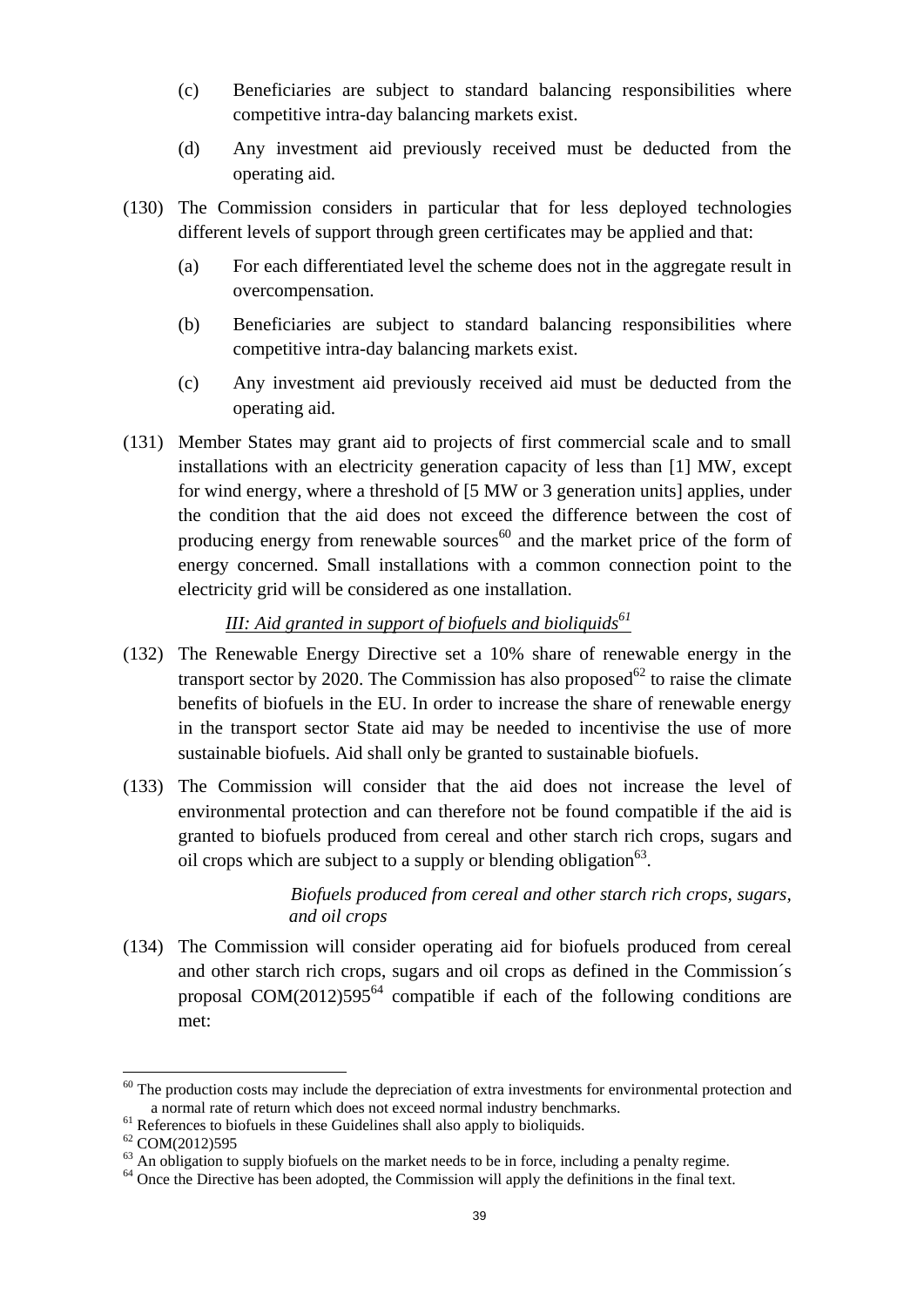(c) Beneficiaries are subject to standard balancing responsibilities where competitive intra-day balancing markets exist.

(d) Any investment aid previously received must be deducted from the operating aid.

(130) The Commission considers in particular that for less deployed technologies different levels of support through green certificates may be applied and that:

(a) For each differentiated level the scheme does not in the aggregate result in overcompensation.

(b) Beneficiaries are subject to standard balancing responsibilities where competitive intra-day balancing markets exist.

(c) Any investment aid previously received aid must be deducted from the operating aid.

(131) Member States may grant aid to projects of first commercial scale and to small installations with an electricity generation capacity of less than [1] MW, except for wind energy, where a threshold of [5 MW or 3 generation units] applies, under the condition that the aid does not exceed the difference between the cost of producing energy from renewable sources[60] and the market price of the form of energy concerned. Small installations with a common connection point to the electricity grid will be considered as one installation.

*III: Aid granted in support of biofuels and bioliquids*[61]

(132) The Renewable Energy Directive set a 10% share of renewable energy in the transport sector by 2020. The Commission has also proposed[62] to raise the climate benefits of biofuels in the EU. In order to increase the share of renewable energy in the transport sector State aid may be needed to incentivise the use of more sustainable biofuels. Aid shall only be granted to sustainable biofuels.

(133) The Commission will consider that the aid does not increase the level of environmental protection and can therefore not be found compatible if the aid is granted to biofuels produced from cereal and other starch rich crops, sugars and oil crops which are subject to a supply or blending obligation[63].

*Biofuels produced from cereal and other starch rich crops, sugars, and oil crops*

(134) The Commission will consider operating aid for biofuels produced from cereal and other starch rich crops, sugars and oil crops as defined in the Commission´s proposal COM(2012)595[64] compatible if each of the following conditions are met:

---

[60] The production costs may include the depreciation of extra investments for environmental protection and a normal rate of return which does not exceed normal industry benchmarks.

[61] References to biofuels in these Guidelines shall also apply to bioliquids.

[62] COM(2012)595

[63] An obligation to supply biofuels on the market needs to be in force, including a penalty regime.

[64] Once the Directive has been adopted, the Commission will apply the definitions in the final text.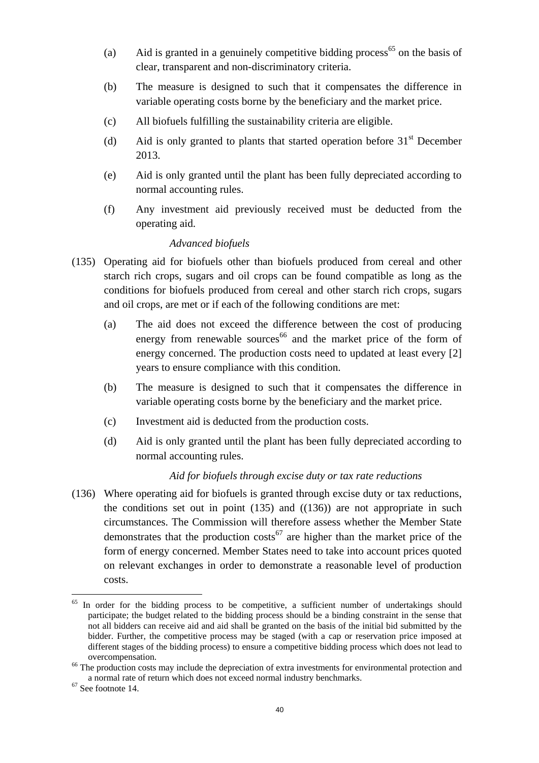(a) Aid is granted in a genuinely competitive bidding process[65] on the basis of clear, transparent and non-discriminatory criteria.

(b) The measure is designed to such that it compensates the difference in variable operating costs borne by the beneficiary and the market price.

(c) All biofuels fulfilling the sustainability criteria are eligible.

(d) Aid is only granted to plants that started operation before 31st December 2013.

(e) Aid is only granted until the plant has been fully depreciated according to normal accounting rules.

(f) Any investment aid previously received must be deducted from the operating aid.

*Advanced biofuels*

(135) Operating aid for biofuels other than biofuels produced from cereal and other starch rich crops, sugars and oil crops can be found compatible as long as the conditions for biofuels produced from cereal and other starch rich crops, sugars and oil crops, are met or if each of the following conditions are met:

(a) The aid does not exceed the difference between the cost of producing energy from renewable sources[66] and the market price of the form of energy concerned. The production costs need to updated at least every [2] years to ensure compliance with this condition.

(b) The measure is designed to such that it compensates the difference in variable operating costs borne by the beneficiary and the market price.

(c) Investment aid is deducted from the production costs.

(d) Aid is only granted until the plant has been fully depreciated according to normal accounting rules.

*Aid for biofuels through excise duty or tax rate reductions*

(136) Where operating aid for biofuels is granted through excise duty or tax reductions, the conditions set out in point (135) and ((136)) are not appropriate in such circumstances. The Commission will therefore assess whether the Member State demonstrates that the production costs[67] are higher than the market price of the form of energy concerned. Member States need to take into account prices quoted on relevant exchanges in order to demonstrate a reasonable level of production costs.

---

[65] In order for the bidding process to be competitive, a sufficient number of undertakings should participate; the budget related to the bidding process should be a binding constraint in the sense that not all bidders can receive aid and aid shall be granted on the basis of the initial bid submitted by the bidder. Further, the competitive process may be staged (with a cap or reservation price imposed at different stages of the bidding process) to ensure a competitive bidding process which does not lead to overcompensation.

[66] The production costs may include the depreciation of extra investments for environmental protection and a normal rate of return which does not exceed normal industry benchmarks.

[67] See footnote 14.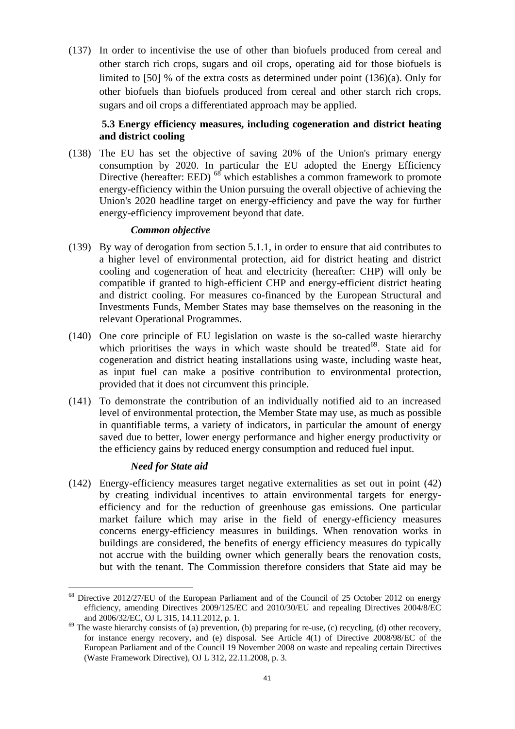(137) In order to incentivise the use of other than biofuels produced from cereal and other starch rich crops, sugars and oil crops, operating aid for those biofuels is limited to [50] % of the extra costs as determined under point (136)(a). Only for other biofuels than biofuels produced from cereal and other starch rich crops, sugars and oil crops a differentiated approach may be applied.

### 5.3 Energy efficiency measures, including cogeneration and district heating and district cooling

(138) The EU has set the objective of saving 20% of the Union's primary energy consumption by 2020. In particular the EU adopted the Energy Efficiency Directive (hereafter: EED) [68] which establishes a common framework to promote energy-efficiency within the Union pursuing the overall objective of achieving the Union's 2020 headline target on energy-efficiency and pave the way for further energy-efficiency improvement beyond that date.

***Common objective***

(139) By way of derogation from section 5.1.1, in order to ensure that aid contributes to a higher level of environmental protection, aid for district heating and district cooling and cogeneration of heat and electricity (hereafter: CHP) will only be compatible if granted to high-efficient CHP and energy-efficient district heating and district cooling. For measures co-financed by the European Structural and Investments Funds, Member States may base themselves on the reasoning in the relevant Operational Programmes.

(140) One core principle of EU legislation on waste is the so-called waste hierarchy which prioritises the ways in which waste should be treated[69]. State aid for cogeneration and district heating installations using waste, including waste heat, as input fuel can make a positive contribution to environmental protection, provided that it does not circumvent this principle.

(141) To demonstrate the contribution of an individually notified aid to an increased level of environmental protection, the Member State may use, as much as possible in quantifiable terms, a variety of indicators, in particular the amount of energy saved due to better, lower energy performance and higher energy productivity or the efficiency gains by reduced energy consumption and reduced fuel input.

***Need for State aid***

(142) Energy-efficiency measures target negative externalities as set out in point (42) by creating individual incentives to attain environmental targets for energy-efficiency and for the reduction of greenhouse gas emissions. One particular market failure which may arise in the field of energy-efficiency measures concerns energy-efficiency measures in buildings. When renovation works in buildings are considered, the benefits of energy efficiency measures do typically not accrue with the building owner which generally bears the renovation costs, but with the tenant. The Commission therefore considers that State aid may be

---

[68] Directive 2012/27/EU of the European Parliament and of the Council of 25 October 2012 on energy efficiency, amending Directives 2009/125/EC and 2010/30/EU and repealing Directives 2004/8/EC and 2006/32/EC, OJ L 315, 14.11.2012, p. 1.

[69] The waste hierarchy consists of (a) prevention, (b) preparing for re-use, (c) recycling, (d) other recovery, for instance energy recovery, and (e) disposal. See Article 4(1) of Directive 2008/98/EC of the European Parliament and of the Council 19 November 2008 on waste and repealing certain Directives (Waste Framework Directive), OJ L 312, 22.11.2008, p. 3.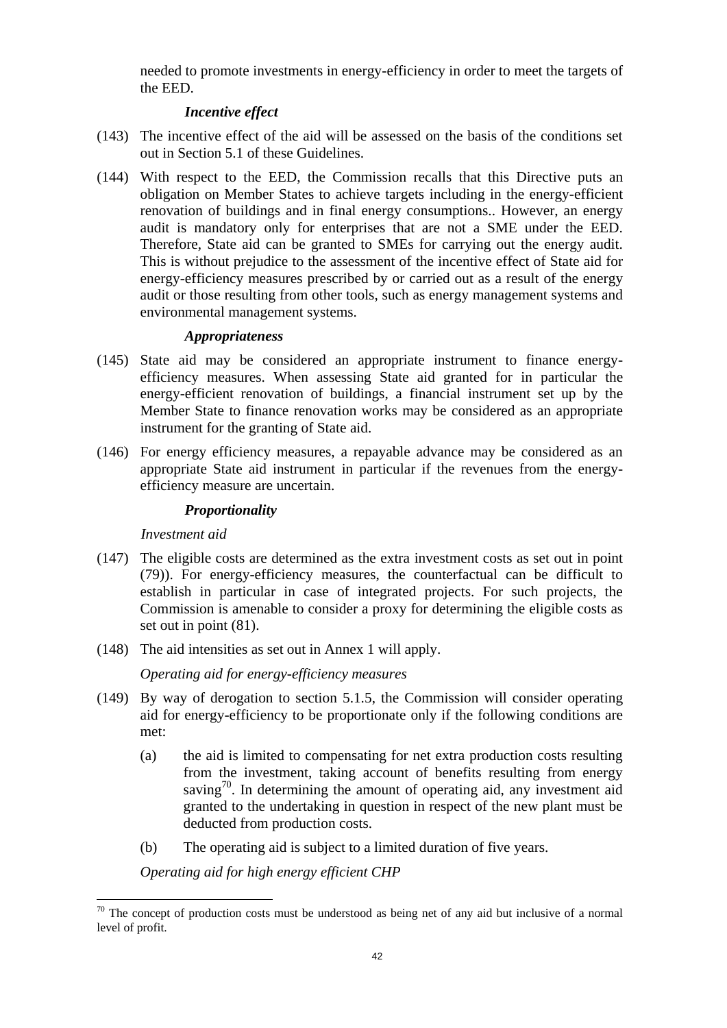needed to promote investments in energy-efficiency in order to meet the targets of the EED.

***Incentive effect***

(143) The incentive effect of the aid will be assessed on the basis of the conditions set out in Section 5.1 of these Guidelines.

(144) With respect to the EED, the Commission recalls that this Directive puts an obligation on Member States to achieve targets including in the energy-efficient renovation of buildings and in final energy consumptions.. However, an energy audit is mandatory only for enterprises that are not a SME under the EED. Therefore, State aid can be granted to SMEs for carrying out the energy audit. This is without prejudice to the assessment of the incentive effect of State aid for energy-efficiency measures prescribed by or carried out as a result of the energy audit or those resulting from other tools, such as energy management systems and environmental management systems.

***Appropriateness***

(145) State aid may be considered an appropriate instrument to finance energy-efficiency measures. When assessing State aid granted for in particular the energy-efficient renovation of buildings, a financial instrument set up by the Member State to finance renovation works may be considered as an appropriate instrument for the granting of State aid.

(146) For energy efficiency measures, a repayable advance may be considered as an appropriate State aid instrument in particular if the revenues from the energy-efficiency measure are uncertain.

***Proportionality***

*Investment aid*

(147) The eligible costs are determined as the extra investment costs as set out in point (79)). For energy-efficiency measures, the counterfactual can be difficult to establish in particular in case of integrated projects. For such projects, the Commission is amenable to consider a proxy for determining the eligible costs as set out in point (81).

(148) The aid intensities as set out in Annex 1 will apply.

*Operating aid for energy-efficiency measures*

(149) By way of derogation to section 5.1.5, the Commission will consider operating aid for energy-efficiency to be proportionate only if the following conditions are met:

(a) the aid is limited to compensating for net extra production costs resulting from the investment, taking account of benefits resulting from energy saving[70]. In determining the amount of operating aid, any investment aid granted to the undertaking in question in respect of the new plant must be deducted from production costs.

(b) The operating aid is subject to a limited duration of five years.

*Operating aid for high energy efficient CHP*

[70] The concept of production costs must be understood as being net of any aid but inclusive of a normal level of profit.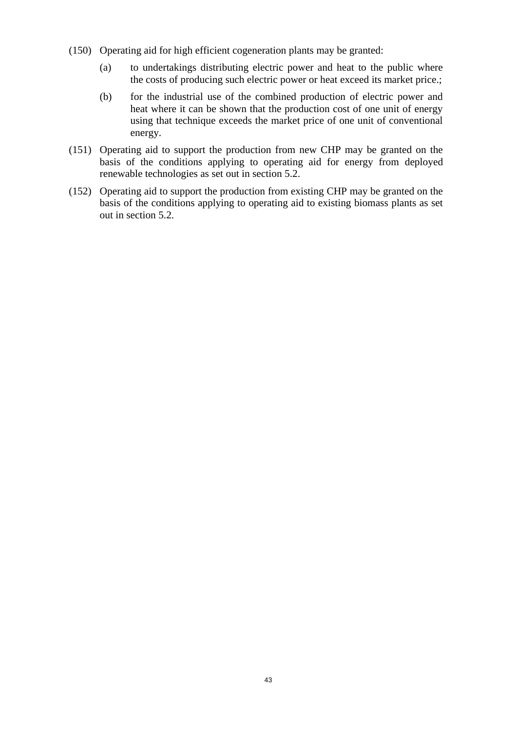(150) Operating aid for high efficient cogeneration plants may be granted:

(a) to undertakings distributing electric power and heat to the public where the costs of producing such electric power or heat exceed its market price.;

(b) for the industrial use of the combined production of electric power and heat where it can be shown that the production cost of one unit of energy using that technique exceeds the market price of one unit of conventional energy.

(151) Operating aid to support the production from new CHP may be granted on the basis of the conditions applying to operating aid for energy from deployed renewable technologies as set out in section 5.2.

(152) Operating aid to support the production from existing CHP may be granted on the basis of the conditions applying to operating aid to existing biomass plants as set out in section 5.2.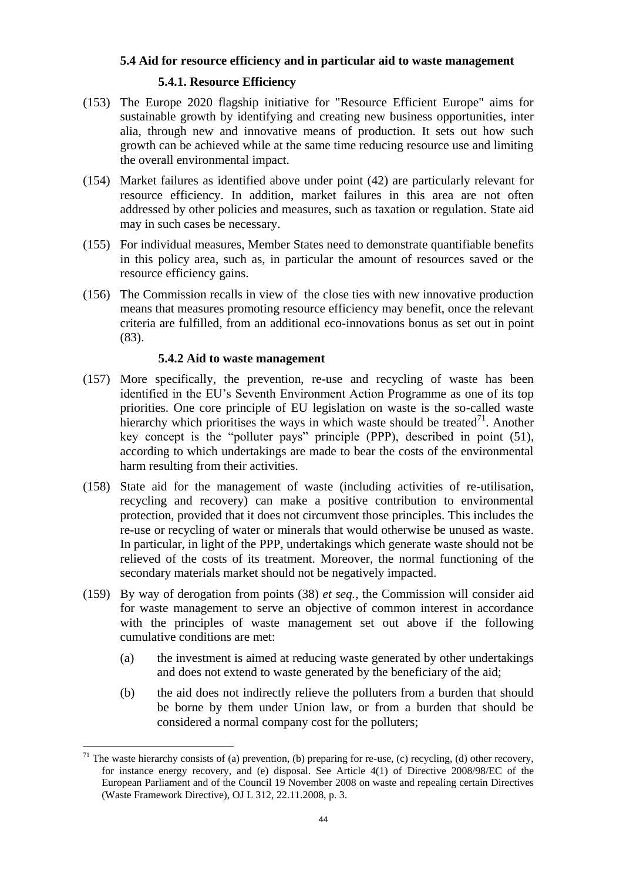### 5.4 Aid for resource efficiency and in particular aid to waste management

#### 5.4.1. Resource Efficiency

(153) The Europe 2020 flagship initiative for "Resource Efficient Europe" aims for sustainable growth by identifying and creating new business opportunities, inter alia, through new and innovative means of production. It sets out how such growth can be achieved while at the same time reducing resource use and limiting the overall environmental impact.

(154) Market failures as identified above under point (42) are particularly relevant for resource efficiency. In addition, market failures in this area are not often addressed by other policies and measures, such as taxation or regulation. State aid may in such cases be necessary.

(155) For individual measures, Member States need to demonstrate quantifiable benefits in this policy area, such as, in particular the amount of resources saved or the resource efficiency gains.

(156) The Commission recalls in view of the close ties with new innovative production means that measures promoting resource efficiency may benefit, once the relevant criteria are fulfilled, from an additional eco-innovations bonus as set out in point (83).

#### 5.4.2 Aid to waste management

(157) More specifically, the prevention, re-use and recycling of waste has been identified in the EU's Seventh Environment Action Programme as one of its top priorities. One core principle of EU legislation on waste is the so-called waste hierarchy which prioritises the ways in which waste should be treated[71]. Another key concept is the "polluter pays" principle (PPP), described in point (51), according to which undertakings are made to bear the costs of the environmental harm resulting from their activities.

(158) State aid for the management of waste (including activities of re-utilisation, recycling and recovery) can make a positive contribution to environmental protection, provided that it does not circumvent those principles. This includes the re-use or recycling of water or minerals that would otherwise be unused as waste. In particular, in light of the PPP, undertakings which generate waste should not be relieved of the costs of its treatment. Moreover, the normal functioning of the secondary materials market should not be negatively impacted.

(159) By way of derogation from points (38) *et seq.*, the Commission will consider aid for waste management to serve an objective of common interest in accordance with the principles of waste management set out above if the following cumulative conditions are met:

(a) the investment is aimed at reducing waste generated by other undertakings and does not extend to waste generated by the beneficiary of the aid;

(b) the aid does not indirectly relieve the polluters from a burden that should be borne by them under Union law, or from a burden that should be considered a normal company cost for the polluters;

---

[71] The waste hierarchy consists of (a) prevention, (b) preparing for re-use, (c) recycling, (d) other recovery, for instance energy recovery, and (e) disposal. See Article 4(1) of Directive 2008/98/EC of the European Parliament and of the Council 19 November 2008 on waste and repealing certain Directives (Waste Framework Directive), OJ L 312, 22.11.2008, p. 3.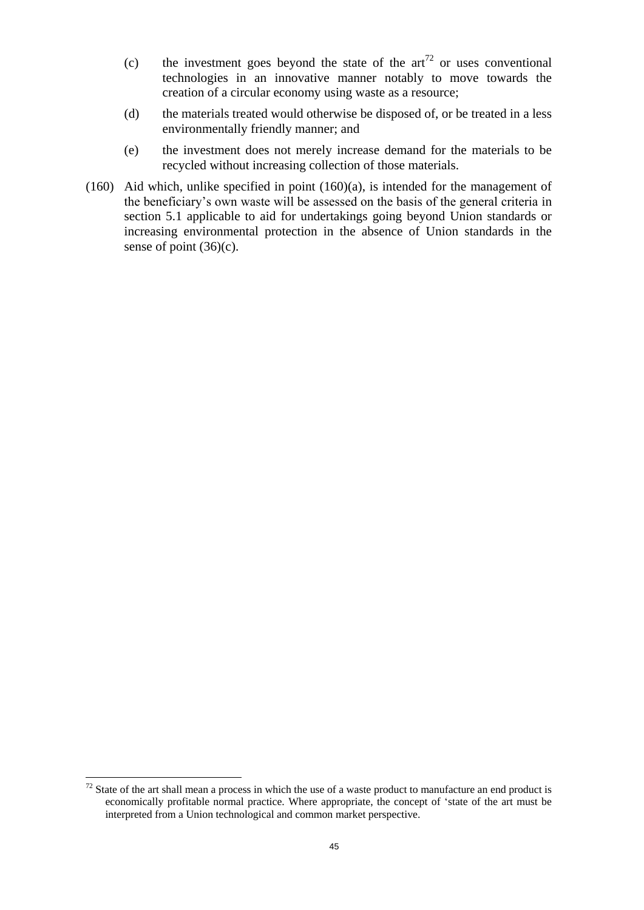(c) the investment goes beyond the state of the art[72] or uses conventional technologies in an innovative manner notably to move towards the creation of a circular economy using waste as a resource;

(d) the materials treated would otherwise be disposed of, or be treated in a less environmentally friendly manner; and

(e) the investment does not merely increase demand for the materials to be recycled without increasing collection of those materials.

(160) Aid which, unlike specified in point (160)(a), is intended for the management of the beneficiary's own waste will be assessed on the basis of the general criteria in section 5.1 applicable to aid for undertakings going beyond Union standards or increasing environmental protection in the absence of Union standards in the sense of point (36)(c).

[72] State of the art shall mean a process in which the use of a waste product to manufacture an end product is economically profitable normal practice. Where appropriate, the concept of 'state of the art must be interpreted from a Union technological and common market perspective.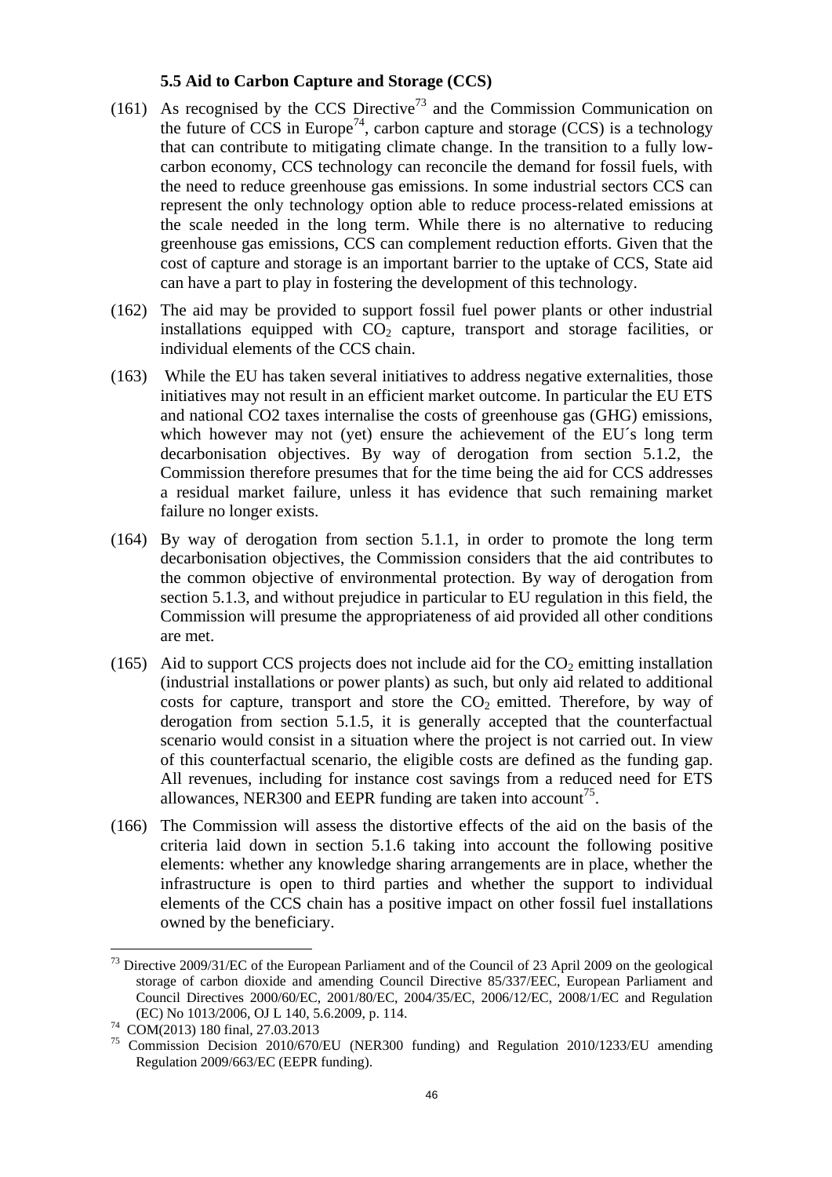### 5.5 Aid to Carbon Capture and Storage (CCS)

(161) As recognised by the CCS Directive[73] and the Commission Communication on the future of CCS in Europe[74], carbon capture and storage (CCS) is a technology that can contribute to mitigating climate change. In the transition to a fully low-carbon economy, CCS technology can reconcile the demand for fossil fuels, with the need to reduce greenhouse gas emissions. In some industrial sectors CCS can represent the only technology option able to reduce process-related emissions at the scale needed in the long term. While there is no alternative to reducing greenhouse gas emissions, CCS can complement reduction efforts. Given that the cost of capture and storage is an important barrier to the uptake of CCS, State aid can have a part to play in fostering the development of this technology.

(162) The aid may be provided to support fossil fuel power plants or other industrial installations equipped with $CO_2$ capture, transport and storage facilities, or individual elements of the CCS chain.

(163) While the EU has taken several initiatives to address negative externalities, those initiatives may not result in an efficient market outcome. In particular the EU ETS and national CO2 taxes internalise the costs of greenhouse gas (GHG) emissions, which however may not (yet) ensure the achievement of the EU´s long term decarbonisation objectives. By way of derogation from section 5.1.2, the Commission therefore presumes that for the time being the aid for CCS addresses a residual market failure, unless it has evidence that such remaining market failure no longer exists.

(164) By way of derogation from section 5.1.1, in order to promote the long term decarbonisation objectives, the Commission considers that the aid contributes to the common objective of environmental protection. By way of derogation from section 5.1.3, and without prejudice in particular to EU regulation in this field, the Commission will presume the appropriateness of aid provided all other conditions are met.

(165) Aid to support CCS projects does not include aid for the $CO_2$ emitting installation (industrial installations or power plants) as such, but only aid related to additional costs for capture, transport and store the $CO_2$ emitted. Therefore, by way of derogation from section 5.1.5, it is generally accepted that the counterfactual scenario would consist in a situation where the project is not carried out. In view of this counterfactual scenario, the eligible costs are defined as the funding gap. All revenues, including for instance cost savings from a reduced need for ETS allowances, NER300 and EEPR funding are taken into account[75].

(166) The Commission will assess the distortive effects of the aid on the basis of the criteria laid down in section 5.1.6 taking into account the following positive elements: whether any knowledge sharing arrangements are in place, whether the infrastructure is open to third parties and whether the support to individual elements of the CCS chain has a positive impact on other fossil fuel installations owned by the beneficiary.

---

[73] Directive 2009/31/EC of the European Parliament and of the Council of 23 April 2009 on the geological storage of carbon dioxide and amending Council Directive 85/337/EEC, European Parliament and Council Directives 2000/60/EC, 2001/80/EC, 2004/35/EC, 2006/12/EC, 2008/1/EC and Regulation (EC) No 1013/2006, OJ L 140, 5.6.2009, p. 114.

[74] COM(2013) 180 final, 27.03.2013

[75] Commission Decision 2010/670/EU (NER300 funding) and Regulation 2010/1233/EU amending Regulation 2009/663/EC (EEPR funding).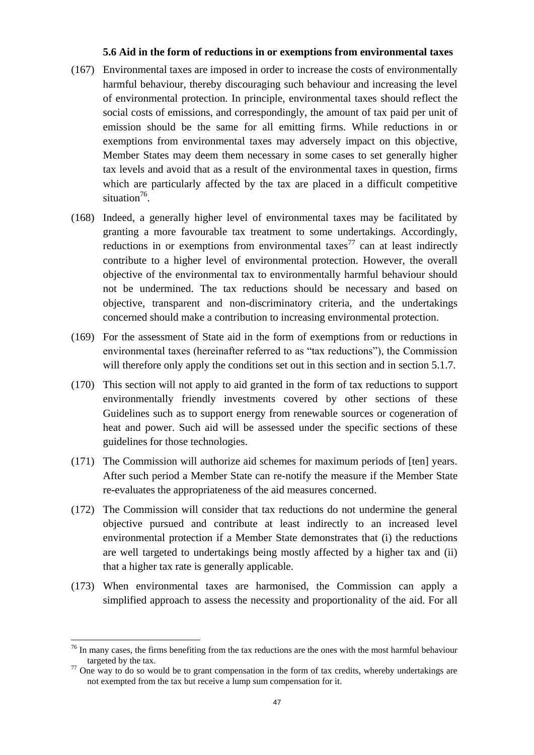### 5.6 Aid in the form of reductions in or exemptions from environmental taxes

(167) Environmental taxes are imposed in order to increase the costs of environmentally harmful behaviour, thereby discouraging such behaviour and increasing the level of environmental protection. In principle, environmental taxes should reflect the social costs of emissions, and correspondingly, the amount of tax paid per unit of emission should be the same for all emitting firms. While reductions in or exemptions from environmental taxes may adversely impact on this objective, Member States may deem them necessary in some cases to set generally higher tax levels and avoid that as a result of the environmental taxes in question, firms which are particularly affected by the tax are placed in a difficult competitive situation[76].

(168) Indeed, a generally higher level of environmental taxes may be facilitated by granting a more favourable tax treatment to some undertakings. Accordingly, reductions in or exemptions from environmental taxes[77] can at least indirectly contribute to a higher level of environmental protection. However, the overall objective of the environmental tax to environmentally harmful behaviour should not be undermined. The tax reductions should be necessary and based on objective, transparent and non-discriminatory criteria, and the undertakings concerned should make a contribution to increasing environmental protection.

(169) For the assessment of State aid in the form of exemptions from or reductions in environmental taxes (hereinafter referred to as "tax reductions"), the Commission will therefore only apply the conditions set out in this section and in section 5.1.7.

(170) This section will not apply to aid granted in the form of tax reductions to support environmentally friendly investments covered by other sections of these Guidelines such as to support energy from renewable sources or cogeneration of heat and power. Such aid will be assessed under the specific sections of these guidelines for those technologies.

(171) The Commission will authorize aid schemes for maximum periods of [ten] years. After such period a Member State can re-notify the measure if the Member State re-evaluates the appropriateness of the aid measures concerned.

(172) The Commission will consider that tax reductions do not undermine the general objective pursued and contribute at least indirectly to an increased level environmental protection if a Member State demonstrates that (i) the reductions are well targeted to undertakings being mostly affected by a higher tax and (ii) that a higher tax rate is generally applicable.

(173) When environmental taxes are harmonised, the Commission can apply a simplified approach to assess the necessity and proportionality of the aid. For all

---

[76] In many cases, the firms benefiting from the tax reductions are the ones with the most harmful behaviour targeted by the tax.

[77] One way to do so would be to grant compensation in the form of tax credits, whereby undertakings are not exempted from the tax but receive a lump sum compensation for it.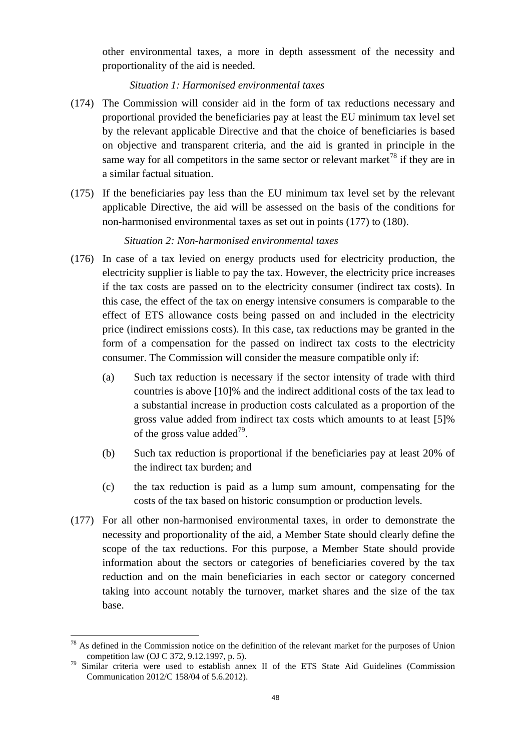other environmental taxes, a more in depth assessment of the necessity and proportionality of the aid is needed.

*Situation 1: Harmonised environmental taxes*

(174) The Commission will consider aid in the form of tax reductions necessary and proportional provided the beneficiaries pay at least the EU minimum tax level set by the relevant applicable Directive and that the choice of beneficiaries is based on objective and transparent criteria, and the aid is granted in principle in the same way for all competitors in the same sector or relevant market[78] if they are in a similar factual situation.

(175) If the beneficiaries pay less than the EU minimum tax level set by the relevant applicable Directive, the aid will be assessed on the basis of the conditions for non-harmonised environmental taxes as set out in points (177) to (180).

*Situation 2: Non-harmonised environmental taxes*

(176) In case of a tax levied on energy products used for electricity production, the electricity supplier is liable to pay the tax. However, the electricity price increases if the tax costs are passed on to the electricity consumer (indirect tax costs). In this case, the effect of the tax on energy intensive consumers is comparable to the effect of ETS allowance costs being passed on and included in the electricity price (indirect emissions costs). In this case, tax reductions may be granted in the form of a compensation for the passed on indirect tax costs to the electricity consumer. The Commission will consider the measure compatible only if:

(a) Such tax reduction is necessary if the sector intensity of trade with third countries is above [10]% and the indirect additional costs of the tax lead to a substantial increase in production costs calculated as a proportion of the gross value added from indirect tax costs which amounts to at least [5]% of the gross value added[79].

(b) Such tax reduction is proportional if the beneficiaries pay at least 20% of the indirect tax burden; and

(c) the tax reduction is paid as a lump sum amount, compensating for the costs of the tax based on historic consumption or production levels.

(177) For all other non-harmonised environmental taxes, in order to demonstrate the necessity and proportionality of the aid, a Member State should clearly define the scope of the tax reductions. For this purpose, a Member State should provide information about the sectors or categories of beneficiaries covered by the tax reduction and on the main beneficiaries in each sector or category concerned taking into account notably the turnover, market shares and the size of the tax base.

---

[78] As defined in the Commission notice on the definition of the relevant market for the purposes of Union competition law (OJ C 372, 9.12.1997, p. 5).

[79] Similar criteria were used to establish annex II of the ETS State Aid Guidelines (Commission Communication 2012/C 158/04 of 5.6.2012).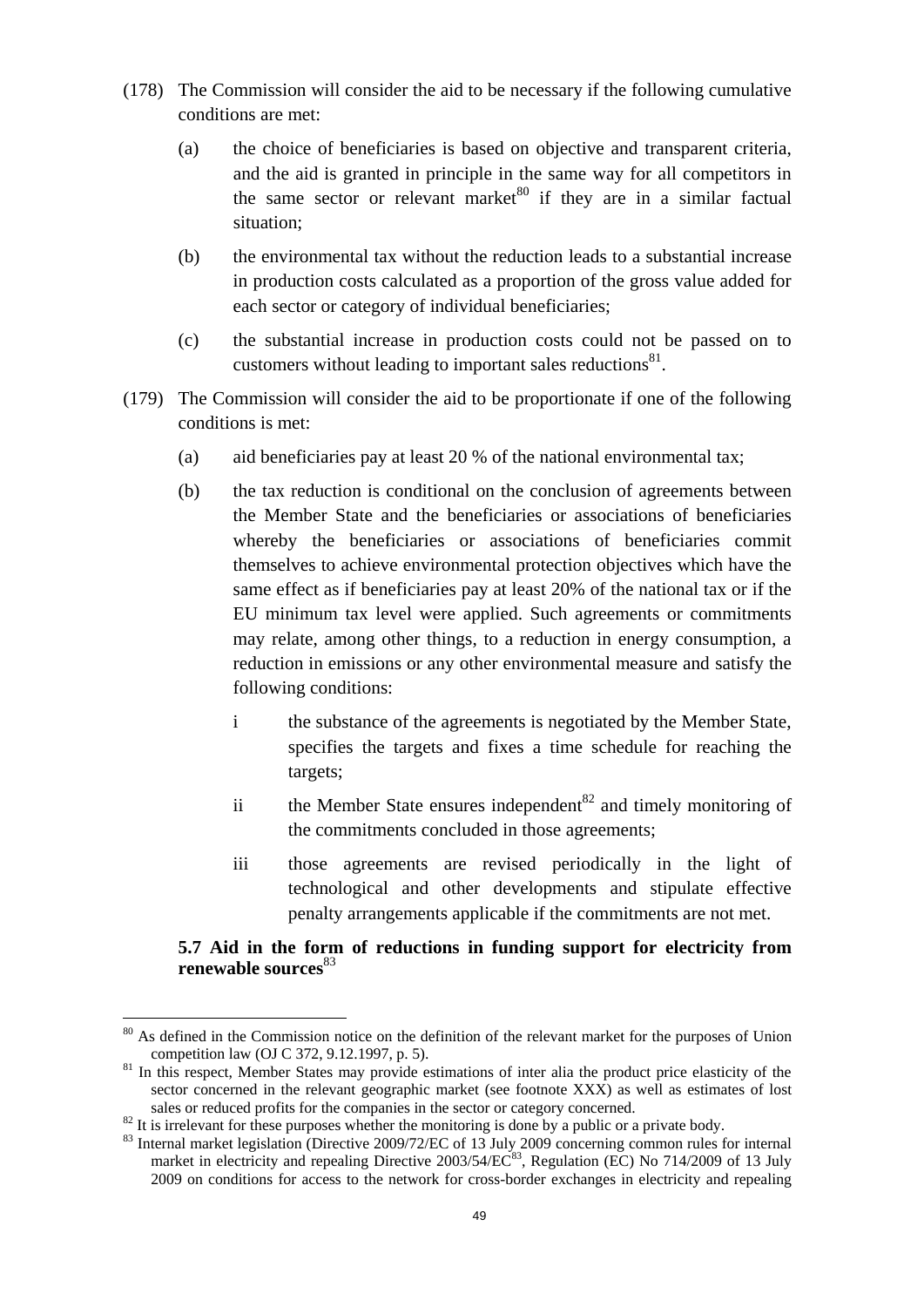(178) The Commission will consider the aid to be necessary if the following cumulative conditions are met:

(a) the choice of beneficiaries is based on objective and transparent criteria, and the aid is granted in principle in the same way for all competitors in the same sector or relevant market[80] if they are in a similar factual situation;

(b) the environmental tax without the reduction leads to a substantial increase in production costs calculated as a proportion of the gross value added for each sector or category of individual beneficiaries;

(c) the substantial increase in production costs could not be passed on to customers without leading to important sales reductions[81].

(179) The Commission will consider the aid to be proportionate if one of the following conditions is met:

(a) aid beneficiaries pay at least 20 % of the national environmental tax;

(b) the tax reduction is conditional on the conclusion of agreements between the Member State and the beneficiaries or associations of beneficiaries whereby the beneficiaries or associations of beneficiaries commit themselves to achieve environmental protection objectives which have the same effect as if beneficiaries pay at least 20% of the national tax or if the EU minimum tax level were applied. Such agreements or commitments may relate, among other things, to a reduction in energy consumption, a reduction in emissions or any other environmental measure and satisfy the following conditions:

i the substance of the agreements is negotiated by the Member State, specifies the targets and fixes a time schedule for reaching the targets;

ii the Member State ensures independent[82] and timely monitoring of the commitments concluded in those agreements;

iii those agreements are revised periodically in the light of technological and other developments and stipulate effective penalty arrangements applicable if the commitments are not met.

### 5.7 Aid in the form of reductions in funding support for electricity from renewable sources[83]

---

[80] As defined in the Commission notice on the definition of the relevant market for the purposes of Union competition law (OJ C 372, 9.12.1997, p. 5).

[81] In this respect, Member States may provide estimations of inter alia the product price elasticity of the sector concerned in the relevant geographic market (see footnote XXX) as well as estimates of lost sales or reduced profits for the companies in the sector or category concerned.

[82] It is irrelevant for these purposes whether the monitoring is done by a public or a private body.

[83] Internal market legislation (Directive 2009/72/EC of 13 July 2009 concerning common rules for internal market in electricity and repealing Directive 2003/54/EC[83], Regulation (EC) No 714/2009 of 13 July 2009 on conditions for access to the network for cross-border exchanges in electricity and repealing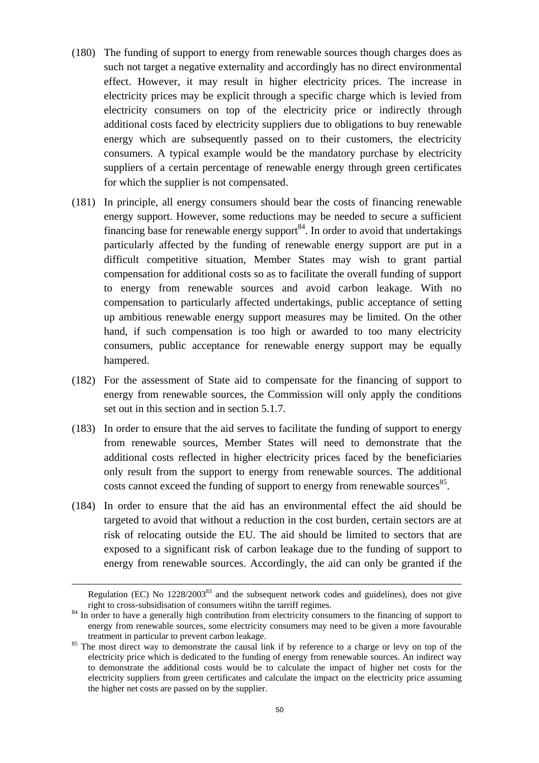(180) The funding of support to energy from renewable sources though charges does as such not target a negative externality and accordingly has no direct environmental effect. However, it may result in higher electricity prices. The increase in electricity prices may be explicit through a specific charge which is levied from electricity consumers on top of the electricity price or indirectly through additional costs faced by electricity suppliers due to obligations to buy renewable energy which are subsequently passed on to their customers, the electricity consumers. A typical example would be the mandatory purchase by electricity suppliers of a certain percentage of renewable energy through green certificates for which the supplier is not compensated.

(181) In principle, all energy consumers should bear the costs of financing renewable energy support. However, some reductions may be needed to secure a sufficient financing base for renewable energy support[84]. In order to avoid that undertakings particularly affected by the funding of renewable energy support are put in a difficult competitive situation, Member States may wish to grant partial compensation for additional costs so as to facilitate the overall funding of support to energy from renewable sources and avoid carbon leakage. With no compensation to particularly affected undertakings, public acceptance of setting up ambitious renewable energy support measures may be limited. On the other hand, if such compensation is too high or awarded to too many electricity consumers, public acceptance for renewable energy support may be equally hampered.

(182) For the assessment of State aid to compensate for the financing of support to energy from renewable sources, the Commission will only apply the conditions set out in this section and in section 5.1.7.

(183) In order to ensure that the aid serves to facilitate the funding of support to energy from renewable sources, Member States will need to demonstrate that the additional costs reflected in higher electricity prices faced by the beneficiaries only result from the support to energy from renewable sources. The additional costs cannot exceed the funding of support to energy from renewable sources[85].

(184) In order to ensure that the aid has an environmental effect the aid should be targeted to avoid that without a reduction in the cost burden, certain sectors are at risk of relocating outside the EU. The aid should be limited to sectors that are exposed to a significant risk of carbon leakage due to the funding of support to energy from renewable sources. Accordingly, the aid can only be granted if the

---

Regulation (EC) No 1228/2003[83] and the subsequent network codes and guidelines), does not give right to cross-subsidisation of consumers witihn the tarriff regimes.

[84] In order to have a generally high contribution from electricity consumers to the financing of support to energy from renewable sources, some electricity consumers may need to be given a more favourable treatment in particular to prevent carbon leakage.

[85] The most direct way to demonstrate the causal link if by reference to a charge or levy on top of the electricity price which is dedicated to the funding of energy from renewable sources. An indirect way to demonstrate the additional costs would be to calculate the impact of higher net costs for the electricity suppliers from green certificates and calculate the impact on the electricity price assuming the higher net costs are passed on by the supplier.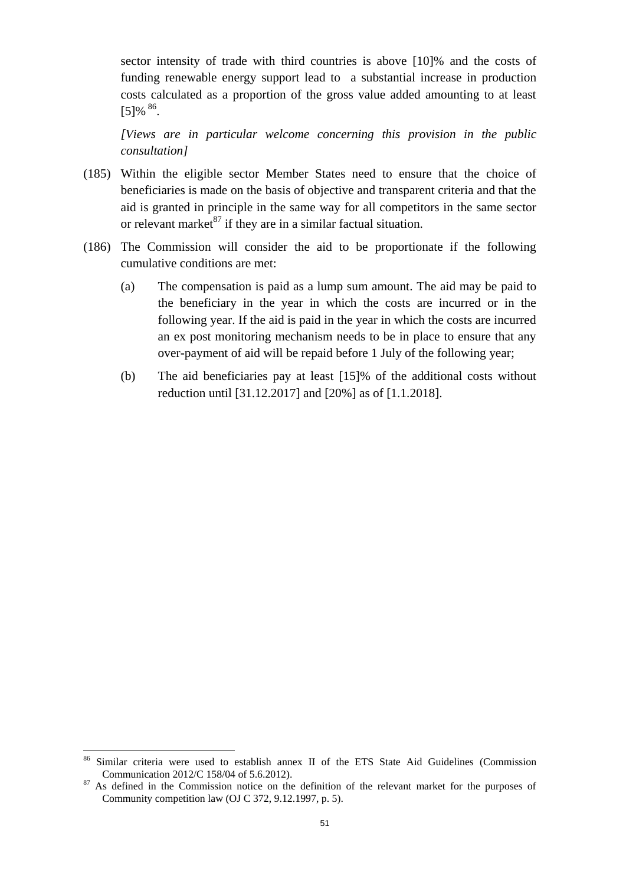sector intensity of trade with third countries is above [10]% and the costs of funding renewable energy support lead to a substantial increase in production costs calculated as a proportion of the gross value added amounting to at least [5]% [86].

*[Views are in particular welcome concerning this provision in the public consultation]*

(185) Within the eligible sector Member States need to ensure that the choice of beneficiaries is made on the basis of objective and transparent criteria and that the aid is granted in principle in the same way for all competitors in the same sector or relevant market[87] if they are in a similar factual situation.

(186) The Commission will consider the aid to be proportionate if the following cumulative conditions are met:

(a) The compensation is paid as a lump sum amount. The aid may be paid to the beneficiary in the year in which the costs are incurred or in the following year. If the aid is paid in the year in which the costs are incurred an ex post monitoring mechanism needs to be in place to ensure that any over-payment of aid will be repaid before 1 July of the following year;

(b) The aid beneficiaries pay at least [15]% of the additional costs without reduction until [31.12.2017] and [20%] as of [1.1.2018].

---

[86] Similar criteria were used to establish annex II of the ETS State Aid Guidelines (Commission Communication 2012/C 158/04 of 5.6.2012).

[87] As defined in the Commission notice on the definition of the relevant market for the purposes of Community competition law (OJ C 372, 9.12.1997, p. 5).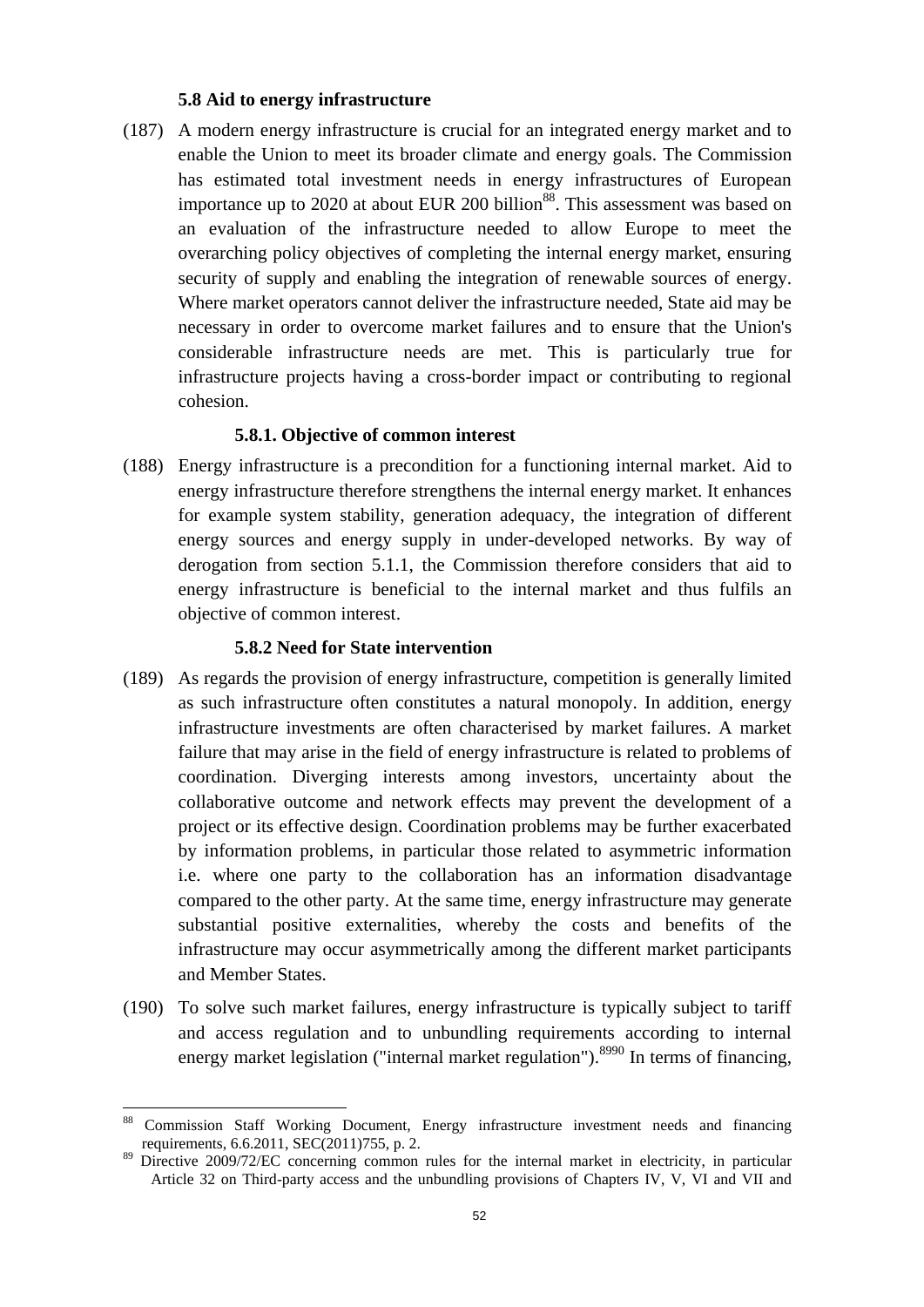### 5.8 Aid to energy infrastructure

(187) A modern energy infrastructure is crucial for an integrated energy market and to enable the Union to meet its broader climate and energy goals. The Commission has estimated total investment needs in energy infrastructures of European importance up to 2020 at about EUR 200 billion[88]. This assessment was based on an evaluation of the infrastructure needed to allow Europe to meet the overarching policy objectives of completing the internal energy market, ensuring security of supply and enabling the integration of renewable sources of energy. Where market operators cannot deliver the infrastructure needed, State aid may be necessary in order to overcome market failures and to ensure that the Union's considerable infrastructure needs are met. This is particularly true for infrastructure projects having a cross-border impact or contributing to regional cohesion.

#### 5.8.1. Objective of common interest

(188) Energy infrastructure is a precondition for a functioning internal market. Aid to energy infrastructure therefore strengthens the internal energy market. It enhances for example system stability, generation adequacy, the integration of different energy sources and energy supply in under-developed networks. By way of derogation from section 5.1.1, the Commission therefore considers that aid to energy infrastructure is beneficial to the internal market and thus fulfils an objective of common interest.

#### 5.8.2 Need for State intervention

(189) As regards the provision of energy infrastructure, competition is generally limited as such infrastructure often constitutes a natural monopoly. In addition, energy infrastructure investments are often characterised by market failures. A market failure that may arise in the field of energy infrastructure is related to problems of coordination. Diverging interests among investors, uncertainty about the collaborative outcome and network effects may prevent the development of a project or its effective design. Coordination problems may be further exacerbated by information problems, in particular those related to asymmetric information i.e. where one party to the collaboration has an information disadvantage compared to the other party. At the same time, energy infrastructure may generate substantial positive externalities, whereby the costs and benefits of the infrastructure may occur asymmetrically among the different market participants and Member States.

(190) To solve such market failures, energy infrastructure is typically subject to tariff and access regulation and to unbundling requirements according to internal energy market legislation ("internal market regulation").[89][90] In terms of financing,

---

[88] Commission Staff Working Document, Energy infrastructure investment needs and financing requirements, 6.6.2011, SEC(2011)755, p. 2.

[89] Directive 2009/72/EC concerning common rules for the internal market in electricity, in particular Article 32 on Third-party access and the unbundling provisions of Chapters IV, V, VI and VII and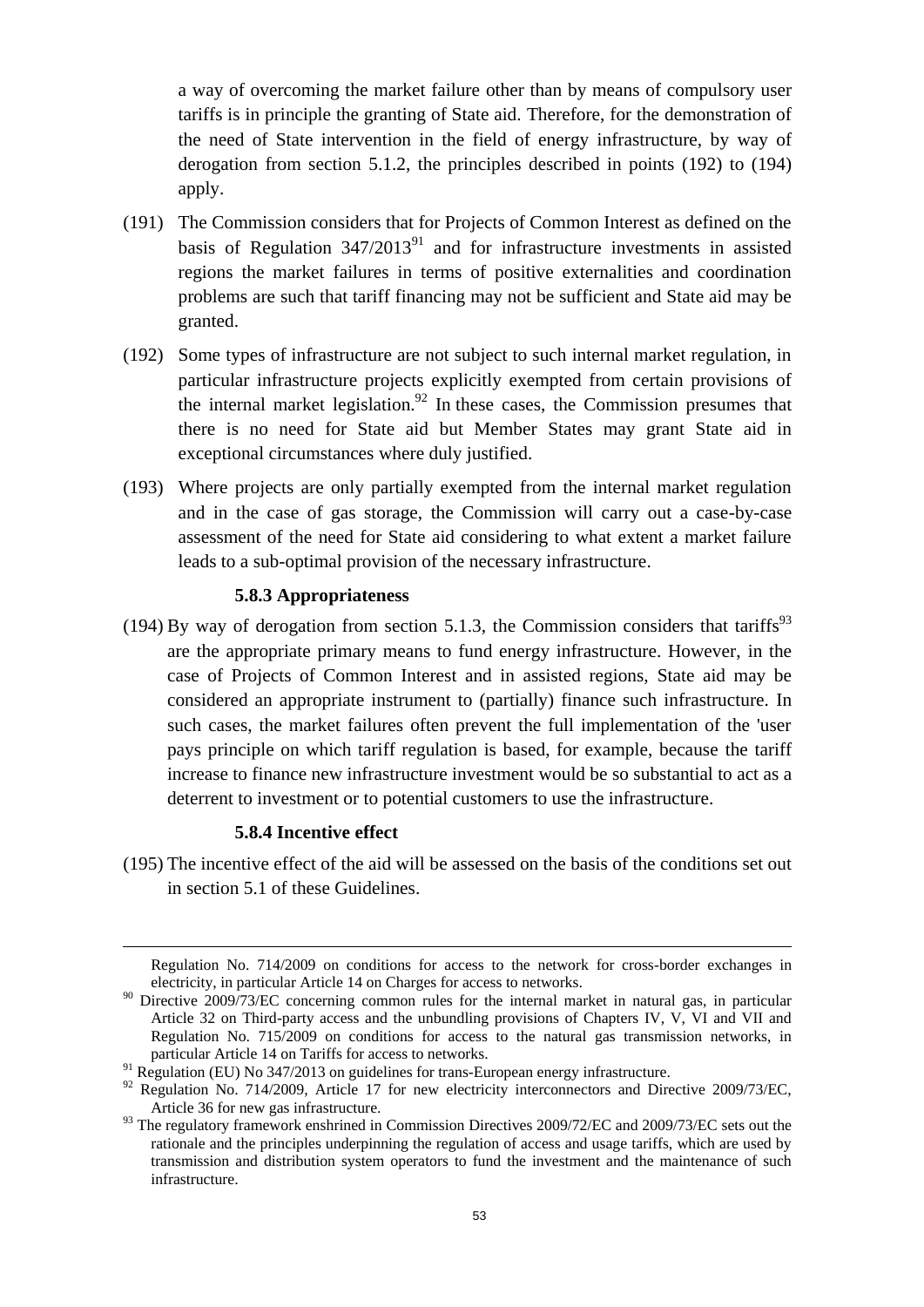a way of overcoming the market failure other than by means of compulsory user tariffs is in principle the granting of State aid. Therefore, for the demonstration of the need of State intervention in the field of energy infrastructure, by way of derogation from section 5.1.2, the principles described in points (192) to (194) apply.

(191) The Commission considers that for Projects of Common Interest as defined on the basis of Regulation 347/2013[91] and for infrastructure investments in assisted regions the market failures in terms of positive externalities and coordination problems are such that tariff financing may not be sufficient and State aid may be granted.

(192) Some types of infrastructure are not subject to such internal market regulation, in particular infrastructure projects explicitly exempted from certain provisions of the internal market legislation.[92] In these cases, the Commission presumes that there is no need for State aid but Member States may grant State aid in exceptional circumstances where duly justified.

(193) Where projects are only partially exempted from the internal market regulation and in the case of gas storage, the Commission will carry out a case-by-case assessment of the need for State aid considering to what extent a market failure leads to a sub-optimal provision of the necessary infrastructure.

#### 5.8.3 Appropriateness

(194) By way of derogation from section 5.1.3, the Commission considers that tariffs[93] are the appropriate primary means to fund energy infrastructure. However, in the case of Projects of Common Interest and in assisted regions, State aid may be considered an appropriate instrument to (partially) finance such infrastructure. In such cases, the market failures often prevent the full implementation of the 'user pays principle on which tariff regulation is based, for example, because the tariff increase to finance new infrastructure investment would be so substantial to act as a deterrent to investment or to potential customers to use the infrastructure.

#### 5.8.4 Incentive effect

(195) The incentive effect of the aid will be assessed on the basis of the conditions set out in section 5.1 of these Guidelines.

---

Regulation No. 714/2009 on conditions for access to the network for cross-border exchanges in electricity, in particular Article 14 on Charges for access to networks.

[90] Directive 2009/73/EC concerning common rules for the internal market in natural gas, in particular Article 32 on Third-party access and the unbundling provisions of Chapters IV, V, VI and VII and Regulation No. 715/2009 on conditions for access to the natural gas transmission networks, in particular Article 14 on Tariffs for access to networks.

[91] Regulation (EU) No 347/2013 on guidelines for trans-European energy infrastructure.

[92] Regulation No. 714/2009, Article 17 for new electricity interconnectors and Directive 2009/73/EC, Article 36 for new gas infrastructure.

[93] The regulatory framework enshrined in Commission Directives 2009/72/EC and 2009/73/EC sets out the rationale and the principles underpinning the regulation of access and usage tariffs, which are used by transmission and distribution system operators to fund the investment and the maintenance of such infrastructure.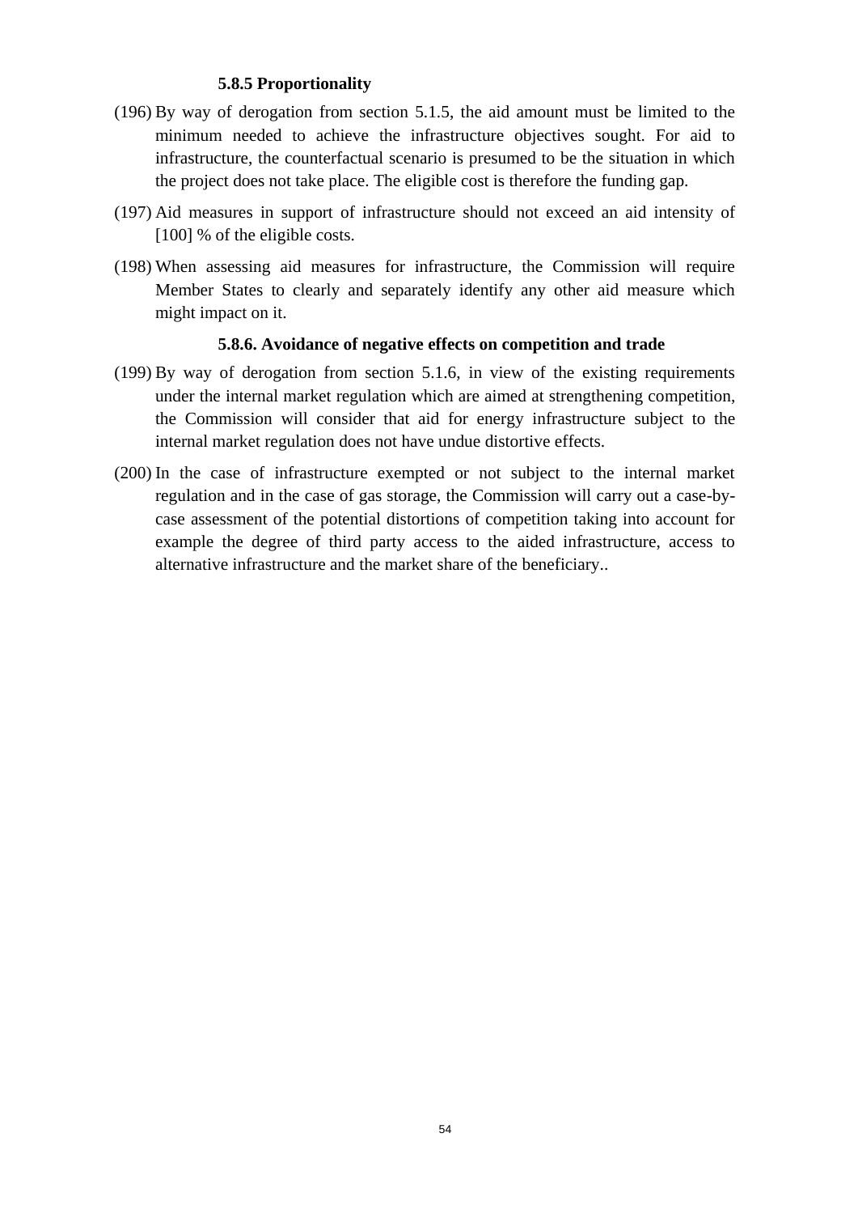#### 5.8.5 Proportionality

(196) By way of derogation from section 5.1.5, the aid amount must be limited to the minimum needed to achieve the infrastructure objectives sought. For aid to infrastructure, the counterfactual scenario is presumed to be the situation in which the project does not take place. The eligible cost is therefore the funding gap.

(197) Aid measures in support of infrastructure should not exceed an aid intensity of [100] % of the eligible costs.

(198) When assessing aid measures for infrastructure, the Commission will require Member States to clearly and separately identify any other aid measure which might impact on it.

#### 5.8.6. Avoidance of negative effects on competition and trade

(199) By way of derogation from section 5.1.6, in view of the existing requirements under the internal market regulation which are aimed at strengthening competition, the Commission will consider that aid for energy infrastructure subject to the internal market regulation does not have undue distortive effects.

(200) In the case of infrastructure exempted or not subject to the internal market regulation and in the case of gas storage, the Commission will carry out a case-by-case assessment of the potential distortions of competition taking into account for example the degree of third party access to the aided infrastructure, access to alternative infrastructure and the market share of the beneficiary..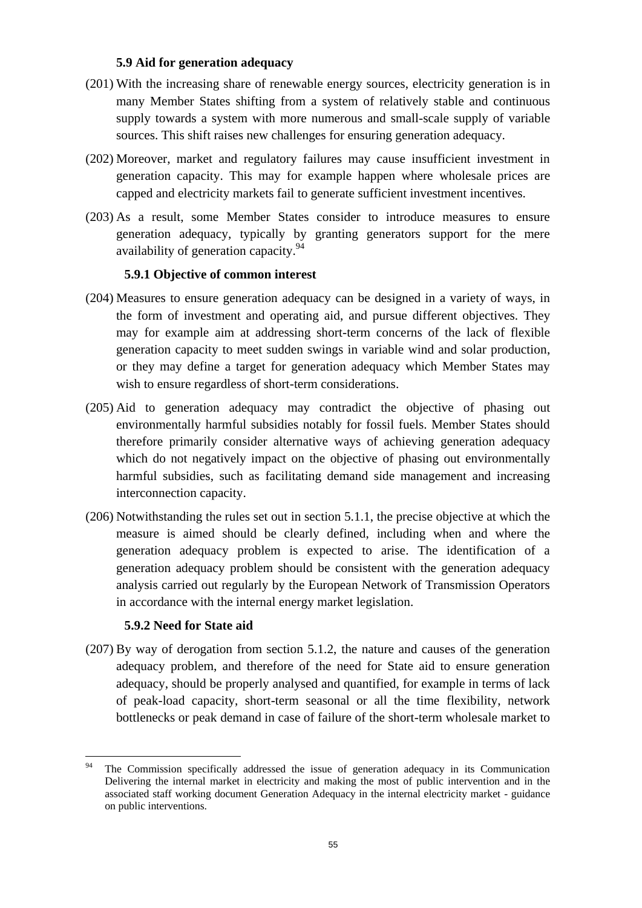### 5.9 Aid for generation adequacy

(201) With the increasing share of renewable energy sources, electricity generation is in many Member States shifting from a system of relatively stable and continuous supply towards a system with more numerous and small-scale supply of variable sources. This shift raises new challenges for ensuring generation adequacy.

(202) Moreover, market and regulatory failures may cause insufficient investment in generation capacity. This may for example happen where wholesale prices are capped and electricity markets fail to generate sufficient investment incentives.

(203) As a result, some Member States consider to introduce measures to ensure generation adequacy, typically by granting generators support for the mere availability of generation capacity.[94]

#### 5.9.1 Objective of common interest

(204) Measures to ensure generation adequacy can be designed in a variety of ways, in the form of investment and operating aid, and pursue different objectives. They may for example aim at addressing short-term concerns of the lack of flexible generation capacity to meet sudden swings in variable wind and solar production, or they may define a target for generation adequacy which Member States may wish to ensure regardless of short-term considerations.

(205) Aid to generation adequacy may contradict the objective of phasing out environmentally harmful subsidies notably for fossil fuels. Member States should therefore primarily consider alternative ways of achieving generation adequacy which do not negatively impact on the objective of phasing out environmentally harmful subsidies, such as facilitating demand side management and increasing interconnection capacity.

(206) Notwithstanding the rules set out in section 5.1.1, the precise objective at which the measure is aimed should be clearly defined, including when and where the generation adequacy problem is expected to arise. The identification of a generation adequacy problem should be consistent with the generation adequacy analysis carried out regularly by the European Network of Transmission Operators in accordance with the internal energy market legislation.

#### 5.9.2 Need for State aid

(207) By way of derogation from section 5.1.2, the nature and causes of the generation adequacy problem, and therefore of the need for State aid to ensure generation adequacy, should be properly analysed and quantified, for example in terms of lack of peak-load capacity, short-term seasonal or all the time flexibility, network bottlenecks or peak demand in case of failure of the short-term wholesale market to

---

[94] The Commission specifically addressed the issue of generation adequacy in its Communication Delivering the internal market in electricity and making the most of public intervention and in the associated staff working document Generation Adequacy in the internal electricity market - guidance on public interventions.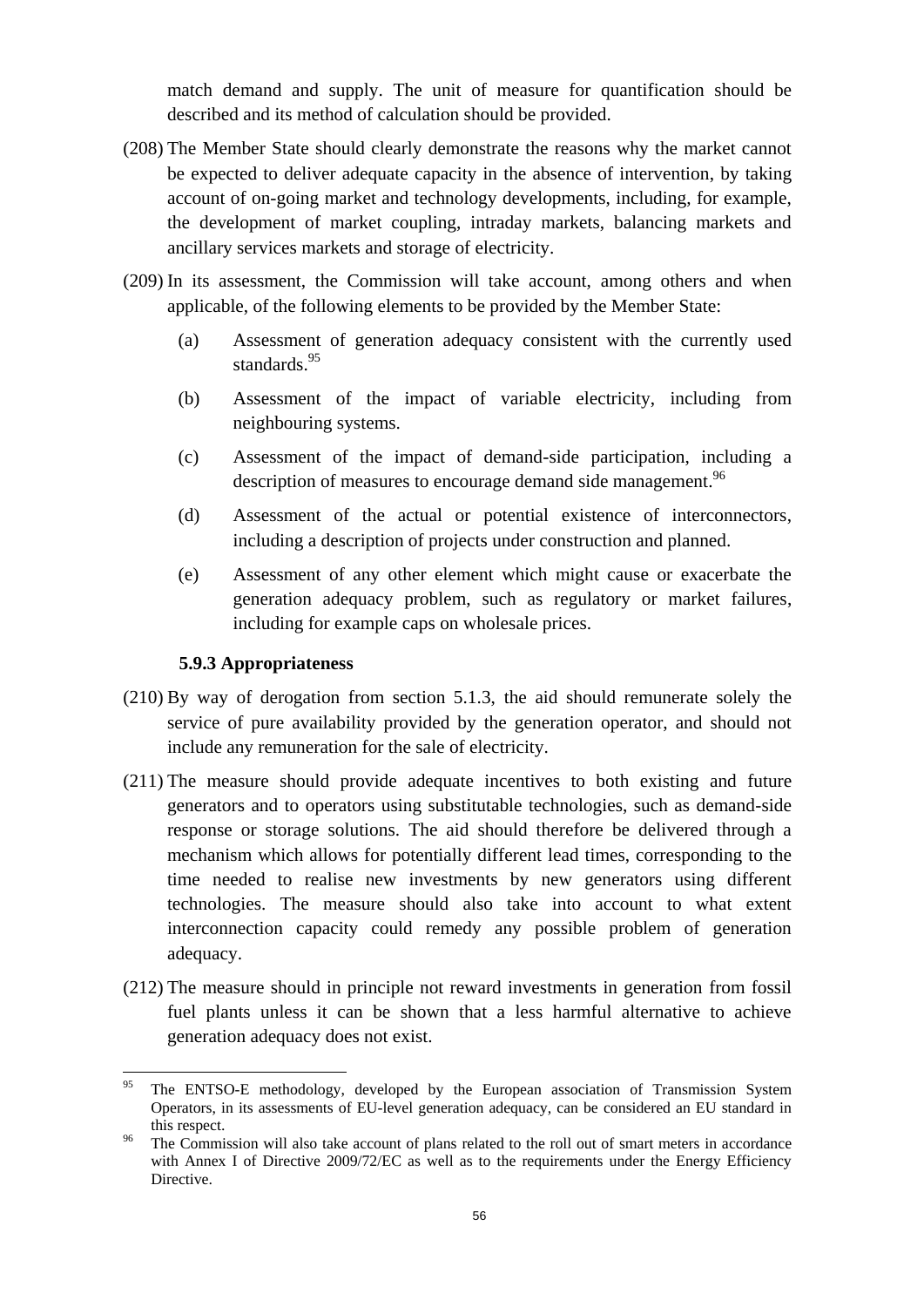match demand and supply. The unit of measure for quantification should be described and its method of calculation should be provided.

(208) The Member State should clearly demonstrate the reasons why the market cannot be expected to deliver adequate capacity in the absence of intervention, by taking account of on-going market and technology developments, including, for example, the development of market coupling, intraday markets, balancing markets and ancillary services markets and storage of electricity.

(209) In its assessment, the Commission will take account, among others and when applicable, of the following elements to be provided by the Member State:

(a) Assessment of generation adequacy consistent with the currently used standards.[95]

(b) Assessment of the impact of variable electricity, including from neighbouring systems.

(c) Assessment of the impact of demand-side participation, including a description of measures to encourage demand side management.[96]

(d) Assessment of the actual or potential existence of interconnectors, including a description of projects under construction and planned.

(e) Assessment of any other element which might cause or exacerbate the generation adequacy problem, such as regulatory or market failures, including for example caps on wholesale prices.

### 5.9.3 Appropriateness

(210) By way of derogation from section 5.1.3, the aid should remunerate solely the service of pure availability provided by the generation operator, and should not include any remuneration for the sale of electricity.

(211) The measure should provide adequate incentives to both existing and future generators and to operators using substitutable technologies, such as demand-side response or storage solutions. The aid should therefore be delivered through a mechanism which allows for potentially different lead times, corresponding to the time needed to realise new investments by new generators using different technologies. The measure should also take into account to what extent interconnection capacity could remedy any possible problem of generation adequacy.

(212) The measure should in principle not reward investments in generation from fossil fuel plants unless it can be shown that a less harmful alternative to achieve generation adequacy does not exist.

---

[95] The ENTSO-E methodology, developed by the European association of Transmission System Operators, in its assessments of EU-level generation adequacy, can be considered an EU standard in this respect.

[96] The Commission will also take account of plans related to the roll out of smart meters in accordance with Annex I of Directive 2009/72/EC as well as to the requirements under the Energy Efficiency Directive.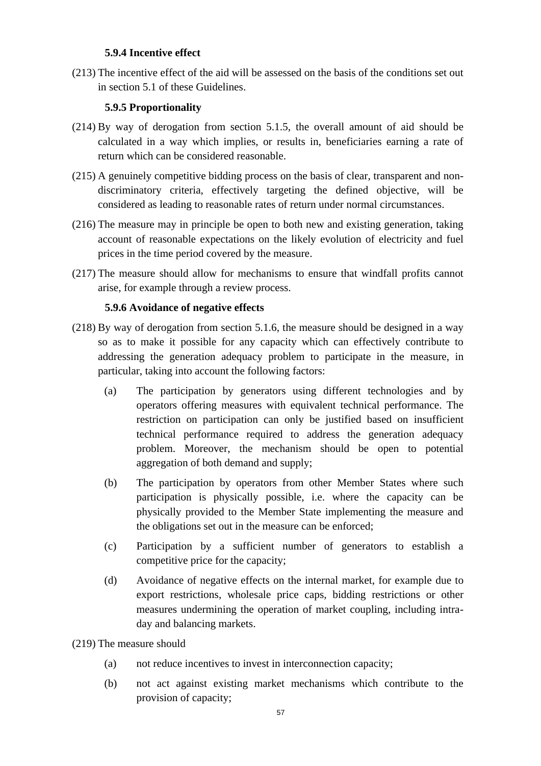### 5.9.4 Incentive effect

(213) The incentive effect of the aid will be assessed on the basis of the conditions set out in section 5.1 of these Guidelines.

### 5.9.5 Proportionality

(214) By way of derogation from section 5.1.5, the overall amount of aid should be calculated in a way which implies, or results in, beneficiaries earning a rate of return which can be considered reasonable.

(215) A genuinely competitive bidding process on the basis of clear, transparent and non-discriminatory criteria, effectively targeting the defined objective, will be considered as leading to reasonable rates of return under normal circumstances.

(216) The measure may in principle be open to both new and existing generation, taking account of reasonable expectations on the likely evolution of electricity and fuel prices in the time period covered by the measure.

(217) The measure should allow for mechanisms to ensure that windfall profits cannot arise, for example through a review process.

### 5.9.6 Avoidance of negative effects

(218) By way of derogation from section 5.1.6, the measure should be designed in a way so as to make it possible for any capacity which can effectively contribute to addressing the generation adequacy problem to participate in the measure, in particular, taking into account the following factors:

(a) The participation by generators using different technologies and by operators offering measures with equivalent technical performance. The restriction on participation can only be justified based on insufficient technical performance required to address the generation adequacy problem. Moreover, the mechanism should be open to potential aggregation of both demand and supply;

(b) The participation by operators from other Member States where such participation is physically possible, i.e. where the capacity can be physically provided to the Member State implementing the measure and the obligations set out in the measure can be enforced;

(c) Participation by a sufficient number of generators to establish a competitive price for the capacity;

(d) Avoidance of negative effects on the internal market, for example due to export restrictions, wholesale price caps, bidding restrictions or other measures undermining the operation of market coupling, including intra-day and balancing markets.

(219) The measure should

(a) not reduce incentives to invest in interconnection capacity;

(b) not act against existing market mechanisms which contribute to the provision of capacity;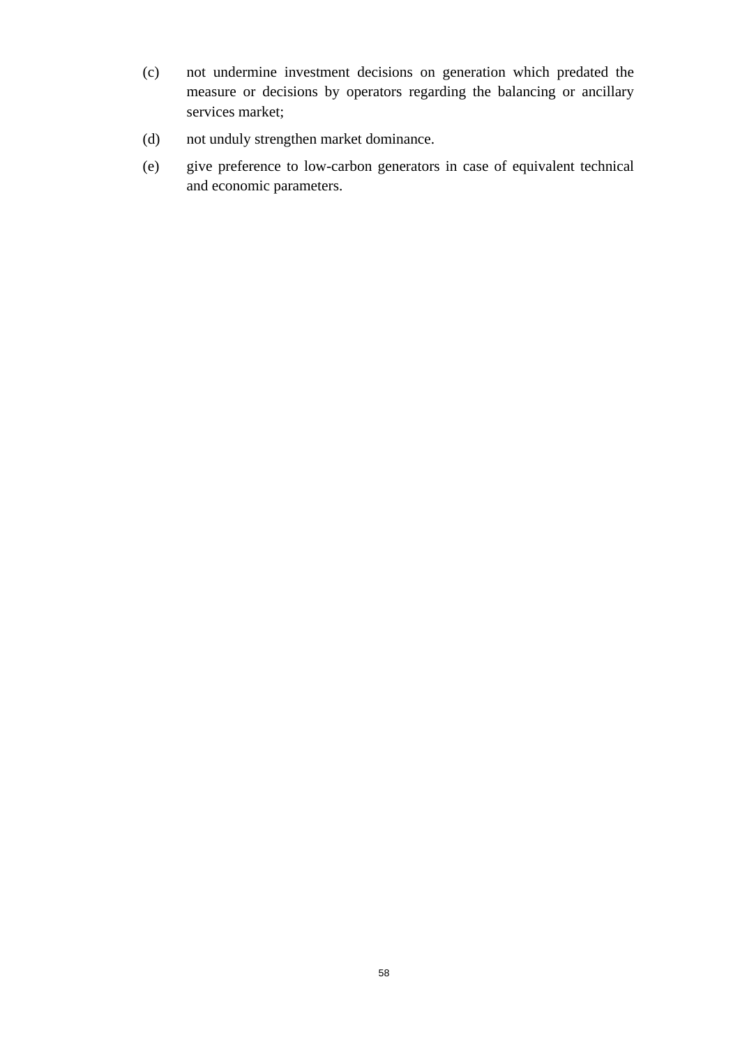(c) not undermine investment decisions on generation which predated the measure or decisions by operators regarding the balancing or ancillary services market;

(d) not unduly strengthen market dominance.

(e) give preference to low-carbon generators in case of equivalent technical and economic parameters.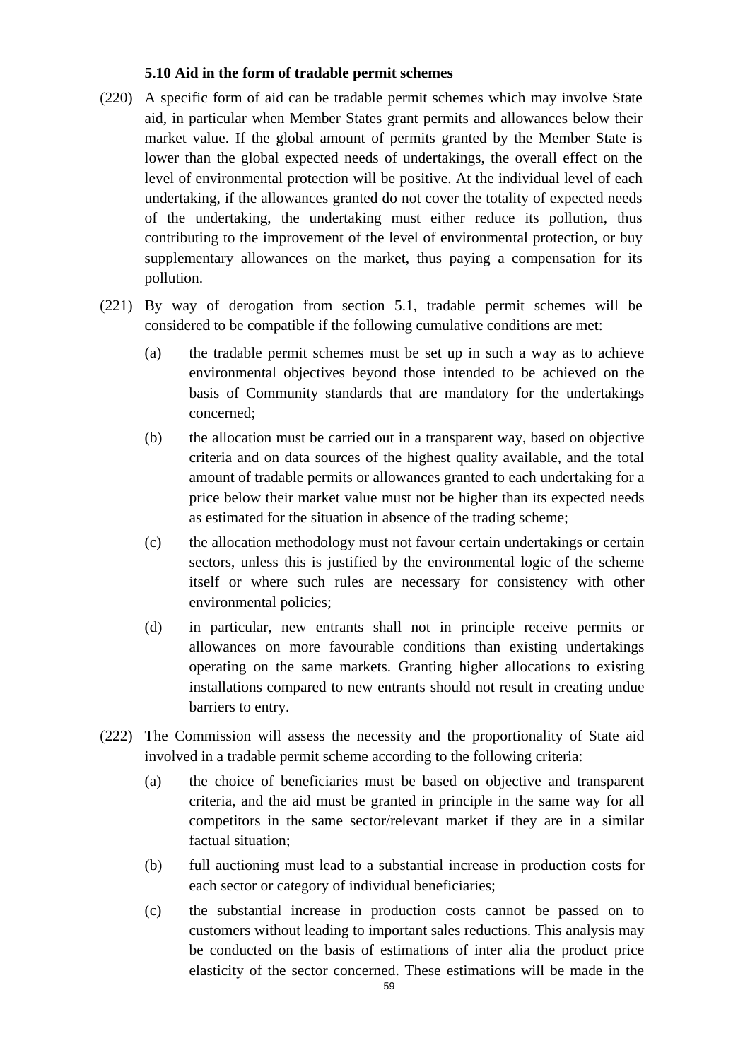### 5.10 Aid in the form of tradable permit schemes

(220) A specific form of aid can be tradable permit schemes which may involve State aid, in particular when Member States grant permits and allowances below their market value. If the global amount of permits granted by the Member State is lower than the global expected needs of undertakings, the overall effect on the level of environmental protection will be positive. At the individual level of each undertaking, if the allowances granted do not cover the totality of expected needs of the undertaking, the undertaking must either reduce its pollution, thus contributing to the improvement of the level of environmental protection, or buy supplementary allowances on the market, thus paying a compensation for its pollution.

(221) By way of derogation from section 5.1, tradable permit schemes will be considered to be compatible if the following cumulative conditions are met:

- (a) the tradable permit schemes must be set up in such a way as to achieve environmental objectives beyond those intended to be achieved on the basis of Community standards that are mandatory for the undertakings concerned;
- (b) the allocation must be carried out in a transparent way, based on objective criteria and on data sources of the highest quality available, and the total amount of tradable permits or allowances granted to each undertaking for a price below their market value must not be higher than its expected needs as estimated for the situation in absence of the trading scheme;
- (c) the allocation methodology must not favour certain undertakings or certain sectors, unless this is justified by the environmental logic of the scheme itself or where such rules are necessary for consistency with other environmental policies;
- (d) in particular, new entrants shall not in principle receive permits or allowances on more favourable conditions than existing undertakings operating on the same markets. Granting higher allocations to existing installations compared to new entrants should not result in creating undue barriers to entry.

(222) The Commission will assess the necessity and the proportionality of State aid involved in a tradable permit scheme according to the following criteria:

- (a) the choice of beneficiaries must be based on objective and transparent criteria, and the aid must be granted in principle in the same way for all competitors in the same sector/relevant market if they are in a similar factual situation;
- (b) full auctioning must lead to a substantial increase in production costs for each sector or category of individual beneficiaries;
- (c) the substantial increase in production costs cannot be passed on to customers without leading to important sales reductions. This analysis may be conducted on the basis of estimations of inter alia the product price elasticity of the sector concerned. These estimations will be made in the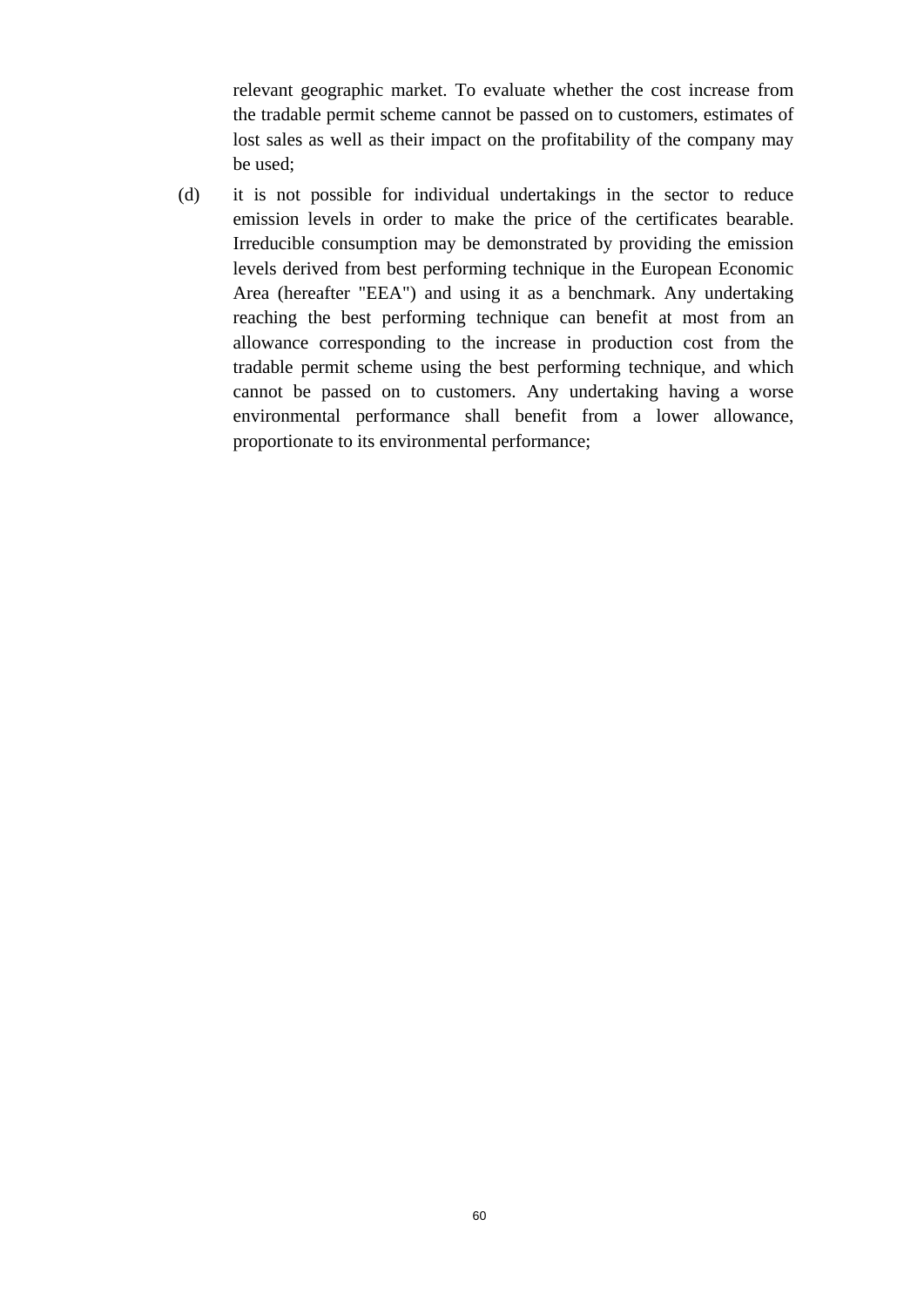relevant geographic market. To evaluate whether the cost increase from the tradable permit scheme cannot be passed on to customers, estimates of lost sales as well as their impact on the profitability of the company may be used;

(d) it is not possible for individual undertakings in the sector to reduce emission levels in order to make the price of the certificates bearable. Irreducible consumption may be demonstrated by providing the emission levels derived from best performing technique in the European Economic Area (hereafter "EEA") and using it as a benchmark. Any undertaking reaching the best performing technique can benefit at most from an allowance corresponding to the increase in production cost from the tradable permit scheme using the best performing technique, and which cannot be passed on to customers. Any undertaking having a worse environmental performance shall benefit from a lower allowance, proportionate to its environmental performance;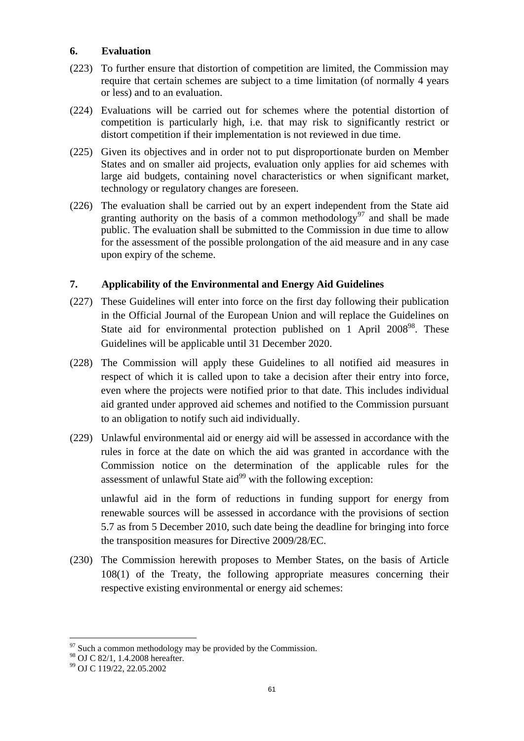## 6. Evaluation

(223) To further ensure that distortion of competition are limited, the Commission may require that certain schemes are subject to a time limitation (of normally 4 years or less) and to an evaluation.

(224) Evaluations will be carried out for schemes where the potential distortion of competition is particularly high, i.e. that may risk to significantly restrict or distort competition if their implementation is not reviewed in due time.

(225) Given its objectives and in order not to put disproportionate burden on Member States and on smaller aid projects, evaluation only applies for aid schemes with large aid budgets, containing novel characteristics or when significant market, technology or regulatory changes are foreseen.

(226) The evaluation shall be carried out by an expert independent from the State aid granting authority on the basis of a common methodology[97] and shall be made public. The evaluation shall be submitted to the Commission in due time to allow for the assessment of the possible prolongation of the aid measure and in any case upon expiry of the scheme.

## 7. Applicability of the Environmental and Energy Aid Guidelines

(227) These Guidelines will enter into force on the first day following their publication in the Official Journal of the European Union and will replace the Guidelines on State aid for environmental protection published on 1 April 2008[98]. These Guidelines will be applicable until 31 December 2020.

(228) The Commission will apply these Guidelines to all notified aid measures in respect of which it is called upon to take a decision after their entry into force, even where the projects were notified prior to that date. This includes individual aid granted under approved aid schemes and notified to the Commission pursuant to an obligation to notify such aid individually.

(229) Unlawful environmental aid or energy aid will be assessed in accordance with the rules in force at the date on which the aid was granted in accordance with the Commission notice on the determination of the applicable rules for the assessment of unlawful State aid[99] with the following exception:

unlawful aid in the form of reductions in funding support for energy from renewable sources will be assessed in accordance with the provisions of section 5.7 as from 5 December 2010, such date being the deadline for bringing into force the transposition measures for Directive 2009/28/EC.

(230) The Commission herewith proposes to Member States, on the basis of Article 108(1) of the Treaty, the following appropriate measures concerning their respective existing environmental or energy aid schemes:

---

[97] Such a common methodology may be provided by the Commission.

[98] OJ C 82/1, 1.4.2008 hereafter.

[99] OJ C 119/22, 22.05.2002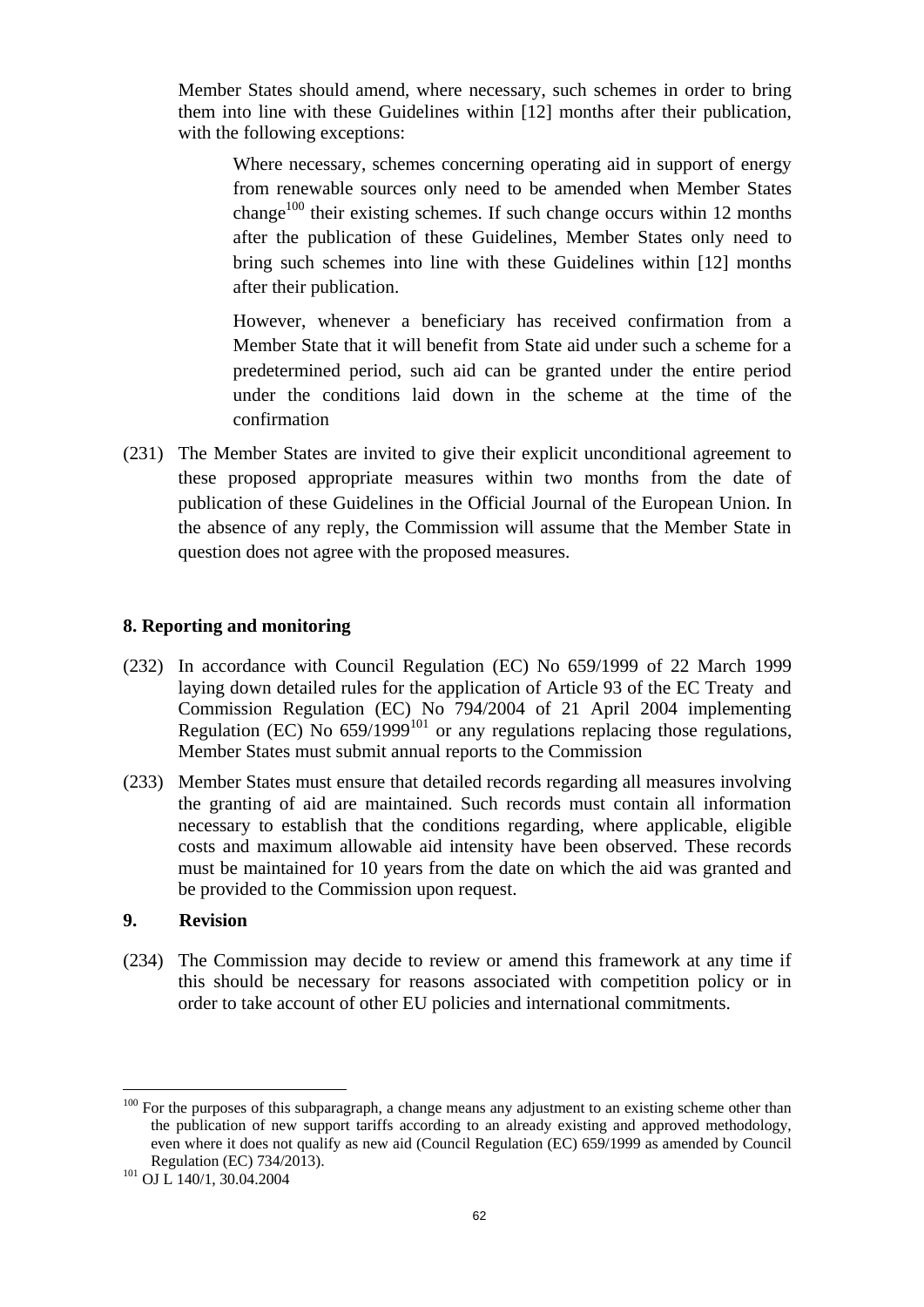Member States should amend, where necessary, such schemes in order to bring them into line with these Guidelines within [12] months after their publication, with the following exceptions:

> Where necessary, schemes concerning operating aid in support of energy from renewable sources only need to be amended when Member States change[100] their existing schemes. If such change occurs within 12 months after the publication of these Guidelines, Member States only need to bring such schemes into line with these Guidelines within [12] months after their publication.
>
> However, whenever a beneficiary has received confirmation from a Member State that it will benefit from State aid under such a scheme for a predetermined period, such aid can be granted under the entire period under the conditions laid down in the scheme at the time of the confirmation

(231) The Member States are invited to give their explicit unconditional agreement to these proposed appropriate measures within two months from the date of publication of these Guidelines in the Official Journal of the European Union. In the absence of any reply, the Commission will assume that the Member State in question does not agree with the proposed measures.

## 8. Reporting and monitoring

(232) In accordance with Council Regulation (EC) No 659/1999 of 22 March 1999 laying down detailed rules for the application of Article 93 of the EC Treaty and Commission Regulation (EC) No 794/2004 of 21 April 2004 implementing Regulation (EC) No 659/1999[101] or any regulations replacing those regulations, Member States must submit annual reports to the Commission

(233) Member States must ensure that detailed records regarding all measures involving the granting of aid are maintained. Such records must contain all information necessary to establish that the conditions regarding, where applicable, eligible costs and maximum allowable aid intensity have been observed. These records must be maintained for 10 years from the date on which the aid was granted and be provided to the Commission upon request.

## 9. Revision

(234) The Commission may decide to review or amend this framework at any time if this should be necessary for reasons associated with competition policy or in order to take account of other EU policies and international commitments.

---

[100] For the purposes of this subparagraph, a change means any adjustment to an existing scheme other than the publication of new support tariffs according to an already existing and approved methodology, even where it does not qualify as new aid (Council Regulation (EC) 659/1999 as amended by Council Regulation (EC) 734/2013).

[101] OJ L 140/1, 30.04.2004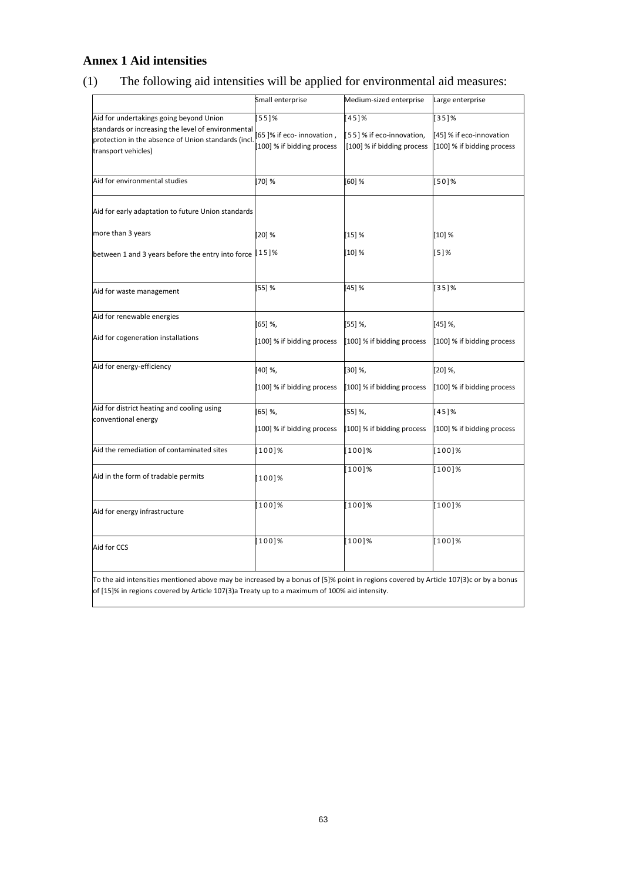## Annex 1 Aid intensities

(1) The following aid intensities will be applied for environmental aid measures:

| | Small enterprise | Medium-sized enterprise | Large enterprise |
|---|---|---|---|
| Aid for undertakings going beyond Union standards or increasing the level of environmental protection in the absence of Union standards (incl. transport vehicles) | [55]% <br> [65 ]% if eco- innovation , [100] % if bidding process | [45]% <br> [55] % if eco-innovation, [100] % if bidding process | [35]% <br> [45] % if eco-innovation [100] % if bidding process |
| Aid for environmental studies | [70] % | [60] % | [50]% |
| Aid for early adaptation to future Union standards | | | |
| more than 3 years | [20] % | [15] % | [10] % |
| between 1 and 3 years before the entry into force | [15]% | [10] % | [5]% |
| Aid for waste management | [55] % | [45] % | [35]% |
| Aid for renewable energies <br> Aid for cogeneration installations | [65] %, <br> [100] % if bidding process | [55] %, <br> [100] % if bidding process | [45] %, <br> [100] % if bidding process |
| Aid for energy-efficiency | [40] %, <br> [100] % if bidding process | [30] %, <br> [100] % if bidding process | [20] %, <br> [100] % if bidding process |
| Aid for district heating and cooling using conventional energy | [65] %, <br> [100] % if bidding process | [55] %, <br> [100] % if bidding process | [45]% <br> [100] % if bidding process |
| Aid the remediation of contaminated sites | [100]% | [100]% | [100]% |
| Aid in the form of tradable permits | [100]% | [100]% | [100]% |
| Aid for energy infrastructure | [100]% | [100]% | [100]% |
| Aid for CCS | [100]% | [100]% | [100]% |
| To the aid intensities mentioned above may be increased by a bonus of [5]% point in regions covered by Article 107(3)c or by a bonus of [15]% in regions covered by Article 107(3)a Treaty up to a maximum of 100% aid intensity. | | | |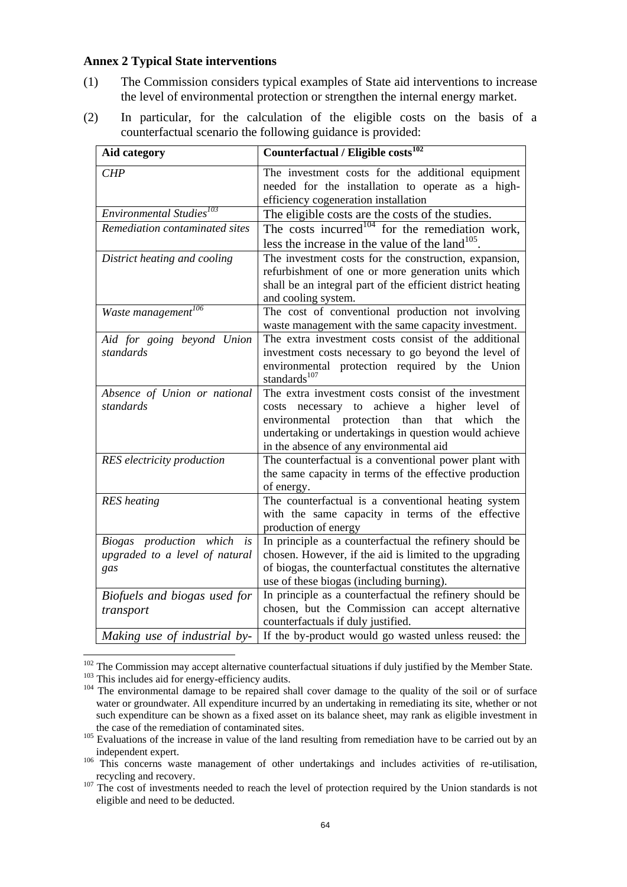**Annex 2 Typical State interventions**

(1) The Commission considers typical examples of State aid interventions to increase the level of environmental protection or strengthen the internal energy market.

(2) In particular, for the calculation of the eligible costs on the basis of a counterfactual scenario the following guidance is provided:

| Aid category | Counterfactual / Eligible costs[102] |
|---|---|
| *CHP* | The investment costs for the additional equipment needed for the installation to operate as a high-efficiency cogeneration installation |
| *Environmental Studies*[103] | The eligible costs are the costs of the studies. |
| *Remediation contaminated sites* | The costs incurred[104] for the remediation work, less the increase in the value of the land[105]. |
| *District heating and cooling* | The investment costs for the construction, expansion, refurbishment of one or more generation units which shall be an integral part of the efficient district heating and cooling system. |
| *Waste management*[106] | The cost of conventional production not involving waste management with the same capacity investment. |
| *Aid for going beyond Union standards* | The extra investment costs consist of the additional investment costs necessary to go beyond the level of environmental protection required by the Union standards[107] |
| *Absence of Union or national standards* | The extra investment costs consist of the investment costs necessary to achieve a higher level of environmental protection than that which the undertaking or undertakings in question would achieve in the absence of any environmental aid |
| *RES electricity production* | The counterfactual is a conventional power plant with the same capacity in terms of the effective production of energy. |
| *RES heating* | The counterfactual is a conventional heating system with the same capacity in terms of the effective production of energy |
| *Biogas production which is upgraded to a level of natural gas* | In principle as a counterfactual the refinery should be chosen. However, if the aid is limited to the upgrading of biogas, the counterfactual constitutes the alternative use of these biogas (including burning). |
| *Biofuels and biogas used for transport* | In principle as a counterfactual the refinery should be chosen, but the Commission can accept alternative counterfactuals if duly justified. |
| *Making use of industrial by-* | If the by-product would go wasted unless reused: the |

[102] The Commission may accept alternative counterfactual situations if duly justified by the Member State.

[103] This includes aid for energy-efficiency audits.

[104] The environmental damage to be repaired shall cover damage to the quality of the soil or of surface water or groundwater. All expenditure incurred by an undertaking in remediating its site, whether or not such expenditure can be shown as a fixed asset on its balance sheet, may rank as eligible investment in the case of the remediation of contaminated sites.

[105] Evaluations of the increase in value of the land resulting from remediation have to be carried out by an independent expert.

[106] This concerns waste management of other undertakings and includes activities of re-utilisation, recycling and recovery.

[107] The cost of investments needed to reach the level of protection required by the Union standards is not eligible and need to be deducted.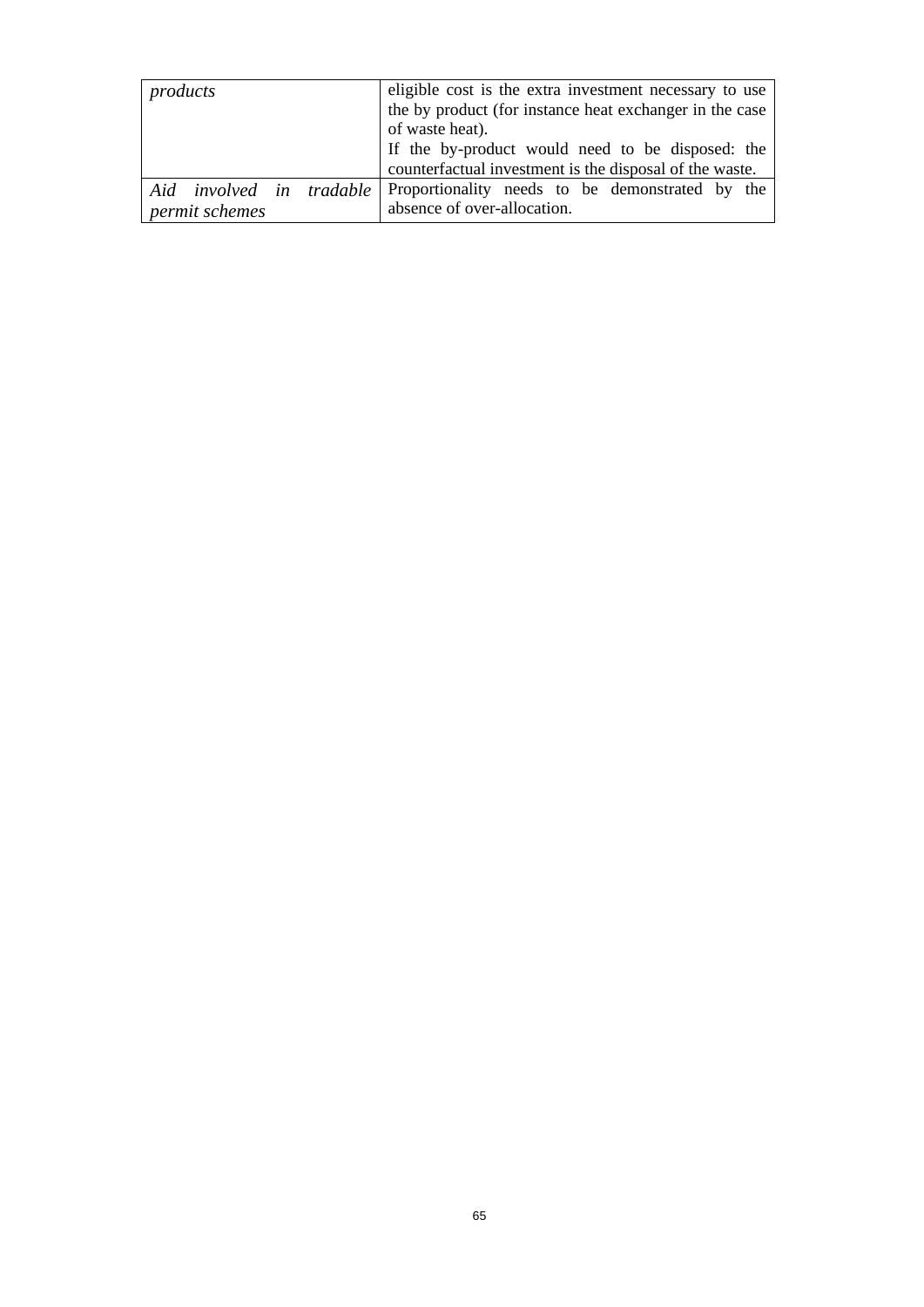| | |
|---|---|
| *products* | eligible cost is the extra investment necessary to use the by product (for instance heat exchanger in the case of waste heat). If the by-product would need to be disposed: the counterfactual investment is the disposal of the waste. |
| *Aid involved in tradable permit schemes* | Proportionality needs to be demonstrated by the absence of over-allocation. |